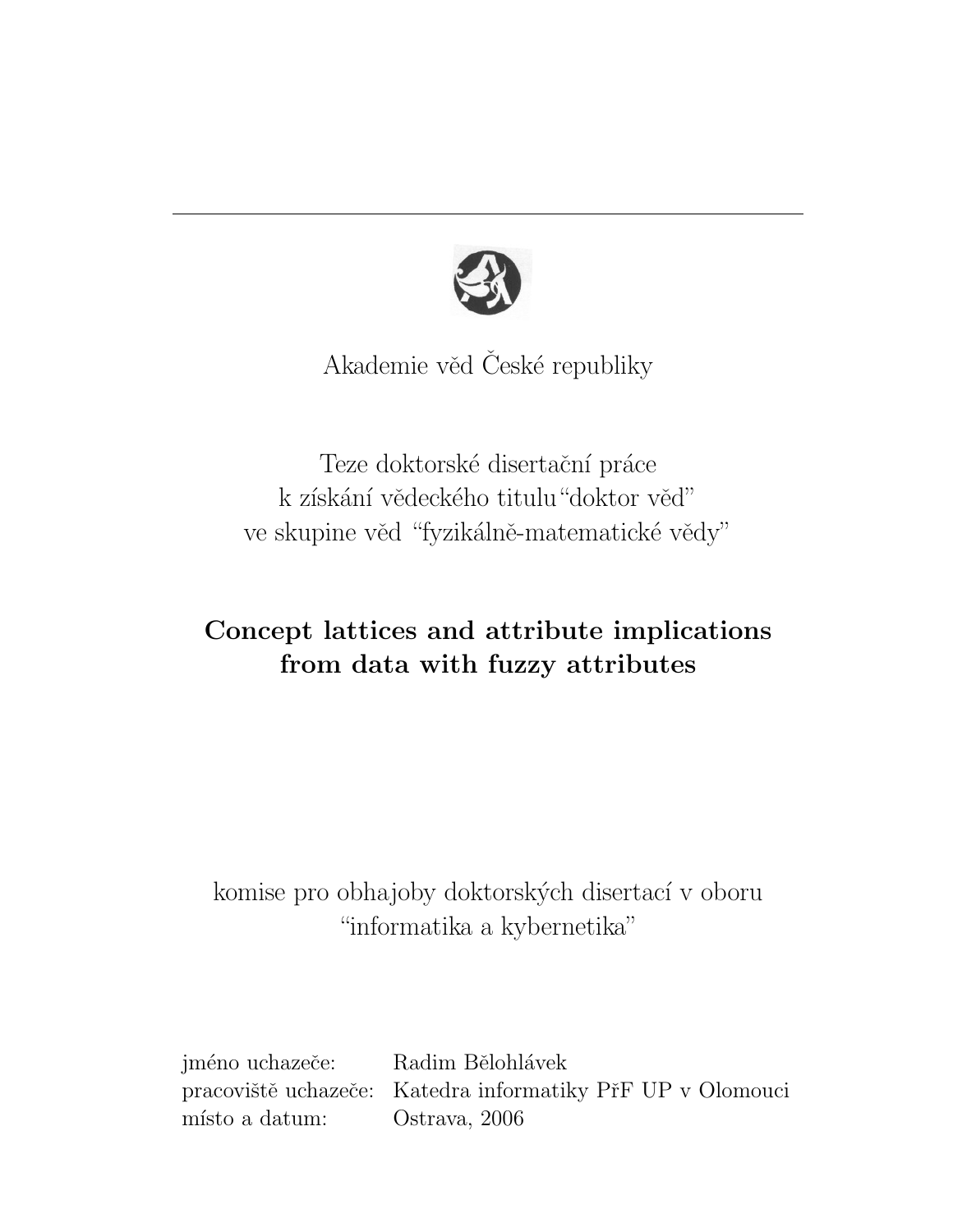Akademie věd České republiky

Teze doktorské disertační práce
k získání vědeckého titulu "doktor věd"
ve skupine věd "fyzikálně-matematické vědy"

# Concept lattices and attribute implications from data with fuzzy attributes

komise pro obhajoby doktorských disertací v oboru
"informatika a kybernetika"

jméno uchazeče: Radim Bělohlávek
pracoviště uchazeče: Katedra informatiky PřF UP v Olomouci
místo a datum: Ostrava, 2006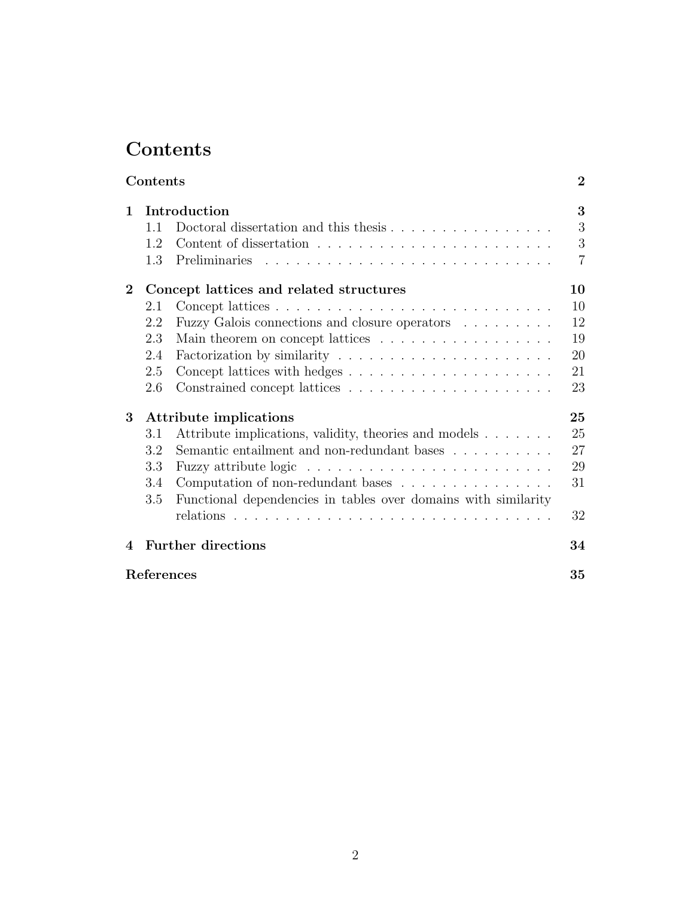# Contents

**Contents** **2**

**1 Introduction** **3**

- 1.1 Doctoral dissertation and this thesis . . . . . . . . . . . . . . . . 3
- 1.2 Content of dissertation . . . . . . . . . . . . . . . . . . . . . . . . 3
- 1.3 Preliminaries . . . . . . . . . . . . . . . . . . . . . . . . . . . . . 7

**2 Concept lattices and related structures** **10**

- 2.1 Concept lattices . . . . . . . . . . . . . . . . . . . . . . . . . . . . 10
- 2.2 Fuzzy Galois connections and closure operators . . . . . . . . . 12
- 2.3 Main theorem on concept lattices . . . . . . . . . . . . . . . . . . 19
- 2.4 Factorization by similarity . . . . . . . . . . . . . . . . . . . . . . 20
- 2.5 Concept lattices with hedges . . . . . . . . . . . . . . . . . . . . . 21
- 2.6 Constrained concept lattices . . . . . . . . . . . . . . . . . . . . . 23

**3 Attribute implications** **25**

- 3.1 Attribute implications, validity, theories and models . . . . . . . 25
- 3.2 Semantic entailment and non-redundant bases . . . . . . . . . . 27
- 3.3 Fuzzy attribute logic . . . . . . . . . . . . . . . . . . . . . . . . . 29
- 3.4 Computation of non-redundant bases . . . . . . . . . . . . . . . . 31
- 3.5 Functional dependencies in tables over domains with similarity relations . . . . . . . . . . . . . . . . . . . . . . . . . . . . . . . . 32

**4 Further directions** **34**

**References** **35**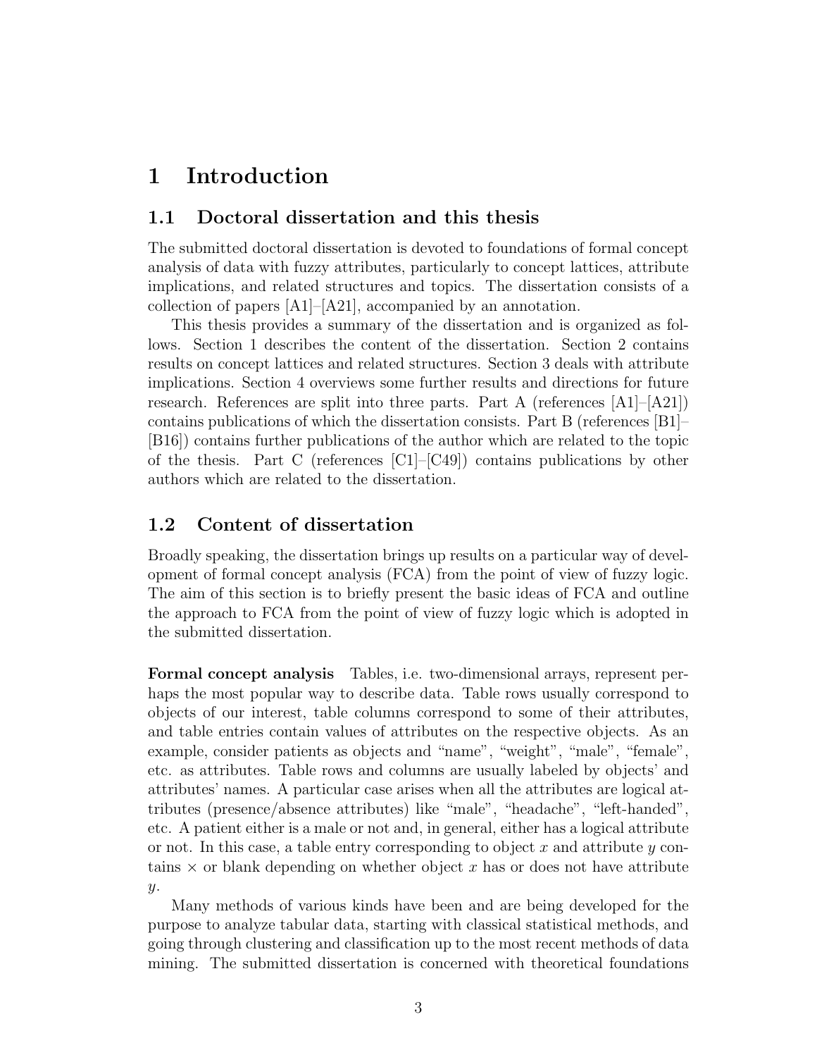# 1 Introduction

## 1.1 Doctoral dissertation and this thesis

The submitted doctoral dissertation is devoted to foundations of formal concept analysis of data with fuzzy attributes, particularly to concept lattices, attribute implications, and related structures and topics. The dissertation consists of a collection of papers [A1]–[A21], accompanied by an annotation.

This thesis provides a summary of the dissertation and is organized as follows. Section 1 describes the content of the dissertation. Section 2 contains results on concept lattices and related structures. Section 3 deals with attribute implications. Section 4 overviews some further results and directions for future research. References are split into three parts. Part A (references [A1]–[A21]) contains publications of which the dissertation consists. Part B (references [B1]–[B16]) contains further publications of the author which are related to the topic of the thesis. Part C (references [C1]–[C49]) contains publications by other authors which are related to the dissertation.

## 1.2 Content of dissertation

Broadly speaking, the dissertation brings up results on a particular way of development of formal concept analysis (FCA) from the point of view of fuzzy logic. The aim of this section is to briefly present the basic ideas of FCA and outline the approach to FCA from the point of view of fuzzy logic which is adopted in the submitted dissertation.

**Formal concept analysis** Tables, i.e. two-dimensional arrays, represent perhaps the most popular way to describe data. Table rows usually correspond to objects of our interest, table columns correspond to some of their attributes, and table entries contain values of attributes on the respective objects. As an example, consider patients as objects and "name", "weight", "male", "female", etc. as attributes. Table rows and columns are usually labeled by objects' and attributes' names. A particular case arises when all the attributes are logical attributes (presence/absence attributes) like "male", "headache", "left-handed", etc. A patient either is a male or not and, in general, either has a logical attribute or not. In this case, a table entry corresponding to object $x$ and attribute $y$ contains $\times$ or blank depending on whether object $x$ has or does not have attribute $y$.

Many methods of various kinds have been and are being developed for the purpose to analyze tabular data, starting with classical statistical methods, and going through clustering and classification up to the most recent methods of data mining. The submitted dissertation is concerned with theoretical foundations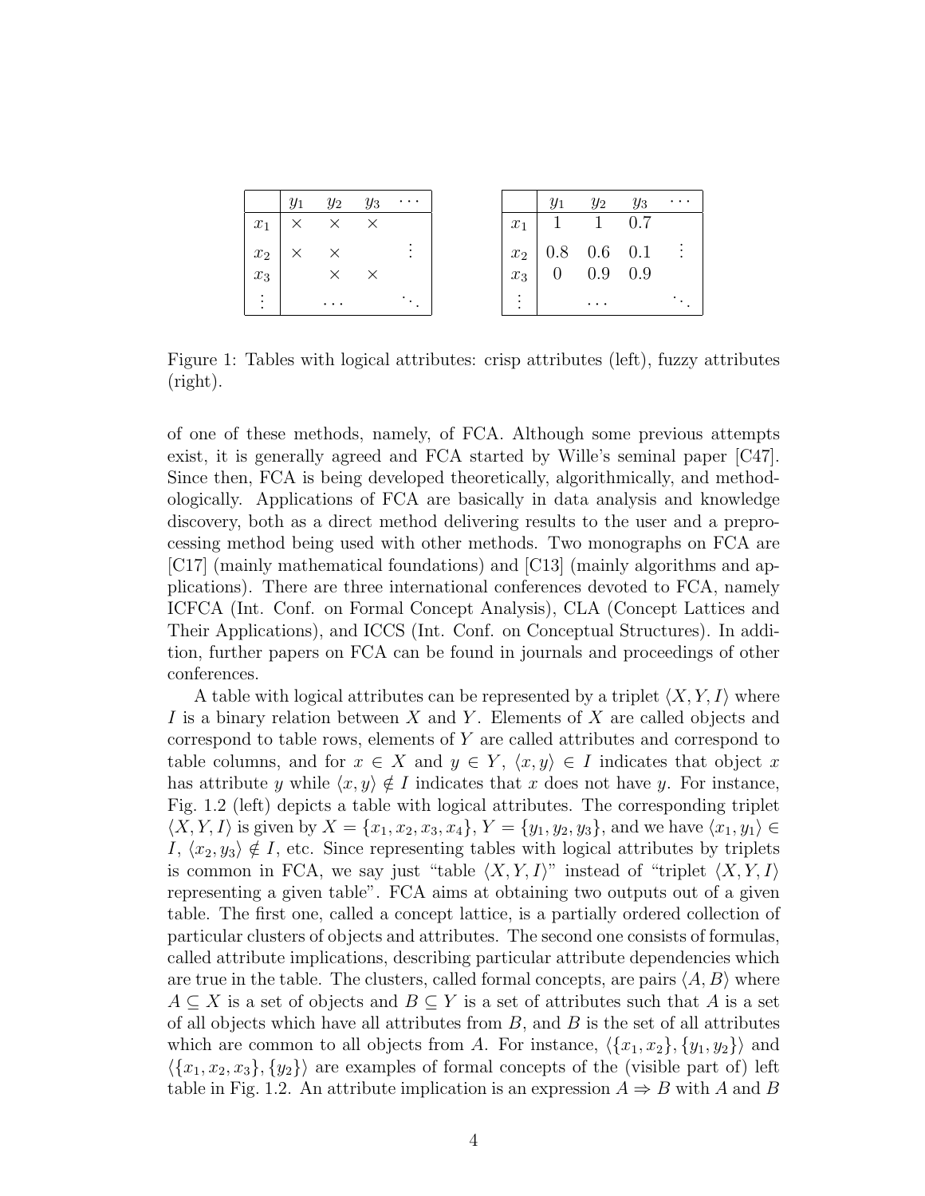|  | $y_1$ | $y_2$ | $y_3$ | $\cdots$ |
|---|---|---|---|---|
| $x_1$ | $\times$ | $\times$ | $\times$ |  |
| $x_2$ | $\times$ | $\times$ |  | $\vdots$ |
| $x_3$ |  | $\times$ | $\times$ |  |
| $\vdots$ |  | $\cdots$ |  | $\ddots$ |

|  | $y_1$ | $y_2$ | $y_3$ | $\cdots$ |
|---|---|---|---|---|
| $x_1$ | 1 | 1 | 0.7 |  |
| $x_2$ | 0.8 | 0.6 | 0.1 | $\vdots$ |
| $x_3$ | 0 | 0.9 | 0.9 |  |
| $\vdots$ |  | $\cdots$ |  | $\ddots$ |

Figure 1: Tables with logical attributes: crisp attributes (left), fuzzy attributes (right).

of one of these methods, namely, of FCA. Although some previous attempts exist, it is generally agreed and FCA started by Wille's seminal paper [C47]. Since then, FCA is being developed theoretically, algorithmically, and methodologically. Applications of FCA are basically in data analysis and knowledge discovery, both as a direct method delivering results to the user and a preprocessing method being used with other methods. Two monographs on FCA are [C17] (mainly mathematical foundations) and [C13] (mainly algorithms and applications). There are three international conferences devoted to FCA, namely ICFCA (Int. Conf. on Formal Concept Analysis), CLA (Concept Lattices and Their Applications), and ICCS (Int. Conf. on Conceptual Structures). In addition, further papers on FCA can be found in journals and proceedings of other conferences.

A table with logical attributes can be represented by a triplet $\langle X, Y, I\rangle$ where $I$ is a binary relation between $X$ and $Y$. Elements of $X$ are called objects and correspond to table rows, elements of $Y$ are called attributes and correspond to table columns, and for $x \in X$ and $y \in Y$, $\langle x, y\rangle \in I$ indicates that object $x$ has attribute $y$ while $\langle x, y\rangle \notin I$ indicates that $x$ does not have $y$. For instance, Fig. 1.2 (left) depicts a table with logical attributes. The corresponding triplet $\langle X, Y, I\rangle$ is given by $X = \{x_1, x_2, x_3, x_4\}$, $Y = \{y_1, y_2, y_3\}$, and we have $\langle x_1, y_1\rangle \in I$, $\langle x_2, y_3\rangle \notin I$, etc. Since representing tables with logical attributes by triplets is common in FCA, we say just "table $\langle X, Y, I\rangle$" instead of "triplet $\langle X, Y, I\rangle$ representing a given table". FCA aims at obtaining two outputs out of a given table. The first one, called a concept lattice, is a partially ordered collection of particular clusters of objects and attributes. The second one consists of formulas, called attribute implications, describing particular attribute dependencies which are true in the table. The clusters, called formal concepts, are pairs $\langle A, B\rangle$ where $A \subseteq X$ is a set of objects and $B \subseteq Y$ is a set of attributes such that $A$ is a set of all objects which have all attributes from $B$, and $B$ is the set of all attributes which are common to all objects from $A$. For instance, $\langle\{x_1, x_2\}, \{y_1, y_2\}\rangle$ and $\langle\{x_1, x_2, x_3\}, \{y_2\}\rangle$ are examples of formal concepts of the (visible part of) left table in Fig. 1.2. An attribute implication is an expression $A \Rightarrow B$ with $A$ and $B$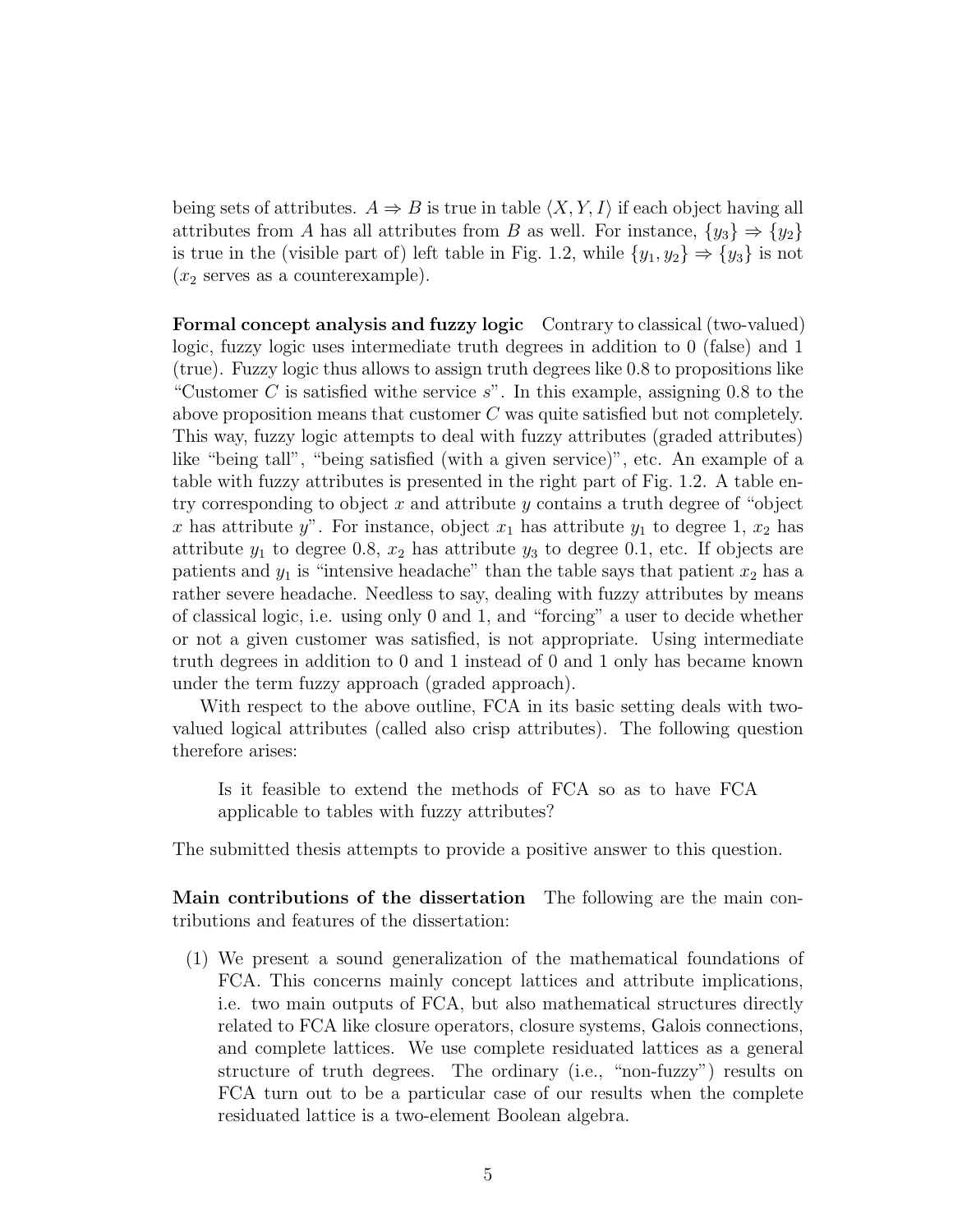being sets of attributes. $A \Rightarrow B$ is true in table $\langle X, Y, I \rangle$ if each object having all attributes from $A$ has all attributes from $B$ as well. For instance, $\{y_3\} \Rightarrow \{y_2\}$ is true in the (visible part of) left table in Fig. 1.2, while $\{y_1, y_2\} \Rightarrow \{y_3\}$ is not ($x_2$ serves as a counterexample).

**Formal concept analysis and fuzzy logic** Contrary to classical (two-valued) logic, fuzzy logic uses intermediate truth degrees in addition to 0 (false) and 1 (true). Fuzzy logic thus allows to assign truth degrees like 0.8 to propositions like "Customer $C$ is satisfied withe the service $s$". In this example, assigning 0.8 to the above proposition means that customer $C$ was quite satisfied but not completely. This way, fuzzy logic attempts to deal with fuzzy attributes (graded attributes) like "being tall", "being satisfied (with a given service)", etc. An example of a table with fuzzy attributes is presented in the right part of Fig. 1.2. A table entry corresponding to object $x$ and attribute $y$ contains a truth degree of "object $x$ has attribute $y$". For instance, object $x_1$ has attribute $y_1$ to degree 1, $x_2$ has attribute $y_1$ to degree 0.8, $x_2$ has attribute $y_3$ to degree 0.1, etc. If objects are patients and $y_1$ is "intensive headache" than the table says that patient $x_2$ has a rather severe headache. Needless to say, dealing with fuzzy attributes by means of classical logic, i.e. using only 0 and 1, and "forcing" a user to decide whether or not a given customer was satisfied, is not appropriate. Using intermediate truth degrees in addition to 0 and 1 instead of 0 and 1 only has became known under the term fuzzy approach (graded approach).

With respect to the above outline, FCA in its basic setting deals with two-valued logical attributes (called also crisp attributes). The following question therefore arises:

> Is it feasible to extend the methods of FCA so as to have FCA applicable to tables with fuzzy attributes?

The submitted thesis attempts to provide a positive answer to this question.

**Main contributions of the dissertation** The following are the main contributions and features of the dissertation:

(1) We present a sound generalization of the mathematical foundations of FCA. This concerns mainly concept lattices and attribute implications, i.e. two main outputs of FCA, but also mathematical structures directly related to FCA like closure operators, closure systems, Galois connections, and complete lattices. We use complete residuated lattices as a general structure of truth degrees. The ordinary (i.e., "non-fuzzy") results on FCA turn out to be a particular case of our results when the complete residuated lattice is a two-element Boolean algebra.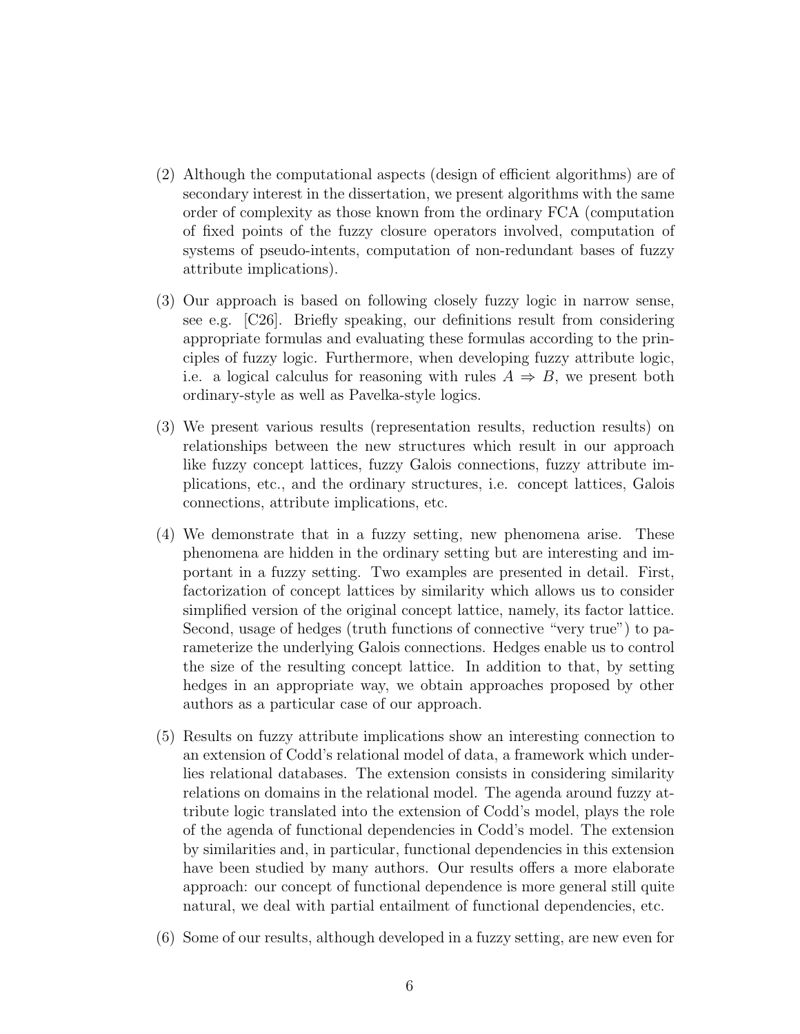(2) Although the computational aspects (design of efficient algorithms) are of secondary interest in the dissertation, we present algorithms with the same order of complexity as those known from the ordinary FCA (computation of fixed points of the fuzzy closure operators involved, computation of systems of pseudo-intents, computation of non-redundant bases of fuzzy attribute implications).

(3) Our approach is based on following closely fuzzy logic in narrow sense, see e.g. [C26]. Briefly speaking, our definitions result from considering appropriate formulas and evaluating these formulas according to the principles of fuzzy logic. Furthermore, when developing fuzzy attribute logic, i.e. a logical calculus for reasoning with rules $A \Rightarrow B$, we present both ordinary-style as well as Pavelka-style logics.

(3) We present various results (representation results, reduction results) on relationships between the new structures which result in our approach like fuzzy concept lattices, fuzzy Galois connections, fuzzy attribute implications, etc., and the ordinary structures, i.e. concept lattices, Galois connections, attribute implications, etc.

(4) We demonstrate that in a fuzzy setting, new phenomena arise. These phenomena are hidden in the ordinary setting but are interesting and important in a fuzzy setting. Two examples are presented in detail. First, factorization of concept lattices by similarity which allows us to consider simplified version of the original concept lattice, namely, its factor lattice. Second, usage of hedges (truth functions of connective "very true") to parameterize the underlying Galois connections. Hedges enable us to control the size of the resulting concept lattice. In addition to that, by setting hedges in an appropriate way, we obtain approaches proposed by other authors as a particular case of our approach.

(5) Results on fuzzy attribute implications show an interesting connection to an extension of Codd's relational model of data, a framework which underlies relational databases. The extension consists in considering similarity relations on domains in the relational model. The agenda around fuzzy attribute logic translated into the extension of Codd's model, plays the role of the agenda of functional dependencies in Codd's model. The extension by similarities and, in particular, functional dependencies in this extension have been studied by many authors. Our results offers a more elaborate approach: our concept of functional dependence is more general still quite natural, we deal with partial entailment of functional dependencies, etc.

(6) Some of our results, although developed in a fuzzy setting, are new even for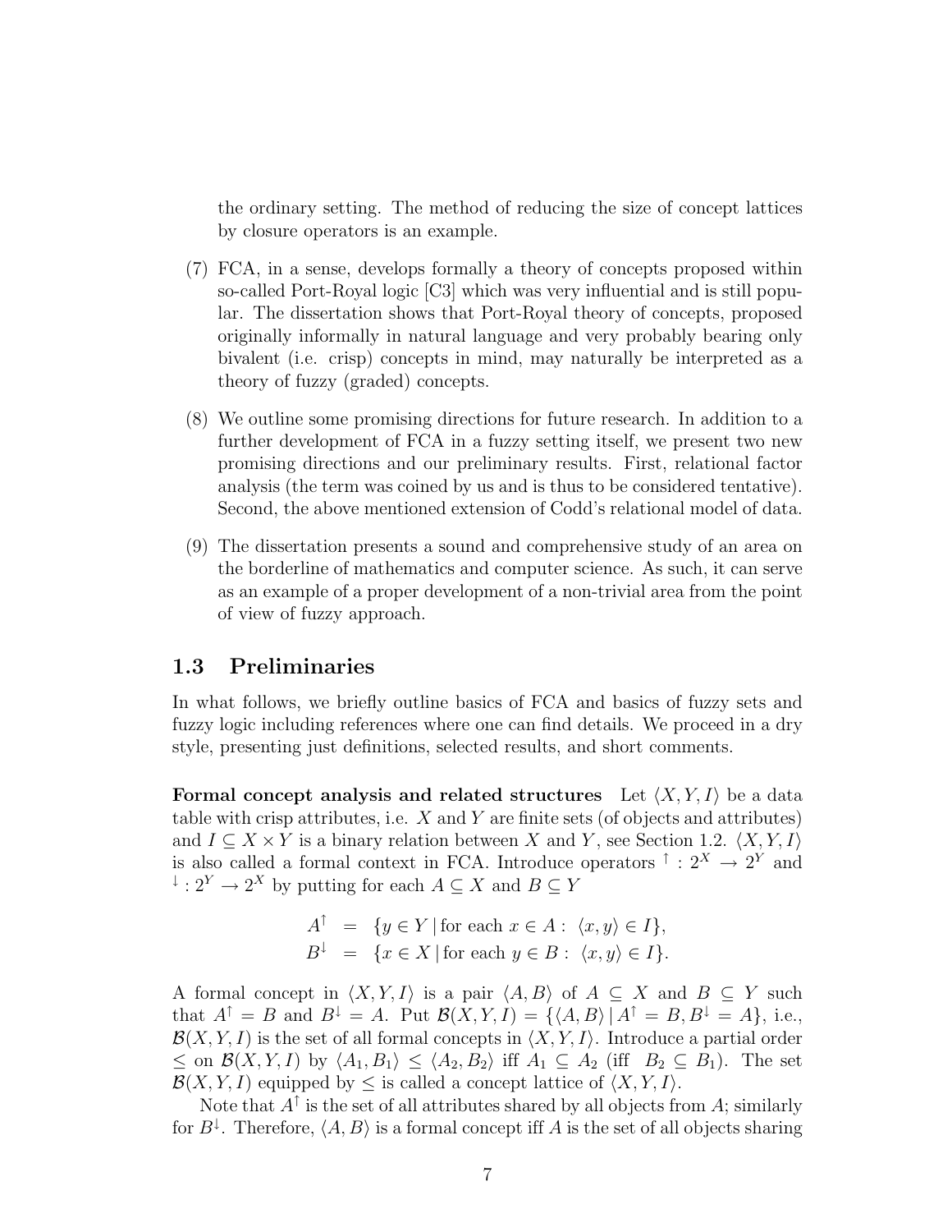the ordinary setting. The method of reducing the size of concept lattices by closure operators is an example.

(7) FCA, in a sense, develops formally a theory of concepts proposed within so-called Port-Royal logic [C3] which was very influential and is still popular. The dissertation shows that Port-Royal theory of concepts, proposed originally informally in natural language and very probably bearing only bivalent (i.e. crisp) concepts in mind, may naturally be interpreted as a theory of fuzzy (graded) concepts.

(8) We outline some promising directions for future research. In addition to a further development of FCA in a fuzzy setting itself, we present two new promising directions and our preliminary results. First, relational factor analysis (the term was coined by us and is thus to be considered tentative). Second, the above mentioned extension of Codd's relational model of data.

(9) The dissertation presents a sound and comprehensive study of an area on the borderline of mathematics and computer science. As such, it can serve as an example of a proper development of a non-trivial area from the point of view of fuzzy approach.

## 1.3 Preliminaries

In what follows, we briefly outline basics of FCA and basics of fuzzy sets and fuzzy logic including references where one can find details. We proceed in a dry style, presenting just definitions, selected results, and short comments.

**Formal concept analysis and related structures** Let $\langle X, Y, I\rangle$ be a data table with crisp attributes, i.e. $X$ and $Y$ are finite sets (of objects and attributes) and $I \subseteq X \times Y$ is a binary relation between $X$ and $Y$, see Section 1.2. $\langle X, Y, I\rangle$ is also called a formal context in FCA. Introduce operators ${}^{\uparrow} : 2^X \to 2^Y$ and ${}^{\downarrow} : 2^Y \to 2^X$ by putting for each $A \subseteq X$ and $B \subseteq Y$

$$\begin{aligned} A^{\uparrow} &= \{y \in Y \mid \text{for each } x \in A : \langle x, y\rangle \in I\}, \\ B^{\downarrow} &= \{x \in X \mid \text{for each } y \in B : \langle x, y\rangle \in I\}. \end{aligned}$$

A formal concept in $\langle X, Y, I\rangle$ is a pair $\langle A, B\rangle$ of $A \subseteq X$ and $B \subseteq Y$ such that $A^{\uparrow} = B$ and $B^{\downarrow} = A$. Put $\mathcal{B}(X, Y, I) = \{\langle A, B\rangle \mid A^{\uparrow} = B, B^{\downarrow} = A\}$, i.e., $\mathcal{B}(X, Y, I)$ is the set of all formal concepts in $\langle X, Y, I\rangle$. Introduce a partial order $\leq$ on $\mathcal{B}(X, Y, I)$ by $\langle A_1, B_1\rangle \leq \langle A_2, B_2\rangle$ iff $A_1 \subseteq A_2$ (iff $B_2 \subseteq B_1$). The set $\mathcal{B}(X, Y, I)$ equipped by $\leq$ is called a concept lattice of $\langle X, Y, I\rangle$.

Note that $A^{\uparrow}$ is the set of all attributes shared by all objects from $A$; similarly for $B^{\downarrow}$. Therefore, $\langle A, B\rangle$ is a formal concept iff $A$ is the set of all objects sharing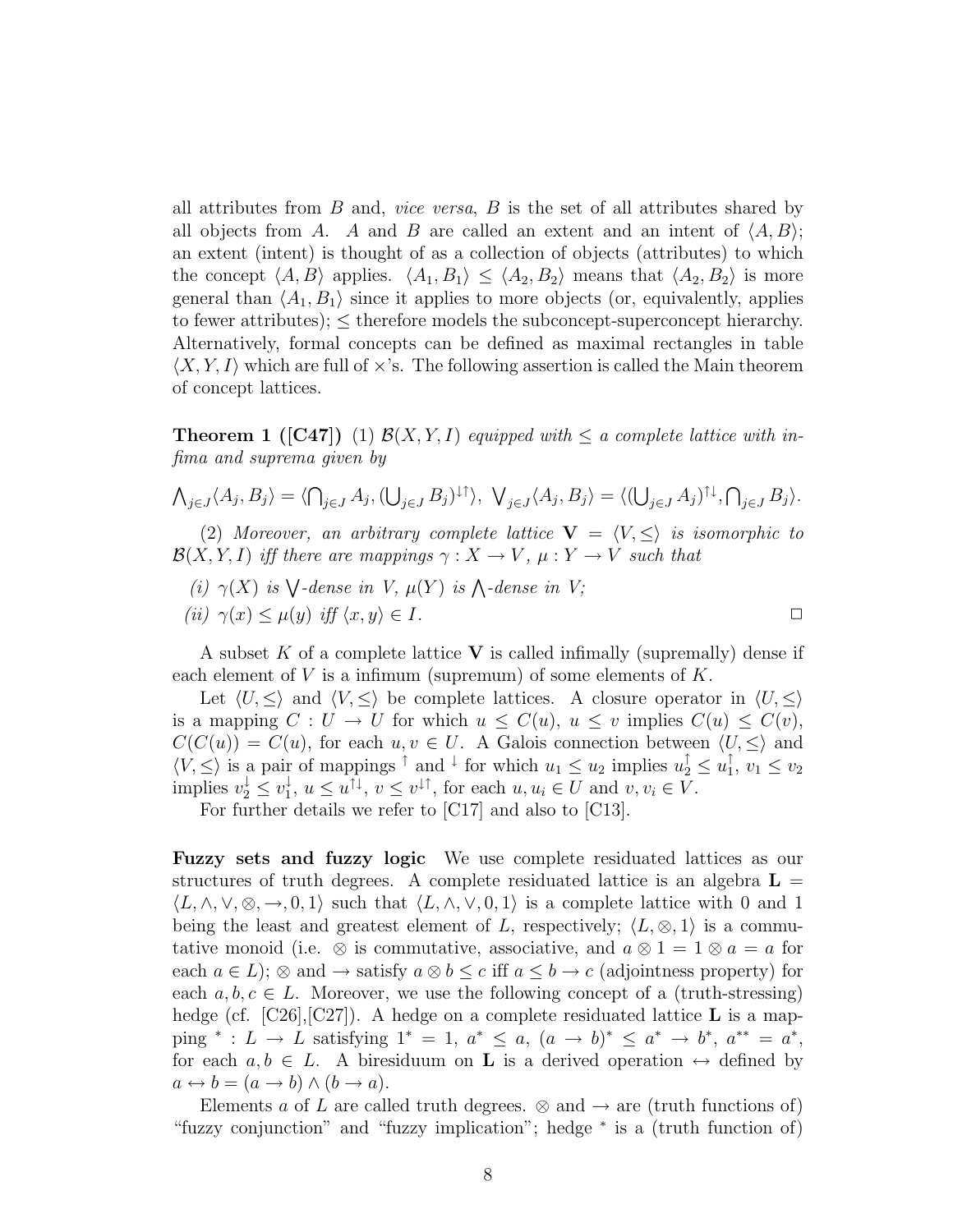all attributes from $B$ and, *vice versa*, $B$ is the set of all attributes shared by all objects from $A$. $A$ and $B$ are called an extent and an intent of $\langle A, B\rangle$; an extent (intent) is thought of as a collection of objects (attributes) to which the concept $\langle A, B\rangle$ applies. $\langle A_1, B_1\rangle \leq \langle A_2, B_2\rangle$ means that $\langle A_2, B_2\rangle$ is more general than $\langle A_1, B_1\rangle$ since it applies to more objects (or, equivalently, applies to fewer attributes); $\leq$ therefore models the subconcept-superconcept hierarchy. Alternatively, formal concepts can be defined as maximal rectangles in table $\langle X, Y, I\rangle$ which are full of $\times$'s. The following assertion is called the Main theorem of concept lattices.

**Theorem 1 ([C47])** (1) *$\mathcal{B}(X, Y, I)$ equipped with $\leq$ a complete lattice with infima and suprema given by*

$$\bigwedge_{j\in J}\langle A_j, B_j\rangle = \langle \bigcap_{j\in J} A_j, (\bigcup_{j\in J} B_j)^{\downarrow\uparrow}\rangle,\ \bigvee_{j\in J}\langle A_j, B_j\rangle = \langle (\bigcup_{j\in J} A_j)^{\uparrow\downarrow}, \bigcap_{j\in J} B_j\rangle.$$

(2) *Moreover, an arbitrary complete lattice $\mathbf{V} = \langle V, \leq\rangle$ is isomorphic to $\mathcal{B}(X, Y, I)$ iff there are mappings $\gamma : X \to V$, $\mu : Y \to V$ such that*

*(i) $\gamma(X)$ is $\bigvee$-dense in $V$, $\mu(Y)$ is $\bigwedge$-dense in $V$;*

*(ii) $\gamma(x) \leq \mu(y)$ iff $\langle x, y\rangle \in I$.* □

A subset $K$ of a complete lattice $\mathbf{V}$ is called infimally (supremally) dense if each element of $V$ is a infimum (supremum) of some elements of $K$.

Let $\langle U, \leq\rangle$ and $\langle V, \leq\rangle$ be complete lattices. A closure operator in $\langle U, \leq\rangle$ is a mapping $C : U \to U$ for which $u \leq C(u)$, $u \leq v$ implies $C(u) \leq C(v)$, $C(C(u)) = C(u)$, for each $u, v \in U$. A Galois connection between $\langle U, \leq\rangle$ and $\langle V, \leq\rangle$ is a pair of mappings $^\uparrow$ and $^\downarrow$ for which $u_1 \leq u_2$ implies $u_2^\uparrow \leq u_1^\uparrow$, $v_1 \leq v_2$ implies $v_2^\downarrow \leq v_1^\downarrow$, $u \leq u^{\uparrow\downarrow}$, $v \leq v^{\downarrow\uparrow}$, for each $u, u_i \in U$ and $v, v_i \in V$.

For further details we refer to [C17] and also to [C13].

**Fuzzy sets and fuzzy logic** We use complete residuated lattices as our structures of truth degrees. A complete residuated lattice is an algebra $\mathbf{L} = \langle L, \wedge, \vee, \otimes, \to, 0, 1\rangle$ such that $\langle L, \wedge, \vee, 0, 1\rangle$ is a complete lattice with 0 and 1 being the least and greatest element of $L$, respectively; $\langle L, \otimes, 1\rangle$ is a commutative monoid (i.e. $\otimes$ is commutative, associative, and $a \otimes 1 = 1 \otimes a = a$ for each $a \in L$); $\otimes$ and $\to$ satisfy $a \otimes b \leq c$ iff $a \leq b \to c$ (adjointness property) for each $a, b, c \in L$. Moreover, we use the following concept of a (truth-stressing) hedge (cf. [C26],[C27]). A hedge on a complete residuated lattice $\mathbf{L}$ is a mapping $^* : L \to L$ satisfying $1^* = 1$, $a^* \leq a$, $(a \to b)^* \leq a^* \to b^*$, $a^{**} = a^*$, for each $a, b \in L$. A biresiduum on $\mathbf{L}$ is a derived operation $\leftrightarrow$ defined by $a \leftrightarrow b = (a \to b) \wedge (b \to a)$.

Elements $a$ of $L$ are called truth degrees. $\otimes$ and $\to$ are (truth functions of) "fuzzy conjunction" and "fuzzy implication"; hedge $^*$ is a (truth function of)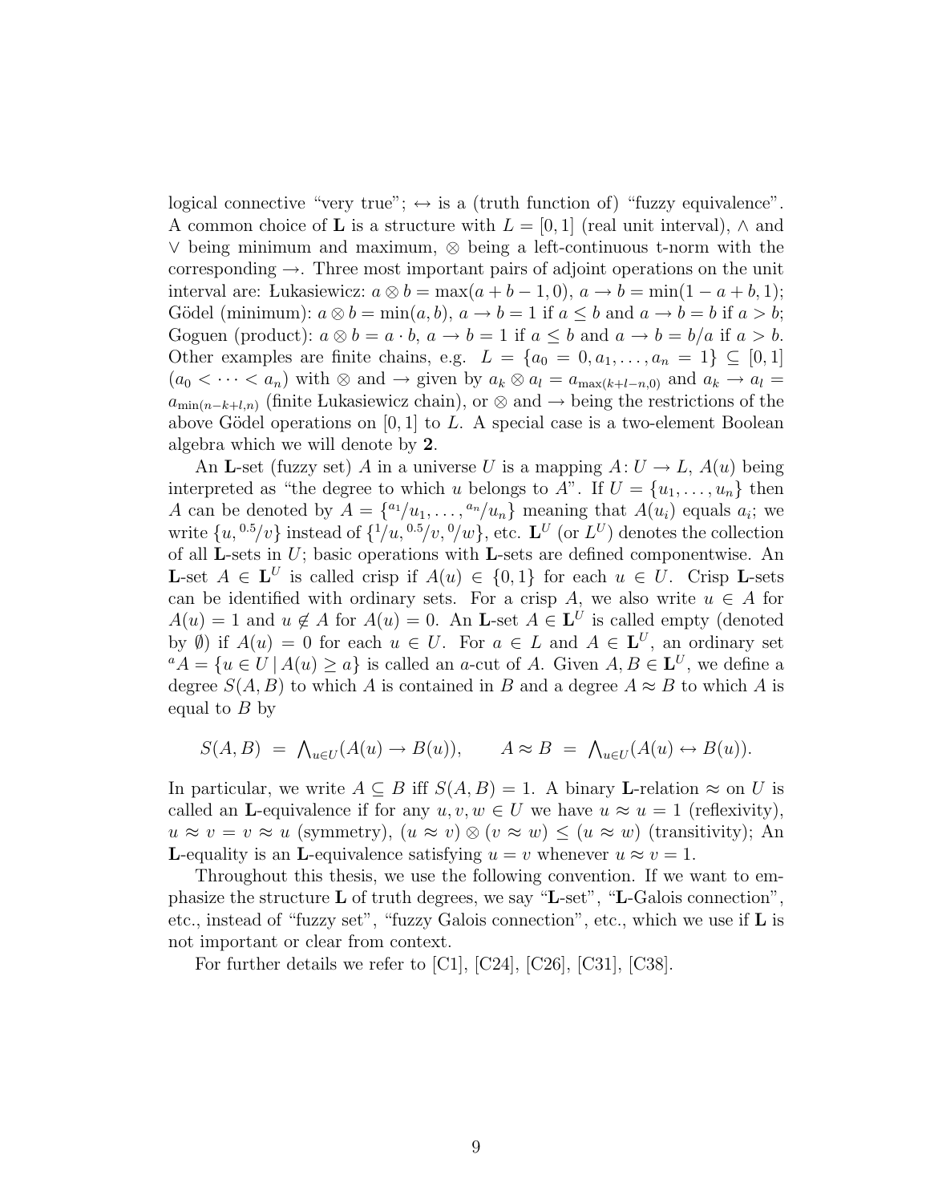logical connective "very true"; $\leftrightarrow$ is a (truth function of) "fuzzy equivalence". A common choice of $\mathbf{L}$ is a structure with $L = [0,1]$ (real unit interval), $\wedge$ and $\vee$ being minimum and maximum, $\otimes$ being a left-continuous t-norm with the corresponding $\rightarrow$. Three most important pairs of adjoint operations on the unit interval are: Łukasiewicz: $a \otimes b = \max(a + b - 1, 0)$, $a \rightarrow b = \min(1 - a + b, 1)$; Gödel (minimum): $a \otimes b = \min(a, b)$, $a \rightarrow b = 1$ if $a \leq b$ and $a \rightarrow b = b$ if $a > b$; Goguen (product): $a \otimes b = a \cdot b$, $a \rightarrow b = 1$ if $a \leq b$ and $a \rightarrow b = b/a$ if $a > b$. Other examples are finite chains, e.g. $L = \{a_0 = 0, a_1, \ldots, a_n = 1\} \subseteq [0,1]$ ($a_0 < \cdots < a_n$) with $\otimes$ and $\rightarrow$ given by $a_k \otimes a_l = a_{\max(k+l-n,0)}$ and $a_k \rightarrow a_l = a_{\min(n-k+l,n)}$ (finite Łukasiewicz chain), or $\otimes$ and $\rightarrow$ being the restrictions of the above Gödel operations on $[0,1]$ to $L$. A special case is a two-element Boolean algebra which we will denote by $\mathbf{2}$.

An $\mathbf{L}$-set (fuzzy set) $A$ in a universe $U$ is a mapping $A\colon U \rightarrow L$, $A(u)$ being interpreted as "the degree to which $u$ belongs to $A$". If $U = \{u_1, \ldots, u_n\}$ then $A$ can be denoted by $A = \{^{a_1}/u_1, \ldots, ^{a_n}/u_n\}$ meaning that $A(u_i)$ equals $a_i$; we write $\{u, ^{0.5}/v\}$ instead of $\{^1/u, ^{0.5}/v, ^0/w\}$, etc. $\mathbf{L}^U$ (or $L^U$) denotes the collection of all $\mathbf{L}$-sets in $U$; basic operations with $\mathbf{L}$-sets are defined componentwise. An $\mathbf{L}$-set $A \in \mathbf{L}^U$ is called crisp if $A(u) \in \{0, 1\}$ for each $u \in U$. Crisp $\mathbf{L}$-sets can be identified with ordinary sets. For a crisp $A$, we also write $u \in A$ for $A(u) = 1$ and $u \notin A$ for $A(u) = 0$. An $\mathbf{L}$-set $A \in \mathbf{L}^U$ is called empty (denoted by $\emptyset$) if $A(u) = 0$ for each $u \in U$. For $a \in L$ and $A \in \mathbf{L}^U$, an ordinary set $^aA = \{u \in U \mid A(u) \geq a\}$ is called an $a$-cut of $A$. Given $A, B \in \mathbf{L}^U$, we define a degree $S(A, B)$ to which $A$ is contained in $B$ and a degree $A \approx B$ to which $A$ is equal to $B$ by

$$S(A, B) \ = \ \textstyle\bigwedge_{u \in U}(A(u) \rightarrow B(u)), \qquad A \approx B \ = \ \textstyle\bigwedge_{u \in U}(A(u) \leftrightarrow B(u)).$$

In particular, we write $A \subseteq B$ iff $S(A, B) = 1$. A binary $\mathbf{L}$-relation $\approx$ on $U$ is called an $\mathbf{L}$-equivalence if for any $u, v, w \in U$ we have $u \approx u = 1$ (reflexivity), $u \approx v = v \approx u$ (symmetry), $(u \approx v) \otimes (v \approx w) \leq (u \approx w)$ (transitivity); An $\mathbf{L}$-equality is an $\mathbf{L}$-equivalence satisfying $u = v$ whenever $u \approx v = 1$.

Throughout this thesis, we use the following convention. If we want to emphasize the structure $\mathbf{L}$ of truth degrees, we say "$\mathbf{L}$-set", "$\mathbf{L}$-Galois connection", etc., instead of "fuzzy set", "fuzzy Galois connection", etc., which we use if $\mathbf{L}$ is not important or clear from context.

For further details we refer to [C1], [C24], [C26], [C31], [C38].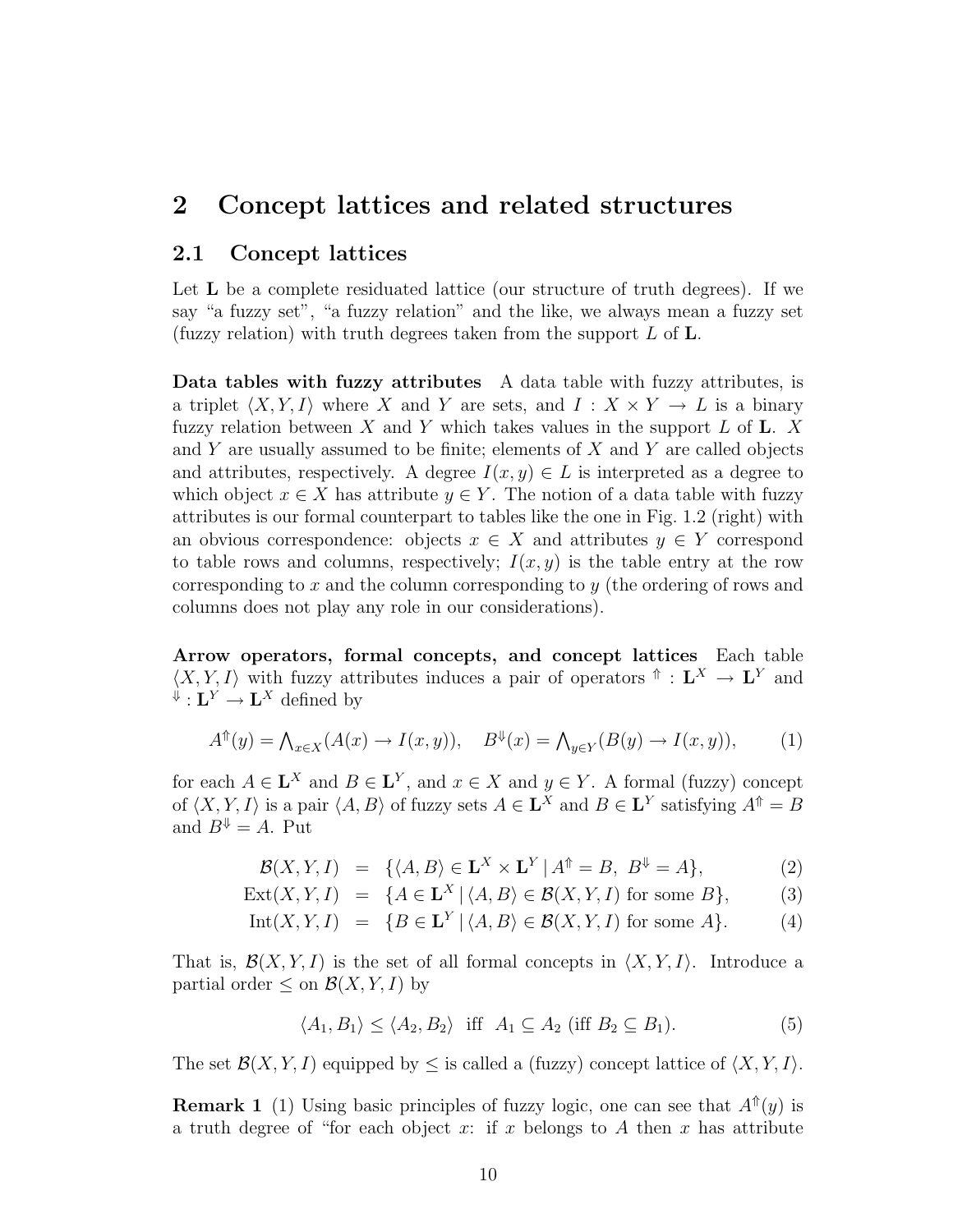## 2 Concept lattices and related structures

### 2.1 Concept lattices

Let $\mathbf{L}$ be a complete residuated lattice (our structure of truth degrees). If we say "a fuzzy set", "a fuzzy relation" and the like, we always mean a fuzzy set (fuzzy relation) with truth degrees taken from the support $L$ of $\mathbf{L}$.

**Data tables with fuzzy attributes** A data table with fuzzy attributes, is a triplet $\langle X, Y, I\rangle$ where $X$ and $Y$ are sets, and $I : X \times Y \to L$ is a binary fuzzy relation between $X$ and $Y$ which takes values in the support $L$ of $\mathbf{L}$. $X$ and $Y$ are usually assumed to be finite; elements of $X$ and $Y$ are called objects and attributes, respectively. A degree $I(x, y) \in L$ is interpreted as a degree to which object $x \in X$ has attribute $y \in Y$. The notion of a data table with fuzzy attributes is our formal counterpart to tables like the one in Fig. 1.2 (right) with an obvious correspondence: objects $x \in X$ and attributes $y \in Y$ correspond to table rows and columns, respectively; $I(x, y)$ is the table entry at the row corresponding to $x$ and the column corresponding to $y$ (the ordering of rows and columns does not play any role in our considerations).

**Arrow operators, formal concepts, and concept lattices** Each table $\langle X, Y, I\rangle$ with fuzzy attributes induces a pair of operators ${}^{\Uparrow} : \mathbf{L}^X \to \mathbf{L}^Y$ and ${}^{\Downarrow} : \mathbf{L}^Y \to \mathbf{L}^X$ defined by

$$A^{\Uparrow}(y) = \bigwedge\nolimits_{x\in X}(A(x) \to I(x, y)), \quad B^{\Downarrow}(x) = \bigwedge\nolimits_{y\in Y}(B(y) \to I(x, y)), \qquad (1)$$

for each $A \in \mathbf{L}^X$ and $B \in \mathbf{L}^Y$, and $x \in X$ and $y \in Y$. A formal (fuzzy) concept of $\langle X, Y, I\rangle$ is a pair $\langle A, B\rangle$ of fuzzy sets $A \in \mathbf{L}^X$ and $B \in \mathbf{L}^Y$ satisfying $A^{\Uparrow} = B$ and $B^{\Downarrow} = A$. Put

$$\begin{aligned}
\mathcal{B}(X, Y, I) &= \{\langle A, B\rangle \in \mathbf{L}^X \times \mathbf{L}^Y \mid A^{\Uparrow} = B,\ B^{\Downarrow} = A\}, &(2)\\
\mathrm{Ext}(X, Y, I) &= \{A \in \mathbf{L}^X \mid \langle A, B\rangle \in \mathcal{B}(X, Y, I) \text{ for some } B\}, &(3)\\
\mathrm{Int}(X, Y, I) &= \{B \in \mathbf{L}^Y \mid \langle A, B\rangle \in \mathcal{B}(X, Y, I) \text{ for some } A\}. &(4)
\end{aligned}$$

That is, $\mathcal{B}(X, Y, I)$ is the set of all formal concepts in $\langle X, Y, I\rangle$. Introduce a partial order $\leq$ on $\mathcal{B}(X, Y, I)$ by

$$\langle A_1, B_1\rangle \leq \langle A_2, B_2\rangle \ \text{ iff } \ A_1 \subseteq A_2 \text{ (iff } B_2 \subseteq B_1). \qquad (5)$$

The set $\mathcal{B}(X, Y, I)$ equipped by $\leq$ is called a (fuzzy) concept lattice of $\langle X, Y, I\rangle$.

**Remark 1** (1) Using basic principles of fuzzy logic, one can see that $A^{\Uparrow}(y)$ is a truth degree of "for each object $x$: if $x$ belongs to $A$ then $x$ has attribute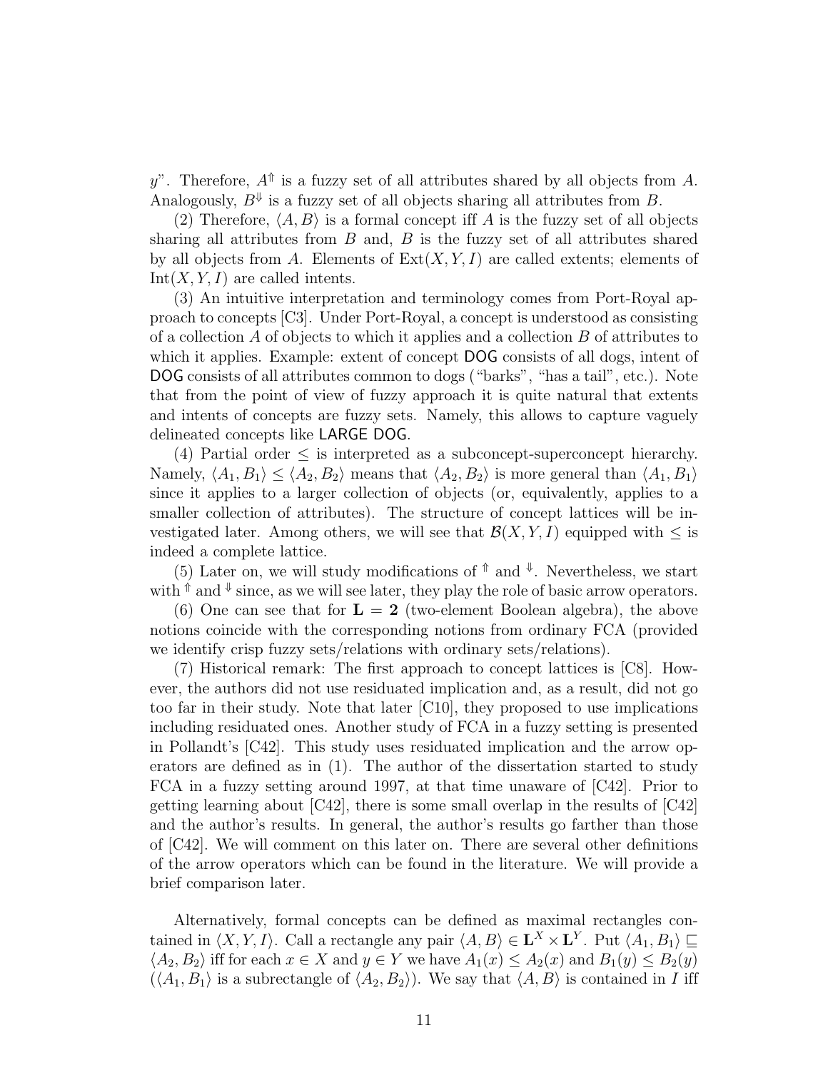$y$". Therefore, $A^{\Uparrow}$ is a fuzzy set of all attributes shared by all objects from $A$. Analogously, $B^{\Downarrow}$ is a fuzzy set of all objects sharing all attributes from $B$.

(2) Therefore, $\langle A, B\rangle$ is a formal concept iff $A$ is the fuzzy set of all objects sharing all attributes from $B$ and, $B$ is the fuzzy set of all attributes shared by all objects from $A$. Elements of $\mathrm{Ext}(X, Y, I)$ are called extents; elements of $\mathrm{Int}(X, Y, I)$ are called intents.

(3) An intuitive interpretation and terminology comes from Port-Royal approach to concepts [C3]. Under Port-Royal, a concept is understood as consisting of a collection $A$ of objects to which it applies and a collection $B$ of attributes to which it applies. Example: extent of concept DOG consists of all dogs, intent of DOG consists of all attributes common to dogs ("barks", "has a tail", etc.). Note that from the point of view of fuzzy approach it is quite natural that extents and intents of concepts are fuzzy sets. Namely, this allows to capture vaguely delineated concepts like LARGE DOG.

(4) Partial order $\leq$ is interpreted as a subconcept-superconcept hierarchy. Namely, $\langle A_1, B_1\rangle \leq \langle A_2, B_2\rangle$ means that $\langle A_2, B_2\rangle$ is more general than $\langle A_1, B_1\rangle$ since it applies to a larger collection of objects (or, equivalently, applies to a smaller collection of attributes). The structure of concept lattices will be investigated later. Among others, we will see that $\mathcal{B}(X, Y, I)$ equipped with $\leq$ is indeed a complete lattice.

(5) Later on, we will study modifications of $^{\Uparrow}$ and $^{\Downarrow}$. Nevertheless, we start with $^{\Uparrow}$ and $^{\Downarrow}$ since, as we will see later, they play the role of basic arrow operators.

(6) One can see that for $\mathbf{L} = \mathbf{2}$ (two-element Boolean algebra), the above notions coincide with the corresponding notions from ordinary FCA (provided we identify crisp fuzzy sets/relations with ordinary sets/relations).

(7) Historical remark: The first approach to concept lattices is [C8]. However, the authors did not use residuated implication and, as a result, did not go too far in their study. Note that later [C10], they proposed to use implications including residuated ones. Another study of FCA in a fuzzy setting is presented in Pollandt's [C42]. This study uses residuated implication and the arrow operators are defined as in (1). The author of the dissertation started to study FCA in a fuzzy setting around 1997, at that time unaware of [C42]. Prior to getting learning about [C42], there is some small overlap in the results of [C42] and the author's results. In general, the author's results go farther than those of [C42]. We will comment on this later on. There are several other definitions of the arrow operators which can be found in the literature. We will provide a brief comparison later.

Alternatively, formal concepts can be defined as maximal rectangles contained in $\langle X, Y, I\rangle$. Call a rectangle any pair $\langle A, B\rangle \in \mathbf{L}^X \times \mathbf{L}^Y$. Put $\langle A_1, B_1\rangle \sqsubseteq \langle A_2, B_2\rangle$ iff for each $x \in X$ and $y \in Y$ we have $A_1(x) \leq A_2(x)$ and $B_1(y) \leq B_2(y)$ ($\langle A_1, B_1\rangle$ is a subrectangle of $\langle A_2, B_2\rangle$). We say that $\langle A, B\rangle$ is contained in $I$ iff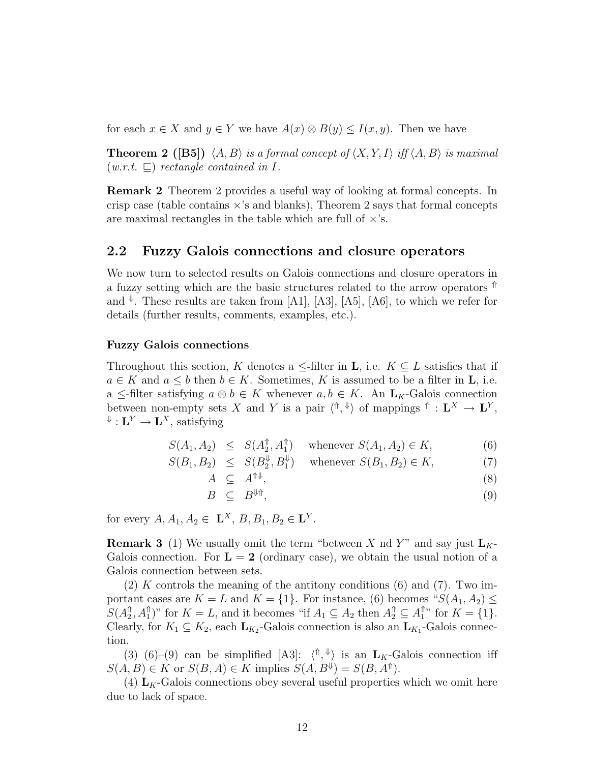for each $x \in X$ and $y \in Y$ we have $A(x) \otimes B(y) \leq I(x, y)$. Then we have

**Theorem 2 ([B5])** *$\langle A, B\rangle$ is a formal concept of $\langle X, Y, I\rangle$ iff $\langle A, B\rangle$ is maximal (w.r.t. $\sqsubseteq$) rectangle contained in $I$.*

**Remark 2** Theorem 2 provides a useful way of looking at formal concepts. In crisp case (table contains $\times$'s and blanks), Theorem 2 says that formal concepts are maximal rectangles in the table which are full of $\times$'s.

## 2.2 Fuzzy Galois connections and closure operators

We now turn to selected results on Galois connections and closure operators in a fuzzy setting which are the basic structures related to the arrow operators $^{\Uparrow}$ and $^{\Downarrow}$. These results are taken from [A1], [A3], [A5], [A6], to which we refer for details (further results, comments, examples, etc.).

#### Fuzzy Galois connections

Throughout this section, $K$ denotes a $\leq$-filter in $\mathbf{L}$, i.e. $K \subseteq L$ satisfies that if $a \in K$ and $a \leq b$ then $b \in K$. Sometimes, $K$ is assumed to be a filter in $\mathbf{L}$, i.e. a $\leq$-filter satisfying $a \otimes b \in K$ whenever $a, b \in K$. An $\mathbf{L}_K$-Galois connection between non-empty sets $X$ and $Y$ is a pair $\langle ^{\Uparrow}, ^{\Downarrow}\rangle$ of mappings $^{\Uparrow} : \mathbf{L}^X \to \mathbf{L}^Y$, $^{\Downarrow} : \mathbf{L}^Y \to \mathbf{L}^X$, satisfying

$$
\begin{aligned}
S(A_1, A_2) &\leq S(A_2^{\Uparrow}, A_1^{\Uparrow}) \quad \text{whenever } S(A_1, A_2) \in K, &(6)\\
S(B_1, B_2) &\leq S(B_2^{\Downarrow}, B_1^{\Downarrow}) \quad \text{whenever } S(B_1, B_2) \in K, &(7)\\
A &\subseteq A^{\Uparrow\Downarrow}, &(8)\\
B &\subseteq B^{\Downarrow\Uparrow}, &(9)
\end{aligned}
$$

for every $A, A_1, A_2 \in \mathbf{L}^X$, $B, B_1, B_2 \in \mathbf{L}^Y$.

**Remark 3** (1) We usually omit the term "between $X$ nd $Y$" and say just $\mathbf{L}_K$-Galois connection. For $\mathbf{L} = \mathbf{2}$ (ordinary case), we obtain the usual notion of a Galois connection between sets.

(2) $K$ controls the meaning of the antitony conditions (6) and (7). Two important cases are $K = L$ and $K = \{1\}$. For instance, (6) becomes "$S(A_1, A_2) \leq S(A_2^{\Uparrow}, A_1^{\Uparrow})$" for $K = L$, and it becomes "if $A_1 \subseteq A_2$ then $A_2^{\Uparrow} \subseteq A_1^{\Uparrow}$" for $K = \{1\}$. Clearly, for $K_1 \subseteq K_2$, each $\mathbf{L}_{K_2}$-Galois connection is also an $\mathbf{L}_{K_1}$-Galois connection.

(3) (6)–(9) can be simplified [A3]: $\langle ^{\Uparrow}, ^{\Downarrow}\rangle$ is an $\mathbf{L}_K$-Galois connection iff $S(A, B) \in K$ or $S(B, A) \in K$ implies $S(A, B^{\Downarrow}) = S(B, A^{\Uparrow})$.

(4) $\mathbf{L}_K$-Galois connections obey several useful properties which we omit here due to lack of space.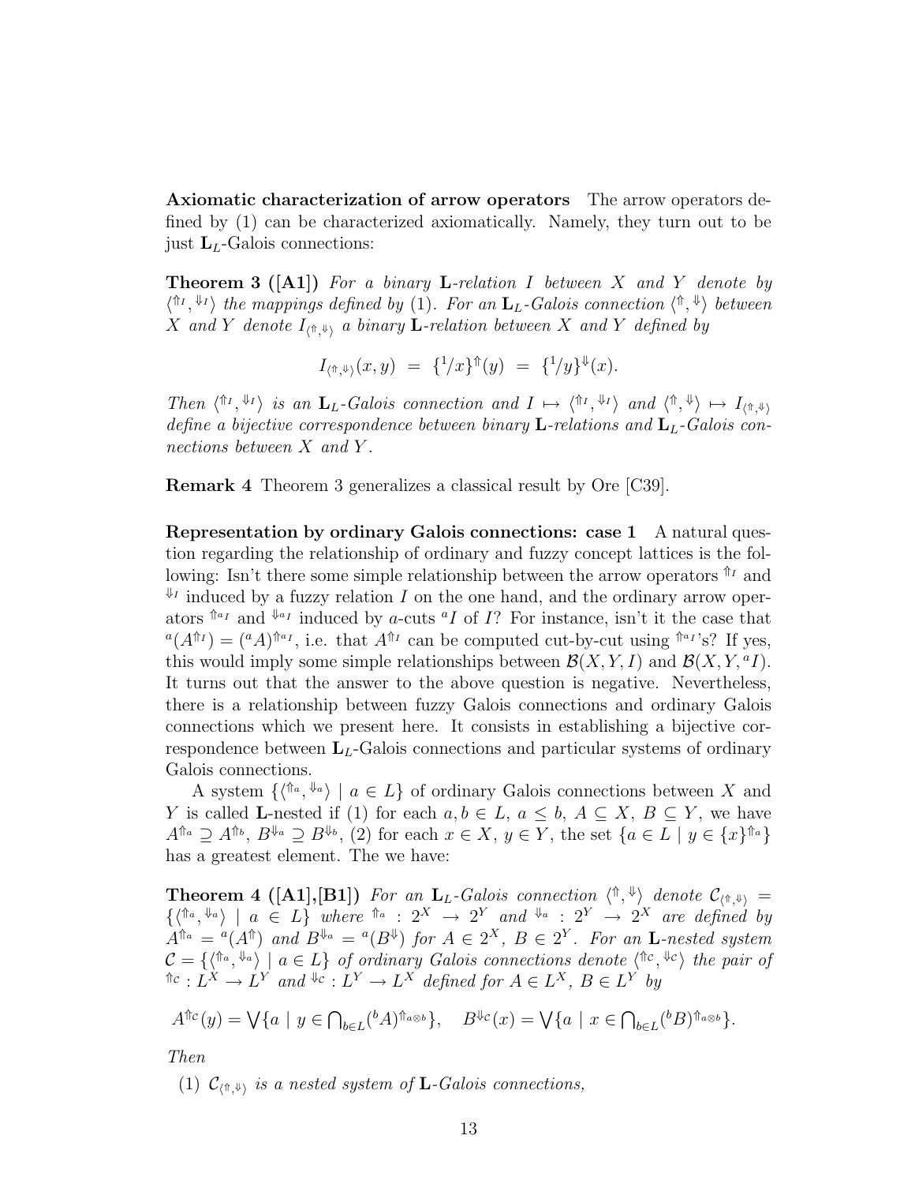**Axiomatic characterization of arrow operators** The arrow operators defined by (1) can be characterized axiomatically. Namely, they turn out to be just $\mathbf{L}_L$-Galois connections:

**Theorem 3 ([A1])** *For a binary* $\mathbf{L}$*-relation* $I$ *between* $X$ *and* $Y$ *denote by* $\langle {}^{\Uparrow_I}, {}^{\Downarrow_I} \rangle$ *the mappings defined by* (1)*. For an* $\mathbf{L}_L$*-Galois connection* $\langle {}^{\Uparrow}, {}^{\Downarrow} \rangle$ *between* $X$ *and* $Y$ *denote* $I_{\langle \Uparrow, \Downarrow \rangle}$ *a binary* $\mathbf{L}$*-relation between* $X$ *and* $Y$ *defined by*

$$I_{\langle \Uparrow, \Downarrow \rangle}(x,y) \;=\; \{{}^{1}\!/x\}^{\Uparrow}(y) \;=\; \{{}^{1}\!/y\}^{\Downarrow}(x).$$

*Then* $\langle {}^{\Uparrow_I}, {}^{\Downarrow_I} \rangle$ *is an* $\mathbf{L}_L$*-Galois connection and* $I \mapsto \langle {}^{\Uparrow_I}, {}^{\Downarrow_I} \rangle$ *and* $\langle {}^{\Uparrow}, {}^{\Downarrow} \rangle \mapsto I_{\langle \Uparrow, \Downarrow \rangle}$ *define a bijective correspondence between binary* $\mathbf{L}$*-relations and* $\mathbf{L}_L$*-Galois connections between* $X$ *and* $Y$*.*

**Remark 4** Theorem 3 generalizes a classical result by Ore [C39].

**Representation by ordinary Galois connections: case 1** A natural question regarding the relationship of ordinary and fuzzy concept lattices is the following: Isn't there some simple relationship between the arrow operators ${}^{\Uparrow_I}$ and ${}^{\Downarrow_I}$ induced by a fuzzy relation $I$ on the one hand, and the ordinary arrow operators ${}^{\Uparrow_{^aI}}$ and ${}^{\Downarrow_{^aI}}$ induced by $a$-cuts ${}^aI$ of $I$? For instance, isn't it the case that ${}^a(A^{\Uparrow_I}) = ({}^aA)^{\Uparrow_{^aI}}$, i.e. that $A^{\Uparrow_I}$ can be computed cut-by-cut using ${}^{\Uparrow_{^aI}}$'s? If yes, this would imply some simple relationships between $\mathcal{B}(X,Y,I)$ and $\mathcal{B}(X,Y,{}^aI)$. It turns out that the answer to the above question is negative. Nevertheless, there is a relationship between fuzzy Galois connections and ordinary Galois connections which we present here. It consists in establishing a bijective correspondence between $\mathbf{L}_L$-Galois connections and particular systems of ordinary Galois connections.

A system $\{\langle {}^{\Uparrow_a}, {}^{\Downarrow_a} \rangle \mid a \in L\}$ of ordinary Galois connections between $X$ and $Y$ is called $\mathbf{L}$-nested if (1) for each $a, b \in L$, $a \leq b$, $A \subseteq X$, $B \subseteq Y$, we have $A^{\Uparrow_a} \supseteq A^{\Uparrow_b}$, $B^{\Downarrow_a} \supseteq B^{\Downarrow_b}$, (2) for each $x \in X$, $y \in Y$, the set $\{a \in L \mid y \in \{x\}^{\Uparrow_a}\}$ has a greatest element. The we have:

**Theorem 4 ([A1],[B1])** *For an* $\mathbf{L}_L$*-Galois connection* $\langle {}^{\Uparrow}, {}^{\Downarrow} \rangle$ *denote* $\mathcal{C}_{\langle \Uparrow, \Downarrow \rangle} = \{\langle {}^{\Uparrow_a}, {}^{\Downarrow_a} \rangle \mid a \in L\}$ *where* ${}^{\Uparrow_a} : 2^X \to 2^Y$ *and* ${}^{\Downarrow_a} : 2^Y \to 2^X$ *are defined by* $A^{\Uparrow_a} = {}^a(A^{\Uparrow})$ *and* $B^{\Downarrow_a} = {}^a(B^{\Downarrow})$ *for* $A \in 2^X$*,* $B \in 2^Y$*. For an* $\mathbf{L}$*-nested system* $\mathcal{C} = \{\langle {}^{\Uparrow_a}, {}^{\Downarrow_a} \rangle \mid a \in L\}$ *of ordinary Galois connections denote* $\langle {}^{\Uparrow_\mathcal{C}}, {}^{\Downarrow_\mathcal{C}} \rangle$ *the pair of* ${}^{\Uparrow_\mathcal{C}} : L^X \to L^Y$ *and* ${}^{\Downarrow_\mathcal{C}} : L^Y \to L^X$ *defined for* $A \in L^X$*,* $B \in L^Y$ *by*

$$A^{\Uparrow_\mathcal{C}}(y) = \bigvee\{a \mid y \in \textstyle\bigcap_{b \in L}({}^bA)^{\Uparrow_{a \otimes b}}\}, \quad B^{\Downarrow_\mathcal{C}}(x) = \bigvee\{a \mid x \in \textstyle\bigcap_{b \in L}({}^bB)^{\Uparrow_{a \otimes b}}\}.$$

*Then*

(1) $\mathcal{C}_{\langle \Uparrow, \Downarrow \rangle}$ *is a nested system of* $\mathbf{L}$*-Galois connections,*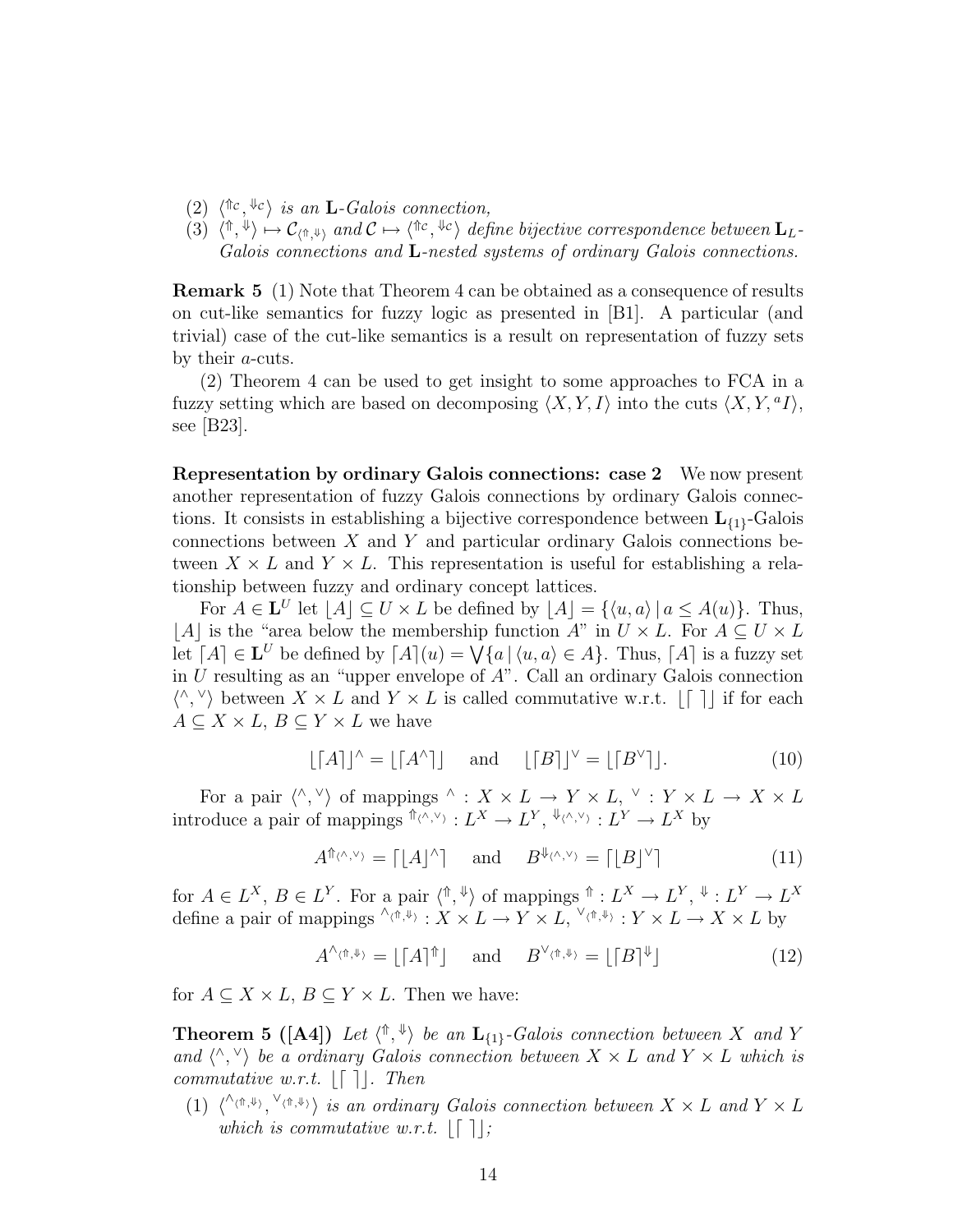(2) $\langle {}^{\Uparrow_{\mathcal{C}}}, {}^{\Downarrow_{\mathcal{C}}} \rangle$ *is an* $\mathbf{L}$*-Galois connection,*

(3) $\langle {}^{\Uparrow}, {}^{\Downarrow} \rangle \mapsto \mathcal{C}_{\langle \Uparrow, \Downarrow \rangle}$ *and* $\mathcal{C} \mapsto \langle {}^{\Uparrow_{\mathcal{C}}}, {}^{\Downarrow_{\mathcal{C}}} \rangle$ *define bijective correspondence between* $\mathbf{L}_L$*-Galois connections and* $\mathbf{L}$*-nested systems of ordinary Galois connections.*

**Remark 5** (1) Note that Theorem 4 can be obtained as a consequence of results on cut-like semantics for fuzzy logic as presented in [B1]. A particular (and trivial) case of the cut-like semantics is a result on representation of fuzzy sets by their $a$-cuts.

(2) Theorem 4 can be used to get insight to some approaches to FCA in a fuzzy setting which are based on decomposing $\langle X, Y, I \rangle$ into the cuts $\langle X, Y, {}^{a}I \rangle$, see [B23].

**Representation by ordinary Galois connections: case 2** We now present another representation of fuzzy Galois connections by ordinary Galois connections. It consists in establishing a bijective correspondence between $\mathbf{L}_{\{1\}}$-Galois connections between $X$ and $Y$ and particular ordinary Galois connections between $X \times L$ and $Y \times L$. This representation is useful for establishing a relationship between fuzzy and ordinary concept lattices.

For $A \in \mathbf{L}^U$ let $\lfloor A \rfloor \subseteq U \times L$ be defined by $\lfloor A \rfloor = \{\langle u, a \rangle \mid a \leq A(u)\}$. Thus, $\lfloor A \rfloor$ is the "area below the membership function $A$" in $U \times L$. For $A \subseteq U \times L$ let $\lceil A \rceil \in \mathbf{L}^U$ be defined by $\lceil A \rceil(u) = \bigvee\{a \mid \langle u, a \rangle \in A\}$. Thus, $\lceil A \rceil$ is a fuzzy set in $U$ resulting as an "upper envelope of $A$". Call an ordinary Galois connection $\langle {}^{\wedge}, {}^{\vee} \rangle$ between $X \times L$ and $Y \times L$ is called commutative w.r.t. $\lfloor \lceil\ \rceil \rfloor$ if for each $A \subseteq X \times L$, $B \subseteq Y \times L$ we have

$$\lfloor \lceil A \rceil \rfloor^{\wedge} = \lfloor \lceil A^{\wedge} \rceil \rfloor \quad \text{and} \quad \lfloor \lceil B \rceil \rfloor^{\vee} = \lfloor \lceil B^{\vee} \rceil \rfloor. \tag{10}$$

For a pair $\langle {}^{\wedge}, {}^{\vee} \rangle$ of mappings ${}^{\wedge} : X \times L \to Y \times L$, ${}^{\vee} : Y \times L \to X \times L$ introduce a pair of mappings ${}^{\Uparrow_{\langle \wedge, \vee \rangle}} : L^X \to L^Y$, ${}^{\Downarrow_{\langle \wedge, \vee \rangle}} : L^Y \to L^X$ by

$$A^{\Uparrow_{\langle \wedge, \vee \rangle}} = \lceil \lfloor A \rfloor^{\wedge} \rceil \quad \text{and} \quad B^{\Downarrow_{\langle \wedge, \vee \rangle}} = \lceil \lfloor B \rfloor^{\vee} \rceil \tag{11}$$

for $A \in L^X$, $B \in L^Y$. For a pair $\langle {}^{\Uparrow}, {}^{\Downarrow} \rangle$ of mappings ${}^{\Uparrow} : L^X \to L^Y$, ${}^{\Downarrow} : L^Y \to L^X$ define a pair of mappings ${}^{\wedge_{\langle \Uparrow, \Downarrow \rangle}} : X \times L \to Y \times L$, ${}^{\vee_{\langle \Uparrow, \Downarrow \rangle}} : Y \times L \to X \times L$ by

$$A^{\wedge_{\langle \Uparrow, \Downarrow \rangle}} = \lfloor \lceil A \rceil^{\Uparrow} \rfloor \quad \text{and} \quad B^{\vee_{\langle \Uparrow, \Downarrow \rangle}} = \lfloor \lceil B \rceil^{\Downarrow} \rfloor \tag{12}$$

for $A \subseteq X \times L$, $B \subseteq Y \times L$. Then we have:

**Theorem 5 ([A4])** *Let* $\langle {}^{\Uparrow}, {}^{\Downarrow} \rangle$ *be an* $\mathbf{L}_{\{1\}}$*-Galois connection between* $X$ *and* $Y$ *and* $\langle {}^{\wedge}, {}^{\vee} \rangle$ *be a ordinary Galois connection between* $X \times L$ *and* $Y \times L$ *which is commutative w.r.t.* $\lfloor \lceil\ \rceil \rfloor$*. Then*

(1) $\langle {}^{\wedge_{\langle \Uparrow, \Downarrow \rangle}}, {}^{\vee_{\langle \Uparrow, \Downarrow \rangle}} \rangle$ *is an ordinary Galois connection between* $X \times L$ *and* $Y \times L$ *which is commutative w.r.t.* $\lfloor \lceil\ \rceil \rfloor$*;*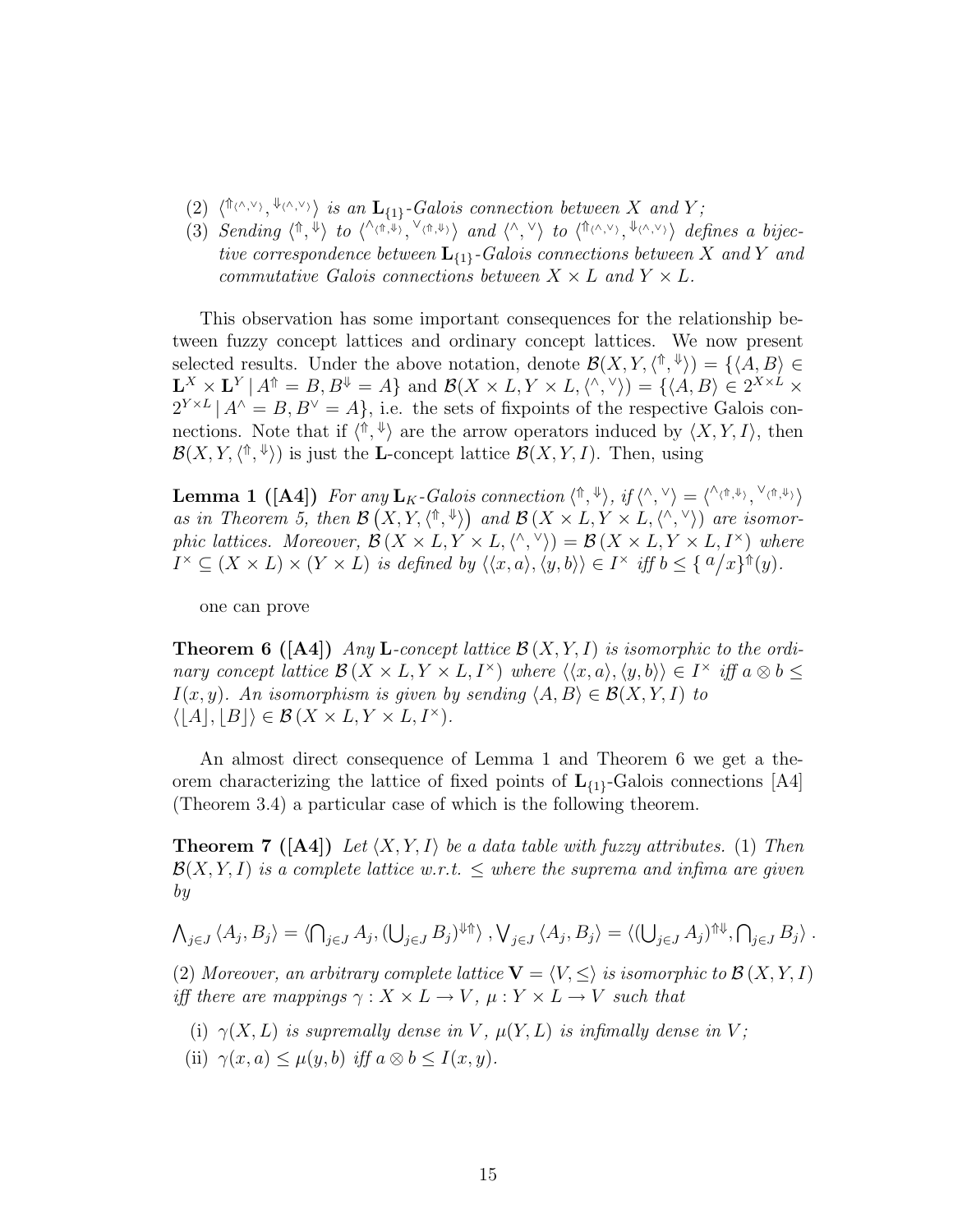(2) $\langle {}^{\Uparrow_{\langle \wedge, \vee \rangle}}, {}^{\Downarrow_{\langle \wedge, \vee \rangle}} \rangle$ *is an* $\mathbf{L}_{\{1\}}$*-Galois connection between* $X$ *and* $Y$*;*

(3) *Sending* $\langle {}^{\Uparrow}, {}^{\Downarrow} \rangle$ *to* $\langle {}^{\wedge_{\langle \Uparrow, \Downarrow \rangle}}, {}^{\vee_{\langle \Uparrow, \Downarrow \rangle}} \rangle$ *and* $\langle {}^{\wedge}, {}^{\vee} \rangle$ *to* $\langle {}^{\Uparrow_{\langle \wedge, \vee \rangle}}, {}^{\Downarrow_{\langle \wedge, \vee \rangle}} \rangle$ *defines a bijective correspondence between* $\mathbf{L}_{\{1\}}$*-Galois connections between* $X$ *and* $Y$ *and commutative Galois connections between* $X \times L$ *and* $Y \times L$*.*

This observation has some important consequences for the relationship between fuzzy concept lattices and ordinary concept lattices. We now present selected results. Under the above notation, denote $\mathcal{B}(X, Y, \langle {}^{\Uparrow}, {}^{\Downarrow} \rangle) = \{\langle A, B\rangle \in \mathbf{L}^X \times \mathbf{L}^Y \mid A^{\Uparrow} = B, B^{\Downarrow} = A\}$ and $\mathcal{B}(X \times L, Y \times L, \langle {}^{\wedge}, {}^{\vee} \rangle) = \{\langle A, B\rangle \in 2^{X\times L} \times 2^{Y \times L} \mid A^{\wedge} = B, B^{\vee} = A\}$, i.e. the sets of fixpoints of the respective Galois connections. Note that if $\langle {}^{\Uparrow}, {}^{\Downarrow} \rangle$ are the arrow operators induced by $\langle X, Y, I\rangle$, then $\mathcal{B}(X, Y, \langle {}^{\Uparrow}, {}^{\Downarrow} \rangle)$ is just the $\mathbf{L}$-concept lattice $\mathcal{B}(X, Y, I)$. Then, using

**Lemma 1 ([A4])** *For any* $\mathbf{L}_K$*-Galois connection* $\langle {}^{\Uparrow}, {}^{\Downarrow} \rangle$*, if* $\langle {}^{\wedge}, {}^{\vee} \rangle = \langle {}^{\wedge_{\langle \Uparrow, \Downarrow \rangle}}, {}^{\vee_{\langle \Uparrow, \Downarrow \rangle}} \rangle$ *as in Theorem 5, then* $\mathcal{B}\left(X, Y, \langle {}^{\Uparrow}, {}^{\Downarrow} \rangle\right)$ *and* $\mathcal{B}\left(X \times L, Y \times L, \langle {}^{\wedge}, {}^{\vee} \rangle\right)$ *are isomorphic lattices. Moreover,* $\mathcal{B}\left(X \times L, Y \times L, \langle {}^{\wedge}, {}^{\vee} \rangle\right) = \mathcal{B}\left(X \times L, Y \times L, I^{\times}\right)$ *where* $I^{\times} \subseteq (X \times L) \times (Y \times L)$ *is defined by* $\langle\langle x, a\rangle, \langle y, b\rangle\rangle \in I^{\times}$ *iff* $b \leq \{ {}^{a}/x\}^{\Uparrow}(y)$*.*

one can prove

**Theorem 6 ([A4])** *Any* $\mathbf{L}$*-concept lattice* $\mathcal{B}\left(X, Y, I\right)$ *is isomorphic to the ordinary concept lattice* $\mathcal{B}\left(X \times L, Y \times L, I^{\times}\right)$ *where* $\langle\langle x, a\rangle, \langle y, b\rangle\rangle \in I^{\times}$ *iff* $a \otimes b \leq I(x, y)$*. An isomorphism is given by sending* $\langle A, B\rangle \in \mathcal{B}(X, Y, I)$ *to* $\langle \lfloor A \rfloor, \lfloor B \rfloor\rangle \in \mathcal{B}\left(X \times L, Y \times L, I^{\times}\right)$*.*

An almost direct consequence of Lemma 1 and Theorem 6 we get a theorem characterizing the lattice of fixed points of $\mathbf{L}_{\{1\}}$-Galois connections [A4] (Theorem 3.4) a particular case of which is the following theorem.

**Theorem 7 ([A4])** *Let* $\langle X, Y, I\rangle$ *be a data table with fuzzy attributes.* (1) *Then* $\mathcal{B}(X, Y, I)$ *is a complete lattice w.r.t.* $\leq$ *where the suprema and infima are given by*

$$\bigwedge_{j\in J} \langle A_j, B_j\rangle = \langle \textstyle\bigcap_{j\in J} A_j, (\bigcup_{j\in J} B_j)^{\Downarrow\Uparrow}\rangle, \bigvee_{j \in J} \langle A_j, B_j\rangle = \langle (\bigcup_{j\in J} A_j)^{\Uparrow\Downarrow}, \bigcap_{j\in J} B_j\rangle.$$

(2) *Moreover, an arbitrary complete lattice* $\mathbf{V} = \langle V, \leq\rangle$ *is isomorphic to* $\mathcal{B}\left(X, Y, I\right)$ *iff there are mappings* $\gamma : X \times L \to V$*,* $\mu : Y \times L \to V$ *such that*

(i) $\gamma(X, L)$ *is supremally dense in* $V$*,* $\mu(Y, L)$ *is infimally dense in* $V$*;*

(ii) $\gamma(x, a) \leq \mu(y, b)$ *iff* $a \otimes b \leq I(x, y)$*.*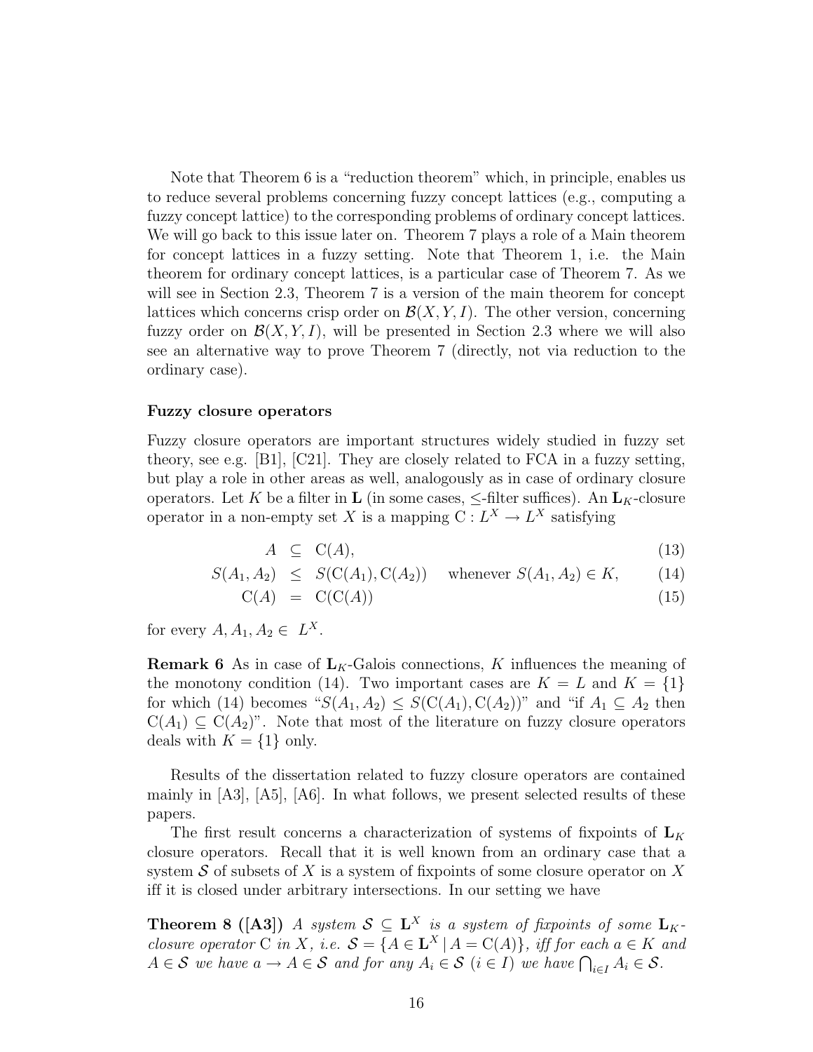Note that Theorem 6 is a "reduction theorem" which, in principle, enables us to reduce several problems concerning fuzzy concept lattices (e.g., computing a fuzzy concept lattice) to the corresponding problems of ordinary concept lattices. We will go back to this issue later on. Theorem 7 plays a role of a Main theorem for concept lattices in a fuzzy setting. Note that Theorem 1, i.e. the Main theorem for ordinary concept lattices, is a particular case of Theorem 7. As we will see in Section 2.3, Theorem 7 is a version of the main theorem for concept lattices which concerns crisp order on $\mathcal{B}(X, Y, I)$. The other version, concerning fuzzy order on $\mathcal{B}(X, Y, I)$, will be presented in Section 2.3 where we will also see an alternative way to prove Theorem 7 (directly, not via reduction to the ordinary case).

### Fuzzy closure operators

Fuzzy closure operators are important structures widely studied in fuzzy set theory, see e.g. [B1], [C21]. They are closely related to FCA in a fuzzy setting, but play a role in other areas as well, analogously as in case of ordinary closure operators. Let $K$ be a filter in $\mathbf{L}$ (in some cases, $\leq$-filter suffices). An $\mathbf{L}_K$-closure operator in a non-empty set $X$ is a mapping $\mathrm{C} : L^X \to L^X$ satisfying

$$
\begin{aligned}
A &\subseteq \mathrm{C}(A), && (13)\\
S(A_1, A_2) &\leq S(\mathrm{C}(A_1), \mathrm{C}(A_2)) \quad \text{whenever } S(A_1, A_2) \in K, && (14)\\
\mathrm{C}(A) &= \mathrm{C}(\mathrm{C}(A)) && (15)
\end{aligned}
$$

for every $A, A_1, A_2 \in L^X$.

**Remark 6** As in case of $\mathbf{L}_K$-Galois connections, $K$ influences the meaning of the monotony condition (14). Two important cases are $K = L$ and $K = \{1\}$ for which (14) becomes "$S(A_1, A_2) \leq S(\mathrm{C}(A_1), \mathrm{C}(A_2))$" and "if $A_1 \subseteq A_2$ then $\mathrm{C}(A_1) \subseteq \mathrm{C}(A_2)$". Note that most of the literature on fuzzy closure operators deals with $K = \{1\}$ only.

Results of the dissertation related to fuzzy closure operators are contained mainly in [A3], [A5], [A6]. In what follows, we present selected results of these papers.

The first result concerns a characterization of systems of fixpoints of $\mathbf{L}_K$ closure operators. Recall that it is well known from an ordinary case that a system $\mathcal{S}$ of subsets of $X$ is a system of fixpoints of some closure operator on $X$ iff it is closed under arbitrary intersections. In our setting we have

**Theorem 8 ([A3])** *A system $\mathcal{S} \subseteq \mathbf{L}^X$ is a system of fixpoints of some $\mathbf{L}_K$-closure operator $\mathrm{C}$ in $X$, i.e. $\mathcal{S} = \{A \in \mathbf{L}^X \mid A = \mathrm{C}(A)\}$, iff for each $a \in K$ and $A \in \mathcal{S}$ we have $a \to A \in \mathcal{S}$ and for any $A_i \in \mathcal{S}$ $(i \in I)$ we have $\bigcap_{i \in I} A_i \in \mathcal{S}$.*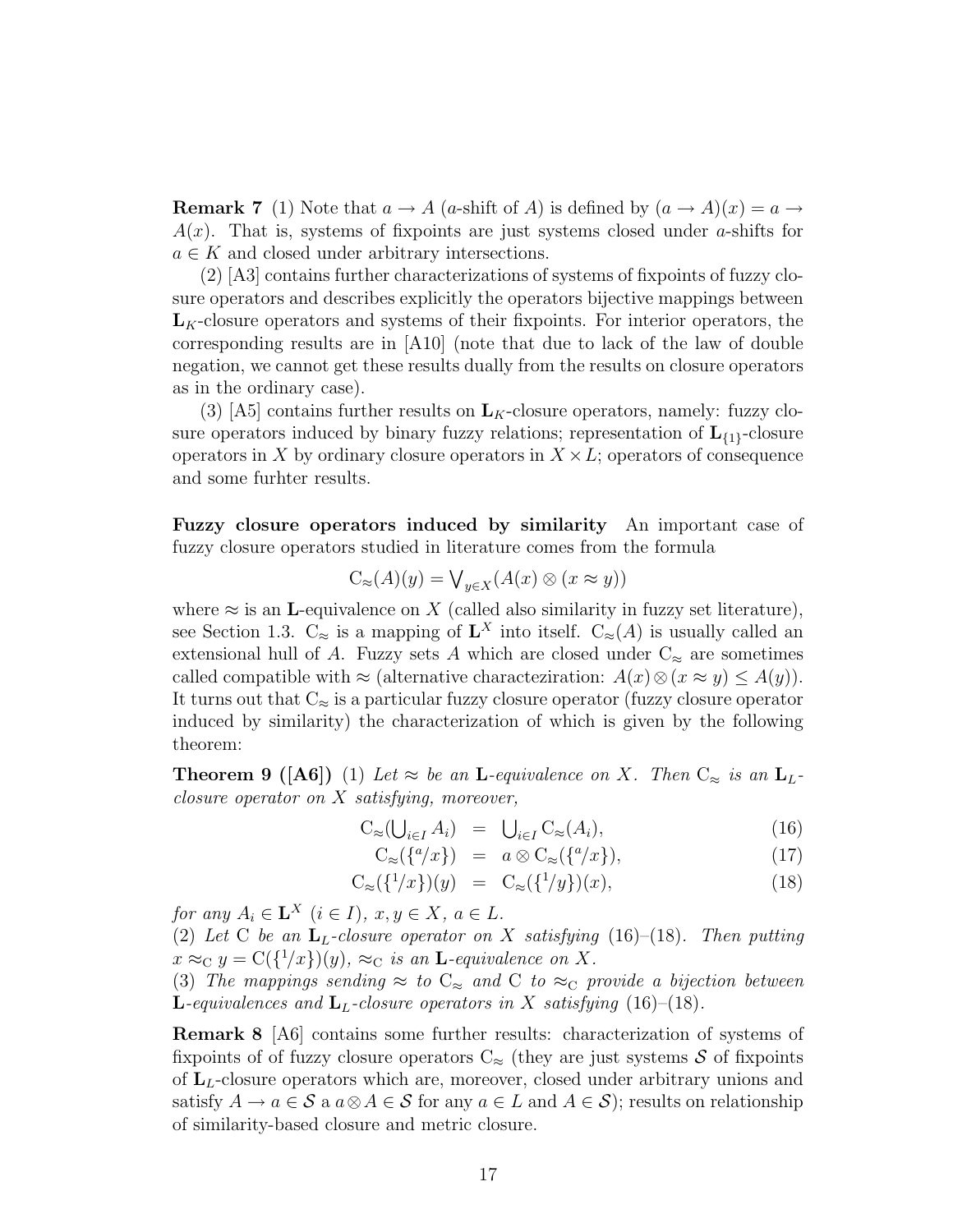**Remark 7** (1) Note that $a \to A$ ($a$-shift of $A$) is defined by $(a \to A)(x) = a \to A(x)$. That is, systems of fixpoints are just systems closed under $a$-shifts for $a \in K$ and closed under arbitrary intersections.

(2) [A3] contains further characterizations of systems of fixpoints of fuzzy closure operators and describes explicitly the operators bijective mappings between $\mathbf{L}_K$-closure operators and systems of their fixpoints. For interior operators, the corresponding results are in [A10] (note that due to lack of the law of double negation, we cannot get these results dually from the results on closure operators as in the ordinary case).

(3) [A5] contains further results on $\mathbf{L}_K$-closure operators, namely: fuzzy closure operators induced by binary fuzzy relations; representation of $\mathbf{L}_{\{1\}}$-closure operators in $X$ by ordinary closure operators in $X \times L$; operators of consequence and some furhter results.

**Fuzzy closure operators induced by similarity** An important case of fuzzy closure operators studied in literature comes from the formula

$$\mathrm{C}_{\approx}(A)(y) = \bigvee_{y \in X}(A(x) \otimes (x \approx y))$$

where $\approx$ is an $\mathbf{L}$-equivalence on $X$ (called also similarity in fuzzy set literature), see Section 1.3. $\mathrm{C}_{\approx}$ is a mapping of $\mathbf{L}^X$ into itself. $\mathrm{C}_{\approx}(A)$ is usually called an extensional hull of $A$. Fuzzy sets $A$ which are closed under $\mathrm{C}_{\approx}$ are sometimes called compatible with $\approx$ (alternative characteziration: $A(x) \otimes (x \approx y) \leq A(y)$). It turns out that $\mathrm{C}_{\approx}$ is a particular fuzzy closure operator (fuzzy closure operator induced by similarity) the characterization of which is given by the following theorem:

**Theorem 9 ([A6])** (1) *Let $\approx$ be an $\mathbf{L}$-equivalence on $X$. Then $\mathrm{C}_{\approx}$ is an $\mathbf{L}_L$-closure operator on $X$ satisfying, moreover,*

$$\mathrm{C}_{\approx}\left(\bigcup_{i \in I} A_i\right) = \bigcup_{i \in I} \mathrm{C}_{\approx}(A_i), \tag{16}$$

$$\mathrm{C}_{\approx}(\{{}^{a}/x\}) = a \otimes \mathrm{C}_{\approx}(\{{}^{a}/x\}), \tag{17}$$

$$\mathrm{C}_{\approx}(\{{}^{1}/x\})(y) = \mathrm{C}_{\approx}(\{{}^{1}/y\})(x), \tag{18}$$

*for any $A_i \in \mathbf{L}^X$ ($i \in I$), $x, y \in X$, $a \in L$.*
(2) *Let $\mathrm{C}$ be an $\mathbf{L}_L$-closure operator on $X$ satisfying (16)–(18). Then putting $x \approx_{\mathrm{C}} y = \mathrm{C}(\{{}^{1}/x\})(y)$, $\approx_{\mathrm{C}}$ is an $\mathbf{L}$-equivalence on $X$.*
(3) *The mappings sending $\approx$ to $\mathrm{C}_{\approx}$ and $\mathrm{C}$ to $\approx_{\mathrm{C}}$ provide a bijection between $\mathbf{L}$-equivalences and $\mathbf{L}_L$-closure operators in $X$ satisfying (16)–(18).*

**Remark 8** [A6] contains some further results: characterization of systems of fixpoints of of fuzzy closure operators $\mathrm{C}_{\approx}$ (they are just systems $\mathcal{S}$ of fixpoints of $\mathbf{L}_L$-closure operators which are, moreover, closed under arbitrary unions and satisfy $A \to a \in \mathcal{S}$ a $a \otimes A \in \mathcal{S}$ for any $a \in L$ and $A \in \mathcal{S}$); results on relationship of similarity-based closure and metric closure.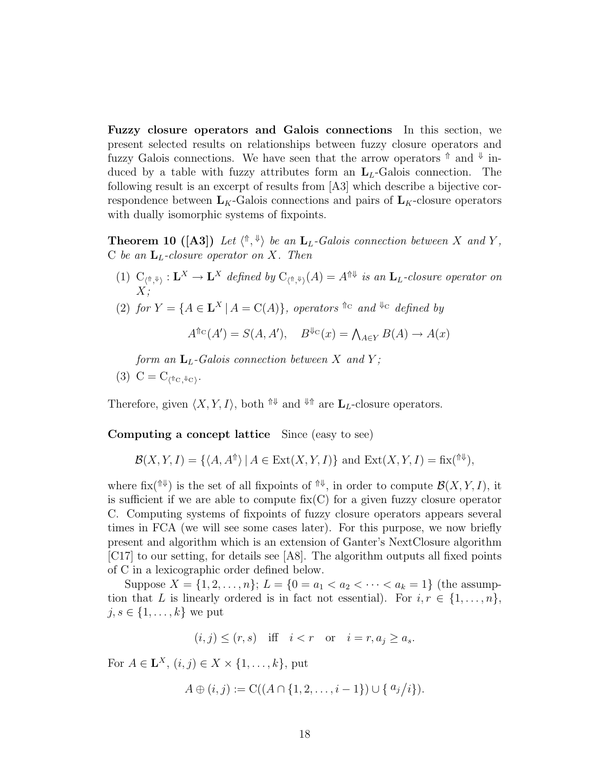**Fuzzy closure operators and Galois connections** In this section, we present selected results on relationships between fuzzy closure operators and fuzzy Galois connections. We have seen that the arrow operators $^{\Uparrow}$ and $^{\Downarrow}$ induced by a table with fuzzy attributes form an $\mathbf{L}_L$-Galois connection. The following result is an excerpt of results from [A3] which describe a bijective correspondence between $\mathbf{L}_K$-Galois connections and pairs of $\mathbf{L}_K$-closure operators with dually isomorphic systems of fixpoints.

**Theorem 10 ([A3])** *Let $\langle {}^{\Uparrow}, {}^{\Downarrow} \rangle$ be an $\mathbf{L}_L$-Galois connection between $X$ and $Y$, $\mathrm{C}$ be an $\mathbf{L}_L$-closure operator on $X$. Then*

(1) $\mathrm{C}_{\langle \Uparrow, \Downarrow \rangle} : \mathbf{L}^X \to \mathbf{L}^X$ *defined by* $\mathrm{C}_{\langle \Uparrow, \Downarrow \rangle}(A) = A^{\Uparrow\Downarrow}$ *is an $\mathbf{L}_L$-closure operator on $X$;*

(2) *for $Y = \{A \in \mathbf{L}^X \mid A = \mathrm{C}(A)\}$, operators $^{\Uparrow_\mathrm{C}}$ and $^{\Downarrow_\mathrm{C}}$ defined by*

$$A^{\Uparrow_\mathrm{C}}(A') = S(A, A'), \quad B^{\Downarrow_\mathrm{C}}(x) = \textstyle\bigwedge_{A \in Y} B(A) \to A(x)$$

*form an $\mathbf{L}_L$-Galois connection between $X$ and $Y$;*

(3) $\mathrm{C} = \mathrm{C}_{\langle \Uparrow_\mathrm{C}, \Downarrow_\mathrm{C} \rangle}$.

Therefore, given $\langle X, Y, I \rangle$, both $^{\Uparrow\Downarrow}$ and $^{\Downarrow\Uparrow}$ are $\mathbf{L}_L$-closure operators.

**Computing a concept lattice** Since (easy to see)

$$\mathcal{B}(X, Y, I) = \{\langle A, A^{\Uparrow} \rangle \mid A \in \mathrm{Ext}(X, Y, I)\} \text{ and } \mathrm{Ext}(X, Y, I) = \mathrm{fix}({}^{\Uparrow\Downarrow}),$$

where $\mathrm{fix}({}^{\Uparrow\Downarrow})$ is the set of all fixpoints of $^{\Uparrow\Downarrow}$, in order to compute $\mathcal{B}(X, Y, I)$, it is sufficient if we are able to compute $\mathrm{fix}(\mathrm{C})$ for a given fuzzy closure operator $\mathrm{C}$. Computing systems of fixpoints of fuzzy closure operators appears several times in FCA (we will see some cases later). For this purpose, we now briefly present and algorithm which is an extension of Ganter's NextClosure algorithm [C17] to our setting, for details see [A8]. The algorithm outputs all fixed points of $\mathrm{C}$ in a lexicographic order defined below.

Suppose $X = \{1, 2, \ldots, n\}$; $L = \{0 = a_1 < a_2 < \cdots < a_k = 1\}$ (the assumption that $L$ is linearly ordered is in fact not essential). For $i, r \in \{1, \ldots, n\}$, $j, s \in \{1, \ldots, k\}$ we put

$$(i, j) \leq (r, s) \quad \text{iff} \quad i < r \quad \text{or} \quad i = r, a_j \geq a_s.$$

For $A \in \mathbf{L}^X$, $(i, j) \in X \times \{1, \ldots, k\}$, put

$$A \oplus (i, j) := \mathrm{C}((A \cap \{1, 2, \ldots, i-1\}) \cup \{\, {}^{a_j}/i\}).$$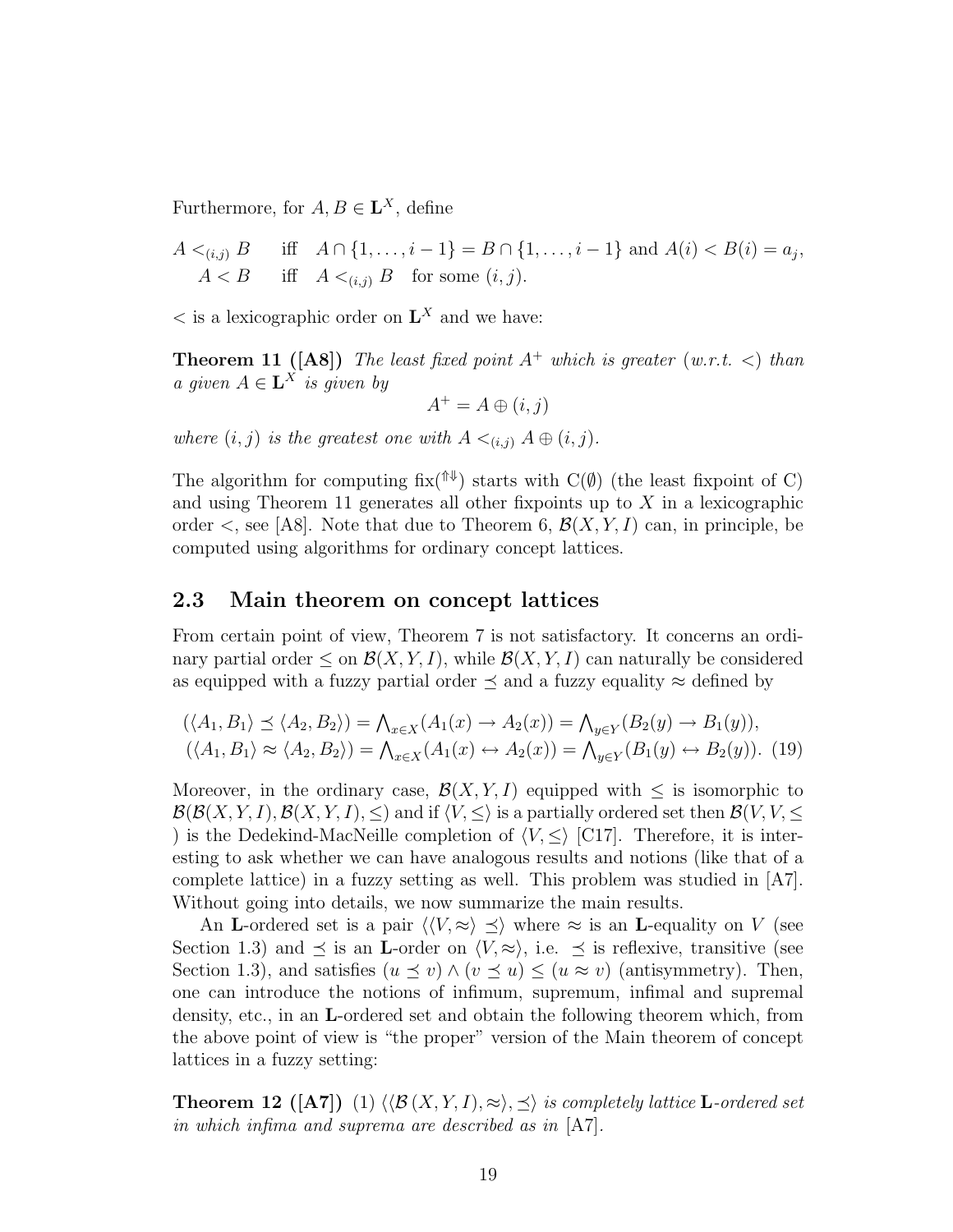Furthermore, for $A, B \in \mathbf{L}^X$, define

$$
\begin{aligned}
A <_{(i,j)} B \quad &\text{iff} \quad A \cap \{1, \ldots, i-1\} = B \cap \{1, \ldots, i-1\} \text{ and } A(i) < B(i) = a_j, \\
A < B \quad &\text{iff} \quad A <_{(i,j)} B \quad \text{for some } (i,j).
\end{aligned}
$$

$<$ is a lexicographic order on $\mathbf{L}^X$ and we have:

**Theorem 11 ([A8])** *The least fixed point $A^+$ which is greater (w.r.t. $<$) than a given $A \in \mathbf{L}^X$ is given by*

$$
A^+ = A \oplus (i,j)
$$

*where $(i,j)$ is the greatest one with $A <_{(i,j)} A \oplus (i,j)$.*

The algorithm for computing $\mathrm{fix}(^{\Uparrow\Downarrow})$ starts with $\mathrm{C}(\emptyset)$ (the least fixpoint of C) and using Theorem 11 generates all other fixpoints up to $X$ in a lexicographic order $<$, see [A8]. Note that due to Theorem 6, $\mathcal{B}(X, Y, I)$ can, in principle, be computed using algorithms for ordinary concept lattices.

## 2.3 Main theorem on concept lattices

From certain point of view, Theorem 7 is not satisfactory. It concerns an ordinary partial order $\leq$ on $\mathcal{B}(X, Y, I)$, while $\mathcal{B}(X, Y, I)$ can naturally be considered as equipped with a fuzzy partial order $\preceq$ and a fuzzy equality $\approx$ defined by

$$
\begin{aligned}
(\langle A_1, B_1 \rangle \preceq \langle A_2, B_2 \rangle) &= \textstyle\bigwedge_{x \in X}(A_1(x) \to A_2(x)) = \bigwedge_{y \in Y}(B_2(y) \to B_1(y)), \\
(\langle A_1, B_1 \rangle \approx \langle A_2, B_2 \rangle) &= \textstyle\bigwedge_{x \in X}(A_1(x) \leftrightarrow A_2(x)) = \bigwedge_{y \in Y}(B_1(y) \leftrightarrow B_2(y)). \quad (19)
\end{aligned}
$$

Moreover, in the ordinary case, $\mathcal{B}(X, Y, I)$ equipped with $\leq$ is isomorphic to $\mathcal{B}(\mathcal{B}(X, Y, I), \mathcal{B}(X, Y, I), \leq)$ and if $\langle V, \leq \rangle$ is a partially ordered set then $\mathcal{B}(V, V, \leq)$ is the Dedekind-MacNeille completion of $\langle V, \leq \rangle$ [C17]. Therefore, it is interesting to ask whether we can have analogous results and notions (like that of a complete lattice) in a fuzzy setting as well. This problem was studied in [A7]. Without going into details, we now summarize the main results.

An **L**-ordered set is a pair $\langle \langle V, \approx \rangle \preceq \rangle$ where $\approx$ is an **L**-equality on $V$ (see Section 1.3) and $\preceq$ is an **L**-order on $\langle V, \approx \rangle$, i.e. $\preceq$ is reflexive, transitive (see Section 1.3), and satisfies $(u \preceq v) \wedge (v \preceq u) \leq (u \approx v)$ (antisymmetry). Then, one can introduce the notions of infimum, supremum, infimal and supremal density, etc., in an **L**-ordered set and obtain the following theorem which, from the above point of view is "the proper" version of the Main theorem of concept lattices in a fuzzy setting:

**Theorem 12 ([A7])** (1) *$\langle \langle \mathcal{B}(X, Y, I), \approx \rangle, \preceq \rangle$ is completely lattice **L**-ordered set in which infima and suprema are described as in* [A7].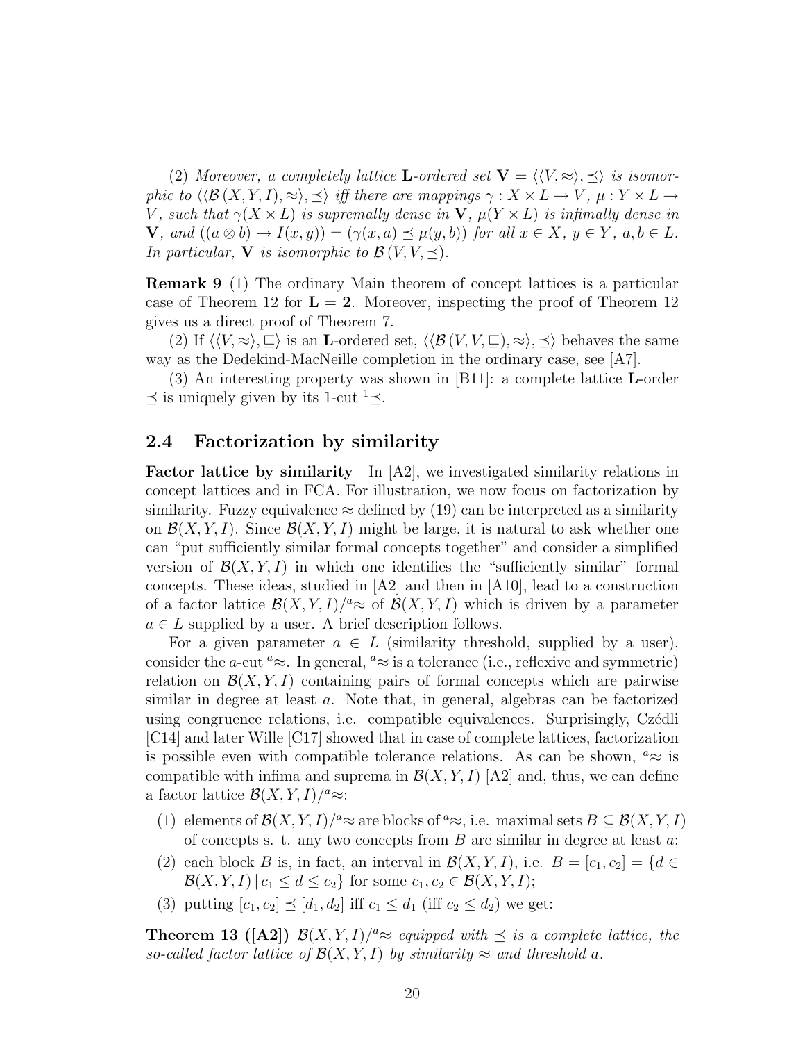(2) *Moreover, a completely lattice* $\mathbf{L}$*-ordered set* $\mathbf{V} = \langle\langle V, \approx\rangle, \preceq\rangle$ *is isomorphic to* $\langle\langle \mathcal{B}(X, Y, I), \approx\rangle, \preceq\rangle$ *iff there are mappings* $\gamma : X \times L \to V$, $\mu : Y \times L \to V$*, such that* $\gamma(X \times L)$ *is supremally dense in* $\mathbf{V}$*,* $\mu(Y \times L)$ *is infimally dense in* $\mathbf{V}$*, and* $((a \otimes b) \to I(x, y)) = (\gamma(x, a) \preceq \mu(y, b))$ *for all* $x \in X$*,* $y \in Y$*,* $a, b \in L$*. In particular,* $\mathbf{V}$ *is isomorphic to* $\mathcal{B}(V, V, \preceq)$*.*

**Remark 9** (1) The ordinary Main theorem of concept lattices is a particular case of Theorem 12 for $\mathbf{L} = \mathbf{2}$. Moreover, inspecting the proof of Theorem 12 gives us a direct proof of Theorem 7.

(2) If $\langle\langle V, \approx\rangle, \sqsubseteq\rangle$ is an $\mathbf{L}$-ordered set, $\langle\langle \mathcal{B}(V, V, \sqsubseteq), \approx\rangle, \preceq\rangle$ behaves the same way as the Dedekind-MacNeille completion in the ordinary case, see [A7].

(3) An interesting property was shown in [B11]: a complete lattice $\mathbf{L}$-order $\preceq$ is uniquely given by its 1-cut ${}^1\!\preceq$.

## 2.4 Factorization by similarity

**Factor lattice by similarity** In [A2], we investigated similarity relations in concept lattices and in FCA. For illustration, we now focus on factorization by similarity. Fuzzy equivalence $\approx$ defined by (19) can be interpreted as a similarity on $\mathcal{B}(X, Y, I)$. Since $\mathcal{B}(X, Y, I)$ might be large, it is natural to ask whether one can "put sufficiently similar formal concepts together" and consider a simplified version of $\mathcal{B}(X, Y, I)$ in which one identifies the "sufficiently similar" formal concepts. These ideas, studied in [A2] and then in [A10], lead to a construction of a factor lattice $\mathcal{B}(X, Y, I)/{}^a\!\approx$ of $\mathcal{B}(X, Y, I)$ which is driven by a parameter $a \in L$ supplied by a user. A brief description follows.

For a given parameter $a \in L$ (similarity threshold, supplied by a user), consider the $a$-cut ${}^a\!\approx$. In general, ${}^a\!\approx$ is a tolerance (i.e., reflexive and symmetric) relation on $\mathcal{B}(X, Y, I)$ containing pairs of formal concepts which are pairwise similar in degree at least $a$. Note that, in general, algebras can be factorized using congruence relations, i.e. compatible equivalences. Surprisingly, Czédli [C14] and later Wille [C17] showed that in case of complete lattices, factorization is possible even with compatible tolerance relations. As can be shown, ${}^a\!\approx$ is compatible with infima and suprema in $\mathcal{B}(X, Y, I)$ [A2] and, thus, we can define a factor lattice $\mathcal{B}(X, Y, I)/{}^a\!\approx$:

1. elements of $\mathcal{B}(X, Y, I)/{}^a\!\approx$ are blocks of ${}^a\!\approx$, i.e. maximal sets $B \subseteq \mathcal{B}(X, Y, I)$ of concepts s. t. any two concepts from $B$ are similar in degree at least $a$;
2. each block $B$ is, in fact, an interval in $\mathcal{B}(X, Y, I)$, i.e. $B = [c_1, c_2] = \{d \in \mathcal{B}(X, Y, I) \mid c_1 \leq d \leq c_2\}$ for some $c_1, c_2 \in \mathcal{B}(X, Y, I)$;
3. putting $[c_1, c_2] \preceq [d_1, d_2]$ iff $c_1 \leq d_1$ (iff $c_2 \leq d_2$) we get:

**Theorem 13 ([A2])** $\mathcal{B}(X, Y, I)/{}^a\!\approx$ *equipped with* $\preceq$ *is a complete lattice, the so-called factor lattice of* $\mathcal{B}(X, Y, I)$ *by similarity* $\approx$ *and threshold* $a$*.*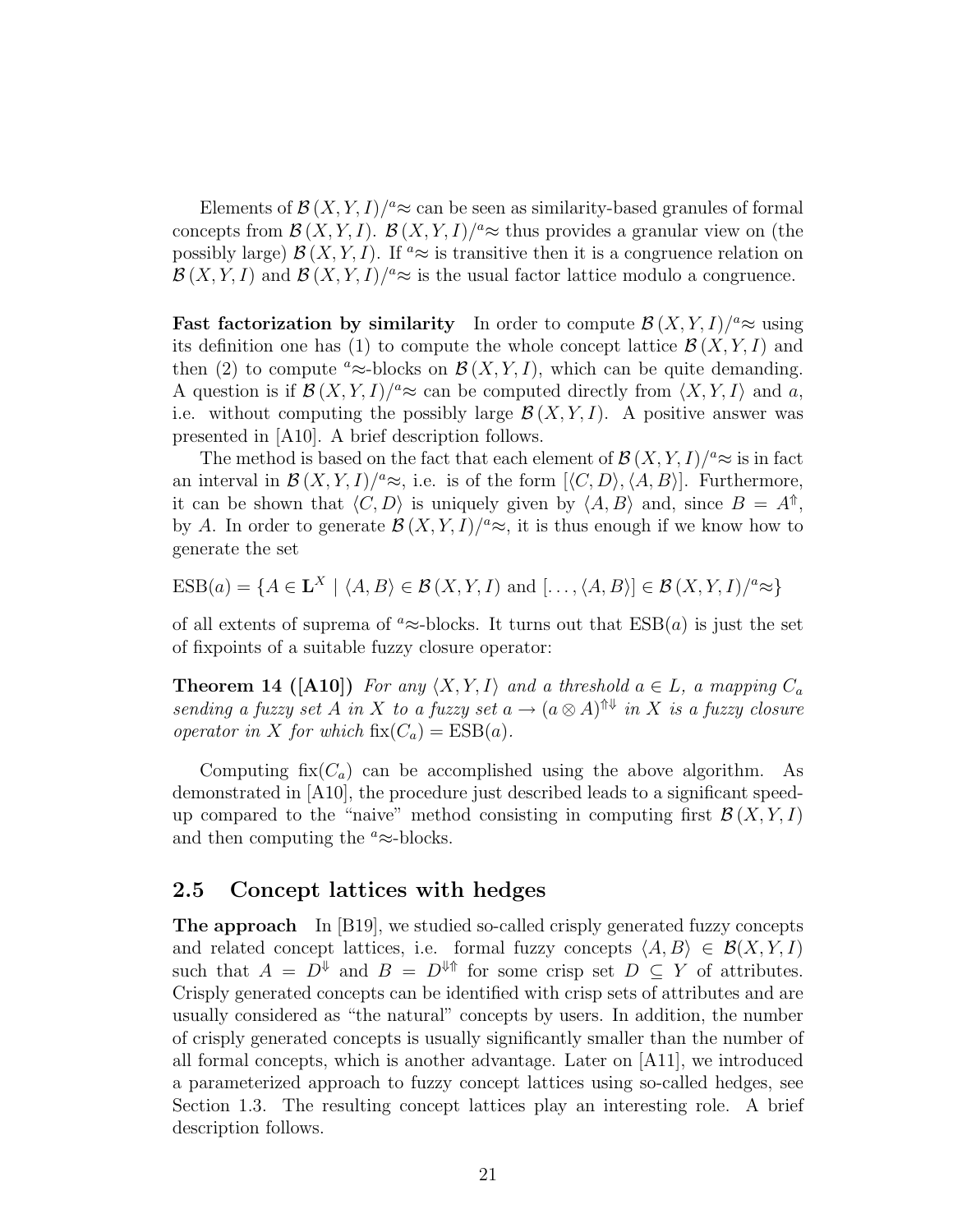Elements of $\mathcal{B}(X, Y, I)/^{a}\!\approx$ can be seen as similarity-based granules of formal concepts from $\mathcal{B}(X, Y, I)$. $\mathcal{B}(X, Y, I)/^{a}\!\approx$ thus provides a granular view on (the possibly large) $\mathcal{B}(X, Y, I)$. If $^{a}\!\approx$ is transitive then it is a congruence relation on $\mathcal{B}(X, Y, I)$ and $\mathcal{B}(X, Y, I)/^{a}\!\approx$ is the usual factor lattice modulo a congruence.

**Fast factorization by similarity** In order to compute $\mathcal{B}(X, Y, I)/^{a}\!\approx$ using its definition one has (1) to compute the whole concept lattice $\mathcal{B}(X, Y, I)$ and then (2) to compute $^{a}\!\approx$-blocks on $\mathcal{B}(X, Y, I)$, which can be quite demanding. A question is if $\mathcal{B}(X, Y, I)/^{a}\!\approx$ can be computed directly from $\langle X, Y, I\rangle$ and $a$, i.e. without computing the possibly large $\mathcal{B}(X, Y, I)$. A positive answer was presented in [A10]. A brief description follows.

The method is based on the fact that each element of $\mathcal{B}(X, Y, I)/^{a}\!\approx$ is in fact an interval in $\mathcal{B}(X, Y, I)/^{a}\!\approx$, i.e. is of the form $[\langle C, D\rangle, \langle A, B\rangle]$. Furthermore, it can be shown that $\langle C, D\rangle$ is uniquely given by $\langle A, B\rangle$ and, since $B = A^{\Uparrow}$, by $A$. In order to generate $\mathcal{B}(X, Y, I)/^{a}\!\approx$, it is thus enough if we know how to generate the set

$$\mathrm{ESB}(a) = \{A \in \mathbf{L}^X \mid \langle A, B\rangle \in \mathcal{B}(X, Y, I) \text{ and } [\ldots, \langle A, B\rangle] \in \mathcal{B}(X, Y, I)/^{a}\!\approx\}$$

of all extents of suprema of $^{a}\!\approx$-blocks. It turns out that $\mathrm{ESB}(a)$ is just the set of fixpoints of a suitable fuzzy closure operator:

**Theorem 14 ([A10])** *For any $\langle X, Y, I\rangle$ and a threshold $a \in L$, a mapping $C_a$ sending a fuzzy set $A$ in $X$ to a fuzzy set $a \to (a \otimes A)^{\Uparrow\Downarrow}$ in $X$ is a fuzzy closure operator in $X$ for which $\mathrm{fix}(C_a) = \mathrm{ESB}(a)$.*

Computing $\mathrm{fix}(C_a)$ can be accomplished using the above algorithm. As demonstrated in [A10], the procedure just described leads to a significant speed-up compared to the "naive" method consisting in computing first $\mathcal{B}(X, Y, I)$ and then computing the $^{a}\!\approx$-blocks.

## 2.5 Concept lattices with hedges

**The approach** In [B19], we studied so-called crisply generated fuzzy concepts and related concept lattices, i.e. formal fuzzy concepts $\langle A, B\rangle \in \mathcal{B}(X, Y, I)$ such that $A = D^{\Downarrow}$ and $B = D^{\Downarrow\Uparrow}$ for some crisp set $D \subseteq Y$ of attributes. Crisply generated concepts can be identified with crisp sets of attributes and are usually considered as "the natural" concepts by users. In addition, the number of crisply generated concepts is usually significantly smaller than the number of all formal concepts, which is another advantage. Later on [A11], we introduced a parameterized approach to fuzzy concept lattices using so-called hedges, see Section 1.3. The resulting concept lattices play an interesting role. A brief description follows.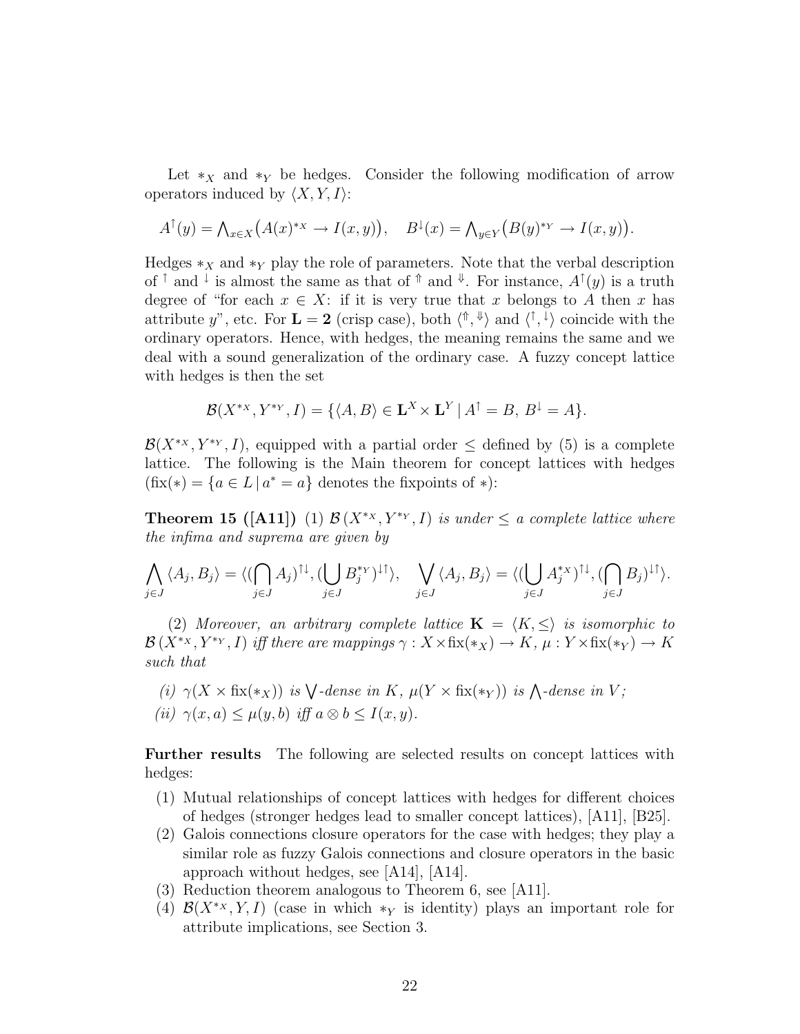Let $*_X$ and $*_Y$ be hedges. Consider the following modification of arrow operators induced by $\langle X, Y, I\rangle$:

$$A^{\uparrow}(y) = \bigwedge_{x\in X}\big(A(x)^{*_X} \to I(x,y)\big), \quad B^{\downarrow}(x) = \bigwedge_{y\in Y}\big(B(y)^{*_Y} \to I(x,y)\big).$$

Hedges $*_X$ and $*_Y$ play the role of parameters. Note that the verbal description of $^{\uparrow}$ and $^{\downarrow}$ is almost the same as that of $^{\Uparrow}$ and $^{\Downarrow}$. For instance, $A^{\uparrow}(y)$ is a truth degree of "for each $x \in X$: if it is very true that $x$ belongs to $A$ then $x$ has attribute $y$", etc. For $\mathbf{L} = \mathbf{2}$ (crisp case), both $\langle {}^{\Uparrow}, {}^{\Downarrow}\rangle$ and $\langle {}^{\uparrow}, {}^{\downarrow}\rangle$ coincide with the ordinary operators. Hence, with hedges, the meaning remains the same and we deal with a sound generalization of the ordinary case. A fuzzy concept lattice with hedges is then the set

$$\mathcal{B}(X^{*_X}, Y^{*_Y}, I) = \{\langle A, B\rangle \in \mathbf{L}^X \times \mathbf{L}^Y \mid A^{\uparrow} = B,\ B^{\downarrow} = A\}.$$

$\mathcal{B}(X^{*_X}, Y^{*_Y}, I)$, equipped with a partial order $\leq$ defined by (5) is a complete lattice. The following is the Main theorem for concept lattices with hedges ($\mathrm{fix}(*) = \{a \in L \mid a^* = a\}$ denotes the fixpoints of $*$):

**Theorem 15 ([A11])** *(1) $\mathcal{B}(X^{*_X}, Y^{*_Y}, I)$ is under $\leq$ a complete lattice where the infima and suprema are given by*

$$\bigwedge_{j\in J}\langle A_j, B_j\rangle = \langle (\bigcap_{j\in J} A_j)^{\uparrow\downarrow}, (\bigcup_{j\in J} B_j^{*_Y})^{\downarrow\uparrow}\rangle, \quad \bigvee_{j\in J}\langle A_j, B_j\rangle = \langle (\bigcup_{j\in J} A_j^{*_X})^{\uparrow\downarrow}, (\bigcap_{j\in J} B_j)^{\downarrow\uparrow}\rangle.$$

*(2) Moreover, an arbitrary complete lattice $\mathbf{K} = \langle K, \leq\rangle$ is isomorphic to $\mathcal{B}(X^{*_X}, Y^{*_Y}, I)$ iff there are mappings $\gamma : X \times \mathrm{fix}(*_X) \to K$, $\mu : Y \times \mathrm{fix}(*_Y) \to K$ such that*

*(i) $\gamma(X \times \mathrm{fix}(*_X))$ is $\bigvee$-dense in $K$, $\mu(Y \times \mathrm{fix}(*_Y))$ is $\bigwedge$-dense in $V$;*

*(ii) $\gamma(x, a) \leq \mu(y, b)$ iff $a \otimes b \leq I(x, y)$.*

**Further results** The following are selected results on concept lattices with hedges:

1. Mutual relationships of concept lattices with hedges for different choices of hedges (stronger hedges lead to smaller concept lattices), [A11], [B25].
2. Galois connections closure operators for the case with hedges; they play a similar role as fuzzy Galois connections and closure operators in the basic approach without hedges, see [A14], [A14].
3. Reduction theorem analogous to Theorem 6, see [A11].
4. $\mathcal{B}(X^{*_X}, Y, I)$ (case in which $*_Y$ is identity) plays an important role for attribute implications, see Section 3.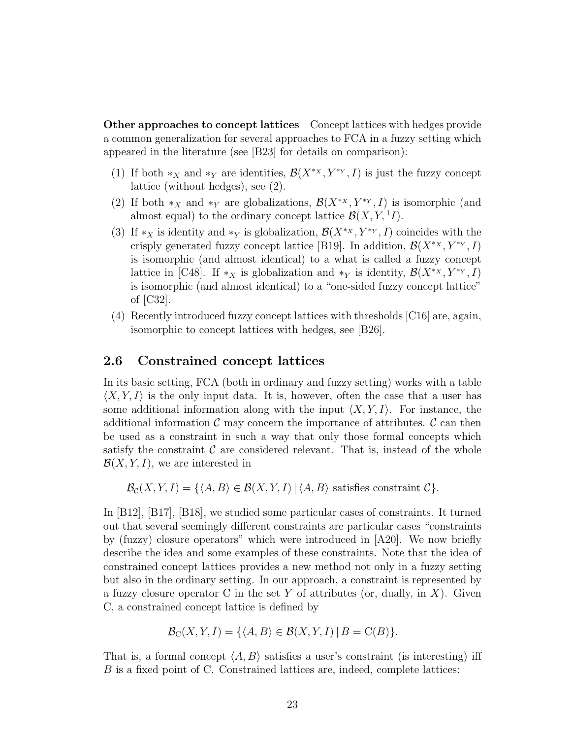**Other approaches to concept lattices** Concept lattices with hedges provide a common generalization for several approaches to FCA in a fuzzy setting which appeared in the literature (see [B23] for details on comparison):

1. If both $*_X$ and $*_Y$ are identities, $\mathcal{B}(X^{*_X}, Y^{*_Y}, I)$ is just the fuzzy concept lattice (without hedges), see (2).
2. If both $*_X$ and $*_Y$ are globalizations, $\mathcal{B}(X^{*_X}, Y^{*_Y}, I)$ is isomorphic (and almost equal) to the ordinary concept lattice $\mathcal{B}(X, Y, {}^1I)$.
3. If $*_X$ is identity and $*_Y$ is globalization, $\mathcal{B}(X^{*_X}, Y^{*_Y}, I)$ coincides with the crisply generated fuzzy concept lattice [B19]. In addition, $\mathcal{B}(X^{*_X}, Y^{*_Y}, I)$ is isomorphic (and almost identical) to a what is called a fuzzy concept lattice in [C48]. If $*_X$ is globalization and $*_Y$ is identity, $\mathcal{B}(X^{*_X}, Y^{*_Y}, I)$ is isomorphic (and almost identical) to a "one-sided fuzzy concept lattice" of [C32].
4. Recently introduced fuzzy concept lattices with thresholds [C16] are, again, isomorphic to concept lattices with hedges, see [B26].

## 2.6 Constrained concept lattices

In its basic setting, FCA (both in ordinary and fuzzy setting) works with a table $\langle X, Y, I\rangle$ is the only input data. It is, however, often the case that a user has some additional information along with the input $\langle X, Y, I\rangle$. For instance, the additional information $\mathcal{C}$ may concern the importance of attributes. $\mathcal{C}$ can then be used as a constraint in such a way that only those formal concepts which satisfy the constraint $\mathcal{C}$ are considered relevant. That is, instead of the whole $\mathcal{B}(X, Y, I)$, we are interested in

$$\mathcal{B}_{\mathcal{C}}(X, Y, I) = \{\langle A, B\rangle \in \mathcal{B}(X, Y, I) \mid \langle A, B\rangle \text{ satisfies constraint } \mathcal{C}\}.$$

In [B12], [B17], [B18], we studied some particular cases of constraints. It turned out that several seemingly different constraints are particular cases "constraints by (fuzzy) closure operators" which were introduced in [A20]. We now briefly describe the idea and some examples of these constraints. Note that the idea of constrained concept lattices provides a new method not only in a fuzzy setting but also in the ordinary setting. In our approach, a constraint is represented by a fuzzy closure operator C in the set $Y$ of attributes (or, dually, in $X$). Given C, a constrained concept lattice is defined by

$$\mathcal{B}_{\mathrm{C}}(X, Y, I) = \{\langle A, B\rangle \in \mathcal{B}(X, Y, I) \mid B = \mathrm{C}(B)\}.$$

That is, a formal concept $\langle A, B\rangle$ satisfies a user's constraint (is interesting) iff $B$ is a fixed point of C. Constrained lattices are, indeed, complete lattices: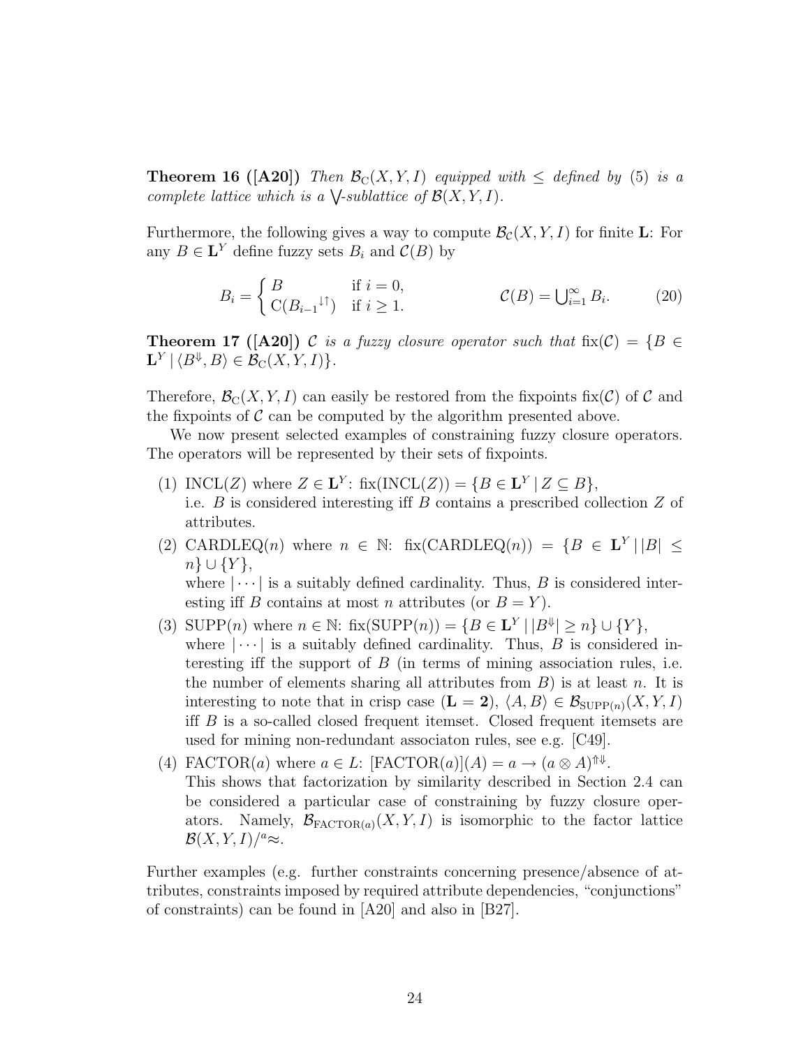**Theorem 16 ([A20])** *Then $\mathcal{B}_{\mathrm{C}}(X, Y, I)$ equipped with $\leq$ defined by (5) is a complete lattice which is a $\bigvee$-sublattice of $\mathcal{B}(X, Y, I)$.*

Furthermore, the following gives a way to compute $\mathcal{B}_{\mathcal{C}}(X, Y, I)$ for finite $\mathbf{L}$: For any $B \in \mathbf{L}^Y$ define fuzzy sets $B_i$ and $\mathcal{C}(B)$ by

$$B_i = \begin{cases} B & \text{if } i = 0, \\ \mathrm{C}({B_{i-1}}^{\downarrow\uparrow}) & \text{if } i \geq 1. \end{cases} \qquad\qquad \mathcal{C}(B) = \textstyle\bigcup_{i=1}^{\infty} B_i. \tag{20}$$

**Theorem 17 ([A20])** *$\mathcal{C}$ is a fuzzy closure operator such that $\mathrm{fix}(\mathcal{C}) = \{B \in \mathbf{L}^Y \mid \langle B^{\Downarrow}, B\rangle \in \mathcal{B}_{\mathrm{C}}(X, Y, I)\}$.*

Therefore, $\mathcal{B}_{\mathrm{C}}(X, Y, I)$ can easily be restored from the fixpoints $\mathrm{fix}(\mathcal{C})$ of $\mathcal{C}$ and the fixpoints of $\mathcal{C}$ can be computed by the algorithm presented above.

We now present selected examples of constraining fuzzy closure operators. The operators will be represented by their sets of fixpoints.

(1) $\mathrm{INCL}(Z)$ where $Z \in \mathbf{L}^Y$: $\mathrm{fix}(\mathrm{INCL}(Z)) = \{B \in \mathbf{L}^Y \mid Z \subseteq B\}$, i.e. $B$ is considered interesting iff $B$ contains a prescribed collection $Z$ of attributes.

(2) $\mathrm{CARDLEQ}(n)$ where $n \in \mathbb{N}$: $\mathrm{fix}(\mathrm{CARDLEQ}(n)) = \{B \in \mathbf{L}^Y \mid |B| \leq n\} \cup \{Y\}$, where $|\cdots|$ is a suitably defined cardinality. Thus, $B$ is considered interesting iff $B$ contains at most $n$ attributes (or $B = Y$).

(3) $\mathrm{SUPP}(n)$ where $n \in \mathbb{N}$: $\mathrm{fix}(\mathrm{SUPP}(n)) = \{B \in \mathbf{L}^Y \mid |B^{\Downarrow}| \geq n\} \cup \{Y\}$, where $|\cdots|$ is a suitably defined cardinality. Thus, $B$ is considered interesting iff the support of $B$ (in terms of mining association rules, i.e. the number of elements sharing all attributes from $B$) is at least $n$. It is interesting to note that in crisp case ($\mathbf{L} = \mathbf{2}$), $\langle A, B\rangle \in \mathcal{B}_{\mathrm{SUPP}(n)}(X, Y, I)$ iff $B$ is a so-called closed frequent itemset. Closed frequent itemsets are used for mining non-redundant associaton rules, see e.g. [C49].

(4) $\mathrm{FACTOR}(a)$ where $a \in L$: $[\mathrm{FACTOR}(a)](A) = a \to (a \otimes A)^{\Uparrow\Downarrow}$. This shows that factorization by similarity described in Section 2.4 can be considered a particular case of constraining by fuzzy closure operators. Namely, $\mathcal{B}_{\mathrm{FACTOR}(a)}(X, Y, I)$ is isomorphic to the factor lattice $\mathcal{B}(X, Y, I)/^{a}\!\approx$.

Further examples (e.g. further constraints concerning presence/absence of attributes, constraints imposed by required attribute dependencies, "conjunctions" of constraints) can be found in [A20] and also in [B27].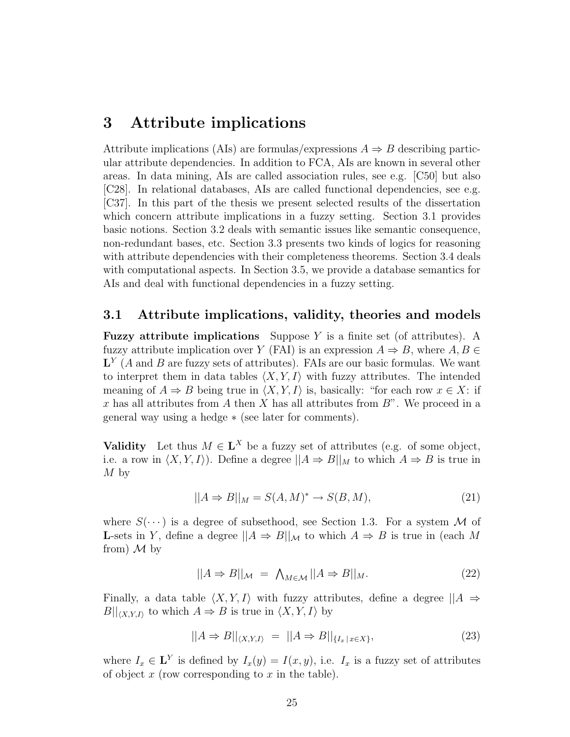# 3 Attribute implications

Attribute implications (AIs) are formulas/expressions $A \Rightarrow B$ describing particular attribute dependencies. In addition to FCA, AIs are known in several other areas. In data mining, AIs are called association rules, see e.g. [C50] but also [C28]. In relational databases, AIs are called functional dependencies, see e.g. [C37]. In this part of the thesis we present selected results of the dissertation which concern attribute implications in a fuzzy setting. Section 3.1 provides basic notions. Section 3.2 deals with semantic issues like semantic consequence, non-redundant bases, etc. Section 3.3 presents two kinds of logics for reasoning with attribute dependencies with their completeness theorems. Section 3.4 deals with computational aspects. In Section 3.5, we provide a database semantics for AIs and deal with functional dependencies in a fuzzy setting.

## 3.1 Attribute implications, validity, theories and models

**Fuzzy attribute implications** Suppose $Y$ is a finite set (of attributes). A fuzzy attribute implication over $Y$ (FAI) is an expression $A \Rightarrow B$, where $A, B \in \mathbf{L}^Y$ ($A$ and $B$ are fuzzy sets of attributes). FAIs are our basic formulas. We want to interpret them in data tables $\langle X, Y, I\rangle$ with fuzzy attributes. The intended meaning of $A \Rightarrow B$ being true in $\langle X, Y, I\rangle$ is, basically: "for each row $x \in X$: if $x$ has all attributes from $A$ then $X$ has all attributes from $B$". We proceed in a general way using a hedge $*$ (see later for comments).

**Validity** Let thus $M \in \mathbf{L}^X$ be a fuzzy set of attributes (e.g. of some object, i.e. a row in $\langle X, Y, I\rangle$). Define a degree $||A \Rightarrow B||_M$ to which $A \Rightarrow B$ is true in $M$ by

$$||A \Rightarrow B||_M = S(A, M)^* \to S(B, M), \tag{21}$$

where $S(\cdots)$ is a degree of subsethood, see Section 1.3. For a system $\mathcal{M}$ of $\mathbf{L}$-sets in $Y$, define a degree $||A \Rightarrow B||_{\mathcal{M}}$ to which $A \Rightarrow B$ is true in (each $M$ from) $\mathcal{M}$ by

$$||A \Rightarrow B||_{\mathcal{M}} \;=\; \textstyle\bigwedge_{M \in \mathcal{M}} ||A \Rightarrow B||_M. \tag{22}$$

Finally, a data table $\langle X, Y, I\rangle$ with fuzzy attributes, define a degree $||A \Rightarrow B||_{\langle X,Y,I\rangle}$ to which $A \Rightarrow B$ is true in $\langle X, Y, I\rangle$ by

$$||A \Rightarrow B||_{\langle X,Y,I\rangle} \;=\; ||A \Rightarrow B||_{\{I_x \,|\, x \in X\}}, \tag{23}$$

where $I_x \in \mathbf{L}^Y$ is defined by $I_x(y) = I(x, y)$, i.e. $I_x$ is a fuzzy set of attributes of object $x$ (row corresponding to $x$ in the table).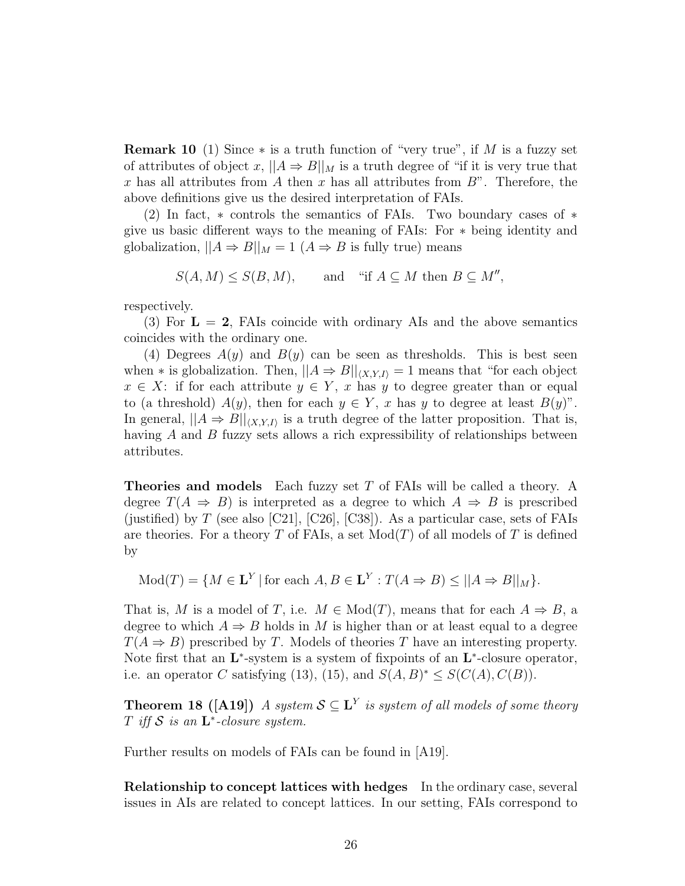**Remark 10** (1) Since $*$ is a truth function of "very true", if $M$ is a fuzzy set of attributes of object $x$, $||A \Rightarrow B||_M$ is a truth degree of "if it is very true that $x$ has all attributes from $A$ then $x$ has all attributes from $B$". Therefore, the above definitions give us the desired interpretation of FAIs.

(2) In fact, $*$ controls the semantics of FAIs. Two boundary cases of $*$ give us basic different ways to the meaning of FAIs: For $*$ being identity and globalization, $||A \Rightarrow B||_M = 1$ ($A \Rightarrow B$ is fully true) means

$$S(A, M) \leq S(B, M), \qquad \text{and} \quad \text{"if } A \subseteq M \text{ then } B \subseteq M\text{"},$$

respectively.

(3) For $\mathbf{L} = \mathbf{2}$, FAIs coincide with ordinary AIs and the above semantics coincides with the ordinary one.

(4) Degrees $A(y)$ and $B(y)$ can be seen as thresholds. This is best seen when $*$ is globalization. Then, $||A \Rightarrow B||_{\langle X,Y,I\rangle} = 1$ means that "for each object $x \in X$: if for each attribute $y \in Y$, $x$ has $y$ to degree greater than or equal to (a threshold) $A(y)$, then for each $y \in Y$, $x$ has $y$ to degree at least $B(y)$". In general, $||A \Rightarrow B||_{\langle X,Y,I\rangle}$ is a truth degree of the latter proposition. That is, having $A$ and $B$ fuzzy sets allows a rich expressibility of relationships between attributes.

**Theories and models** Each fuzzy set $T$ of FAIs will be called a theory. A degree $T(A \Rightarrow B)$ is interpreted as a degree to which $A \Rightarrow B$ is prescribed (justified) by $T$ (see also [C21], [C26], [C38]). As a particular case, sets of FAIs are theories. For a theory $T$ of FAIs, a set $\mathrm{Mod}(T)$ of all models of $T$ is defined by

$$\mathrm{Mod}(T) = \{M \in \mathbf{L}^Y \,|\, \text{for each } A, B \in \mathbf{L}^Y : T(A \Rightarrow B) \leq ||A \Rightarrow B||_M\}.$$

That is, $M$ is a model of $T$, i.e. $M \in \mathrm{Mod}(T)$, means that for each $A \Rightarrow B$, a degree to which $A \Rightarrow B$ holds in $M$ is higher than or at least equal to a degree $T(A \Rightarrow B)$ prescribed by $T$. Models of theories $T$ have an interesting property. Note first that an $\mathbf{L}^*$-system is a system of fixpoints of an $\mathbf{L}^*$-closure operator, i.e. an operator $C$ satisfying (13), (15), and $S(A, B)^* \leq S(C(A), C(B))$.

**Theorem 18 ([A19])** *A system $\mathcal{S} \subseteq \mathbf{L}^Y$ is system of all models of some theory $T$ iff $\mathcal{S}$ is an $\mathbf{L}^*$-closure system.*

Further results on models of FAIs can be found in [A19].

**Relationship to concept lattices with hedges** In the ordinary case, several issues in AIs are related to concept lattices. In our setting, FAIs correspond to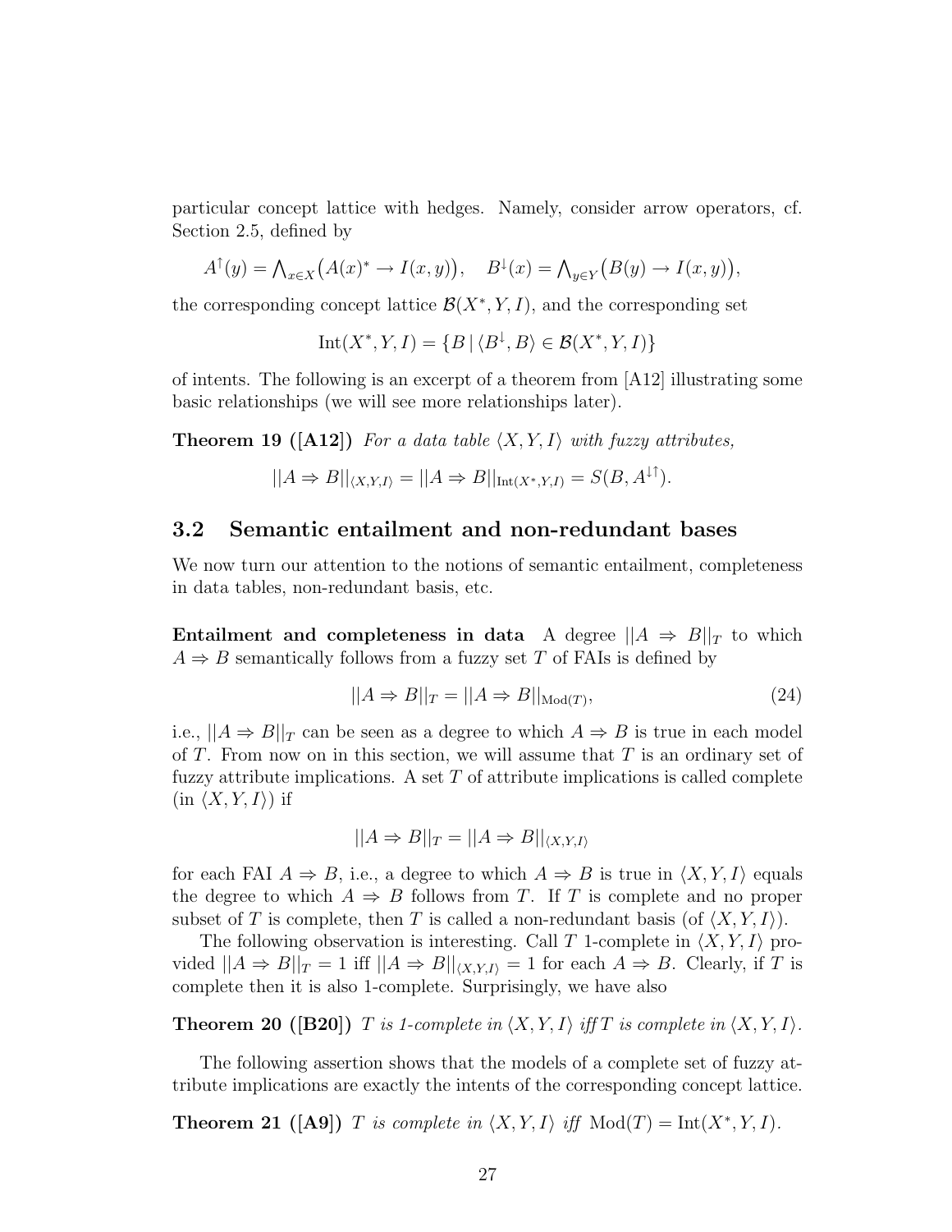particular concept lattice with hedges. Namely, consider arrow operators, cf. Section 2.5, defined by

$$A^{\uparrow}(y) = \bigwedge_{x \in X}\big(A(x)^{*} \rightarrow I(x,y)\big), \quad B^{\downarrow}(x) = \bigwedge_{y \in Y}\big(B(y) \rightarrow I(x,y)\big),$$

the corresponding concept lattice $\mathcal{B}(X^{*}, Y, I)$, and the corresponding set

$$\mathrm{Int}(X^{*}, Y, I) = \{B \mid \langle B^{\downarrow}, B\rangle \in \mathcal{B}(X^{*}, Y, I)\}$$

of intents. The following is an excerpt of a theorem from [A12] illustrating some basic relationships (we will see more relationships later).

**Theorem 19 ([A12])** *For a data table $\langle X, Y, I\rangle$ with fuzzy attributes,*

$$||A \Rightarrow B||_{\langle X,Y,I\rangle} = ||A \Rightarrow B||_{\mathrm{Int}(X^{*},Y,I)} = S(B, A^{\downarrow\uparrow}).$$

## 3.2 Semantic entailment and non-redundant bases

We now turn our attention to the notions of semantic entailment, completeness in data tables, non-redundant basis, etc.

**Entailment and completeness in data** A degree $||A \Rightarrow B||_{T}$ to which $A \Rightarrow B$ semantically follows from a fuzzy set $T$ of FAIs is defined by

$$||A \Rightarrow B||_{T} = ||A \Rightarrow B||_{\mathrm{Mod}(T)}, \tag{24}$$

i.e., $||A \Rightarrow B||_{T}$ can be seen as a degree to which $A \Rightarrow B$ is true in each model of $T$. From now on in this section, we will assume that $T$ is an ordinary set of fuzzy attribute implications. A set $T$ of attribute implications is called complete (in $\langle X, Y, I\rangle$) if

$$||A \Rightarrow B||_{T} = ||A \Rightarrow B||_{\langle X,Y,I\rangle}$$

for each FAI $A \Rightarrow B$, i.e., a degree to which $A \Rightarrow B$ is true in $\langle X, Y, I\rangle$ equals the degree to which $A \Rightarrow B$ follows from $T$. If $T$ is complete and no proper subset of $T$ is complete, then $T$ is called a non-redundant basis (of $\langle X, Y, I\rangle$).

The following observation is interesting. Call $T$ 1-complete in $\langle X, Y, I\rangle$ provided $||A \Rightarrow B||_{T} = 1$ iff $||A \Rightarrow B||_{\langle X,Y,I\rangle} = 1$ for each $A \Rightarrow B$. Clearly, if $T$ is complete then it is also 1-complete. Surprisingly, we have also

**Theorem 20 ([B20])** *$T$ is 1-complete in $\langle X, Y, I\rangle$ iff $T$ is complete in $\langle X, Y, I\rangle$.*

The following assertion shows that the models of a complete set of fuzzy attribute implications are exactly the intents of the corresponding concept lattice.

**Theorem 21 ([A9])** *$T$ is complete in $\langle X, Y, I\rangle$ iff $\mathrm{Mod}(T) = \mathrm{Int}(X^{*}, Y, I)$.*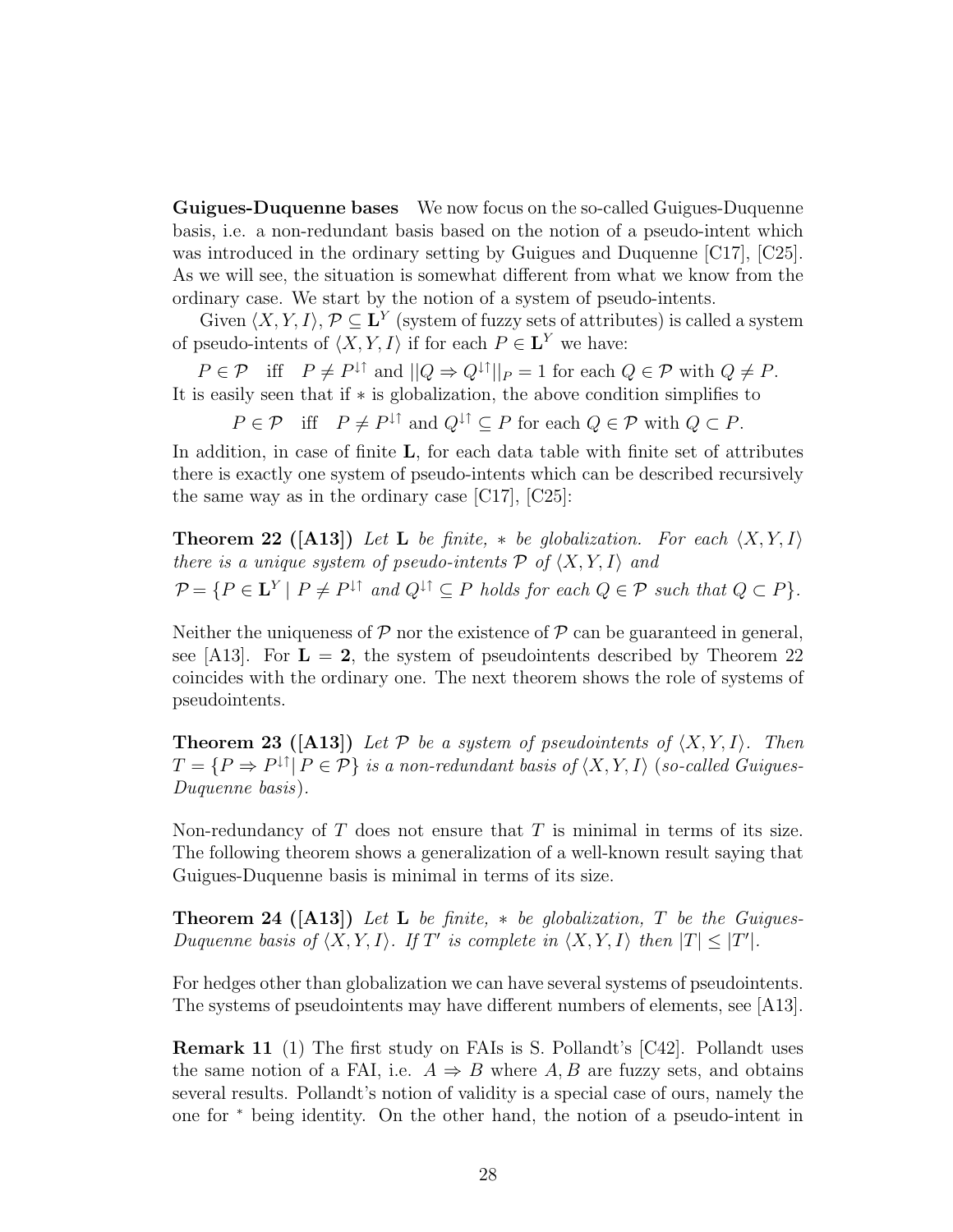**Guigues-Duquenne bases** We now focus on the so-called Guigues-Duquenne basis, i.e. a non-redundant basis based on the notion of a pseudo-intent which was introduced in the ordinary setting by Guigues and Duquenne [C17], [C25]. As we will see, the situation is somewhat different from what we know from the ordinary case. We start by the notion of a system of pseudo-intents.

Given $\langle X, Y, I\rangle$, $\mathcal{P} \subseteq \mathbf{L}^Y$ (system of fuzzy sets of attributes) is called a system of pseudo-intents of $\langle X, Y, I\rangle$ if for each $P \in \mathbf{L}^Y$ we have:

$P \in \mathcal{P}$ iff $P \neq P^{\downarrow\uparrow}$ and $||Q \Rightarrow Q^{\downarrow\uparrow}||_P = 1$ for each $Q \in \mathcal{P}$ with $Q \neq P$.

It is easily seen that if $*$ is globalization, the above condition simplifies to

$P \in \mathcal{P}$ iff $P \neq P^{\downarrow\uparrow}$ and $Q^{\downarrow\uparrow} \subseteq P$ for each $Q \in \mathcal{P}$ with $Q \subset P$.

In addition, in case of finite $\mathbf{L}$, for each data table with finite set of attributes there is exactly one system of pseudo-intents which can be described recursively the same way as in the ordinary case [C17], [C25]:

**Theorem 22 ([A13])** *Let $\mathbf{L}$ be finite, $*$ be globalization. For each $\langle X, Y, I\rangle$ there is a unique system of pseudo-intents $\mathcal{P}$ of $\langle X, Y, I\rangle$ and*

$\mathcal{P} = \{P \in \mathbf{L}^Y \mid P \neq P^{\downarrow\uparrow}$ *and* $Q^{\downarrow\uparrow} \subseteq P$ *holds for each* $Q \in \mathcal{P}$ *such that* $Q \subset P\}$.

Neither the uniqueness of $\mathcal{P}$ nor the existence of $\mathcal{P}$ can be guaranteed in general, see [A13]. For $\mathbf{L} = \mathbf{2}$, the system of pseudointents described by Theorem 22 coincides with the ordinary one. The next theorem shows the role of systems of pseudointents.

**Theorem 23 ([A13])** *Let $\mathcal{P}$ be a system of pseudointents of $\langle X, Y, I\rangle$. Then $T = \{P \Rightarrow P^{\downarrow\uparrow} \mid P \in \mathcal{P}\}$ is a non-redundant basis of $\langle X, Y, I\rangle$ (so-called Guigues-Duquenne basis).*

Non-redundancy of $T$ does not ensure that $T$ is minimal in terms of its size. The following theorem shows a generalization of a well-known result saying that Guigues-Duquenne basis is minimal in terms of its size.

**Theorem 24 ([A13])** *Let $\mathbf{L}$ be finite, $*$ be globalization, $T$ be the Guigues-Duquenne basis of $\langle X, Y, I\rangle$. If $T'$ is complete in $\langle X, Y, I\rangle$ then $|T| \leq |T'|$.*

For hedges other than globalization we can have several systems of pseudointents. The systems of pseudointents may have different numbers of elements, see [A13].

**Remark 11** (1) The first study on FAIs is S. Pollandt's [C42]. Pollandt uses the same notion of a FAI, i.e. $A \Rightarrow B$ where $A, B$ are fuzzy sets, and obtains several results. Pollandt's notion of validity is a special case of ours, namely the one for $^*$ being identity. On the other hand, the notion of a pseudo-intent in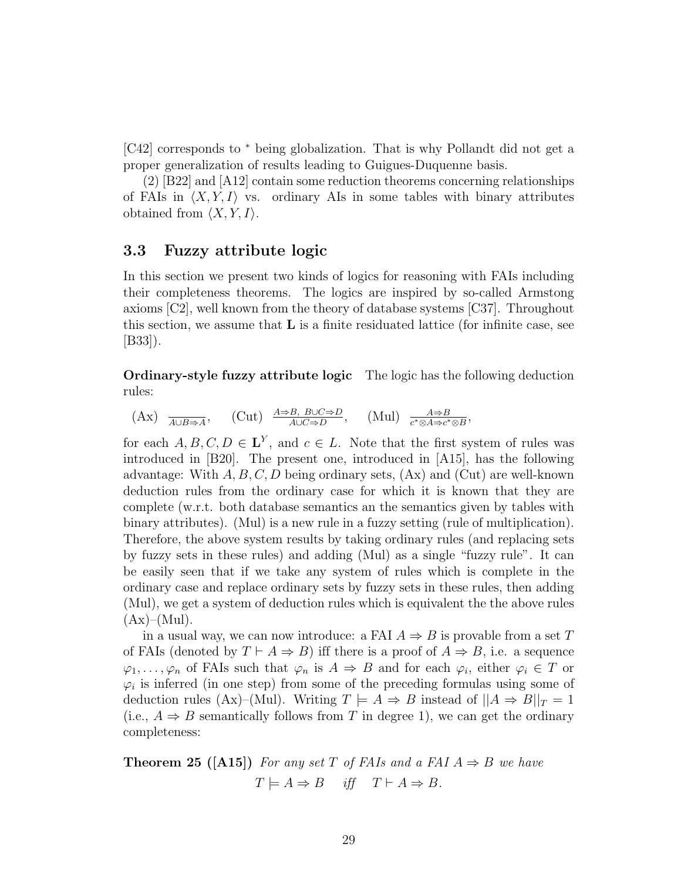[C42] corresponds to $^*$ being globalization. That is why Pollandt did not get a proper generalization of results leading to Guigues-Duquenne basis.

(2) [B22] and [A12] contain some reduction theorems concerning relationships of FAIs in $\langle X, Y, I\rangle$ vs. ordinary AIs in some tables with binary attributes obtained from $\langle X, Y, I\rangle$.

### 3.3 Fuzzy attribute logic

In this section we present two kinds of logics for reasoning with FAIs including their completeness theorems. The logics are inspired by so-called Armstong axioms [C2], well known from the theory of database systems [C37]. Throughout this section, we assume that $\mathbf{L}$ is a finite residuated lattice (for infinite case, see [B33]).

**Ordinary-style fuzzy attribute logic** The logic has the following deduction rules:

$$\text{(Ax)}\ \ \frac{}{A\cup B \Rightarrow A}, \qquad \text{(Cut)}\ \ \frac{A\Rightarrow B,\ B\cup C\Rightarrow D}{A\cup C\Rightarrow D}, \qquad \text{(Mul)}\ \ \frac{A\Rightarrow B}{c^{*}\otimes A\Rightarrow c^{*}\otimes B},$$

for each $A, B, C, D \in \mathbf{L}^Y$, and $c \in L$. Note that the first system of rules was introduced in [B20]. The present one, introduced in [A15], has the following advantage: With $A, B, C, D$ being ordinary sets, (Ax) and (Cut) are well-known deduction rules from the ordinary case for which it is known that they are complete (w.r.t. both database semantics an the semantics given by tables with binary attributes). (Mul) is a new rule in a fuzzy setting (rule of multiplication). Therefore, the above system results by taking ordinary rules (and replacing sets by fuzzy sets in these rules) and adding (Mul) as a single "fuzzy rule". It can be easily seen that if we take any system of rules which is complete in the ordinary case and replace ordinary sets by fuzzy sets in these rules, then adding (Mul), we get a system of deduction rules which is equivalent the the above rules (Ax)–(Mul).

in a usual way, we can now introduce: a FAI $A \Rightarrow B$ is provable from a set $T$ of FAIs (denoted by $T \vdash A \Rightarrow B$) iff there is a proof of $A \Rightarrow B$, i.e. a sequence $\varphi_1, \ldots, \varphi_n$ of FAIs such that $\varphi_n$ is $A \Rightarrow B$ and for each $\varphi_i$, either $\varphi_i \in T$ or $\varphi_i$ is inferred (in one step) from some of the preceding formulas using some of deduction rules (Ax)–(Mul). Writing $T \models A \Rightarrow B$ instead of $||A \Rightarrow B||_T = 1$ (i.e., $A \Rightarrow B$ semantically follows from $T$ in degree 1), we can get the ordinary completeness:

**Theorem 25 ([A15])** *For any set $T$ of FAIs and a FAI $A \Rightarrow B$ we have*

$$T \models A \Rightarrow B \quad \text{iff} \quad T \vdash A \Rightarrow B.$$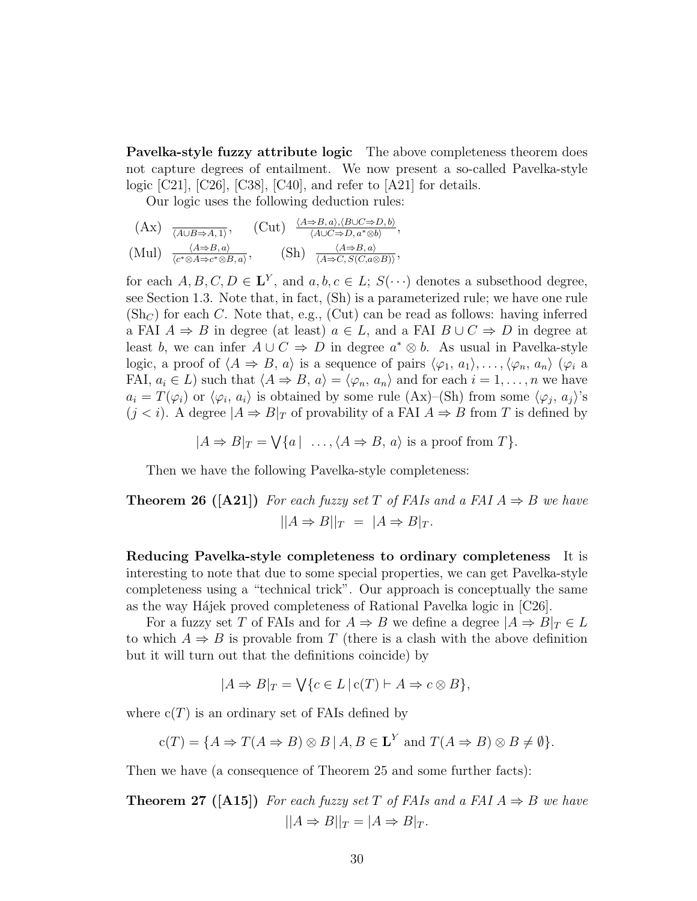**Pavelka-style fuzzy attribute logic** The above completeness theorem does not capture degrees of entailment. We now present a so-called Pavelka-style logic [C21], [C26], [C38], [C40], and refer to [A21] for details.

Our logic uses the following deduction rules:

$$\text{(Ax)}\quad \frac{}{\langle A \cup B \Rightarrow A, 1\rangle}, \qquad \text{(Cut)}\quad \frac{\langle A \Rightarrow B, a\rangle, \langle B \cup C \Rightarrow D, b\rangle}{\langle A \cup C \Rightarrow D, a^* \otimes b\rangle},$$

$$\text{(Mul)}\quad \frac{\langle A \Rightarrow B, a\rangle}{\langle c^* \otimes A \Rightarrow c^* \otimes B, a\rangle}, \qquad \text{(Sh)}\quad \frac{\langle A \Rightarrow B, a\rangle}{\langle A \Rightarrow C, S(C, a \otimes B)\rangle},$$

for each $A, B, C, D \in \mathbf{L}^Y$, and $a, b, c \in L$; $S(\cdots)$ denotes a subsethood degree, see Section 1.3. Note that, in fact, (Sh) is a parameterized rule; we have one rule ($\text{Sh}_C$) for each $C$. Note that, e.g., (Cut) can be read as follows: having inferred a FAI $A \Rightarrow B$ in degree (at least) $a \in L$, and a FAI $B \cup C \Rightarrow D$ in degree at least $b$, we can infer $A \cup C \Rightarrow D$ in degree $a^* \otimes b$. As usual in Pavelka-style logic, a proof of $\langle A \Rightarrow B,\, a\rangle$ is a sequence of pairs $\langle \varphi_1,\, a_1\rangle, \ldots, \langle \varphi_n,\, a_n\rangle$ ($\varphi_i$ a FAI, $a_i \in L$) such that $\langle A \Rightarrow B,\, a\rangle = \langle \varphi_n,\, a_n\rangle$ and for each $i = 1, \ldots, n$ we have $a_i = T(\varphi_i)$ or $\langle \varphi_i,\, a_i\rangle$ is obtained by some rule (Ax)–(Sh) from some $\langle \varphi_j,\, a_j\rangle$'s ($j < i$). A degree $|A \Rightarrow B|_T$ of provability of a FAI $A \Rightarrow B$ from $T$ is defined by

$$|A \Rightarrow B|_T = \bigvee\{a \mid \ \ldots, \langle A \Rightarrow B,\, a\rangle \text{ is a proof from } T\}.$$

Then we have the following Pavelka-style completeness:

**Theorem 26 ([A21])** *For each fuzzy set $T$ of FAIs and a FAI $A \Rightarrow B$ we have*

$$||A \Rightarrow B||_T \ = \ |A \Rightarrow B|_T.$$

**Reducing Pavelka-style completeness to ordinary completeness** It is interesting to note that due to some special properties, we can get Pavelka-style completeness using a "technical trick". Our approach is conceptually the same as the way Hájek proved completeness of Rational Pavelka logic in [C26].

For a fuzzy set $T$ of FAIs and for $A \Rightarrow B$ we define a degree $|A \Rightarrow B|_T \in L$ to which $A \Rightarrow B$ is provable from $T$ (there is a clash with the above definition but it will turn out that the definitions coincide) by

$$|A \Rightarrow B|_T = \bigvee\{c \in L \mid \mathrm{c}(T) \vdash A \Rightarrow c \otimes B\},$$

where $\mathrm{c}(T)$ is an ordinary set of FAIs defined by

$$\mathrm{c}(T) = \{A \Rightarrow T(A \Rightarrow B) \otimes B \mid A, B \in \mathbf{L}^Y \text{ and } T(A \Rightarrow B) \otimes B \neq \emptyset\}.$$

Then we have (a consequence of Theorem 25 and some further facts):

**Theorem 27 ([A15])** *For each fuzzy set $T$ of FAIs and a FAI $A \Rightarrow B$ we have*

$$||A \Rightarrow B||_T = |A \Rightarrow B|_T.$$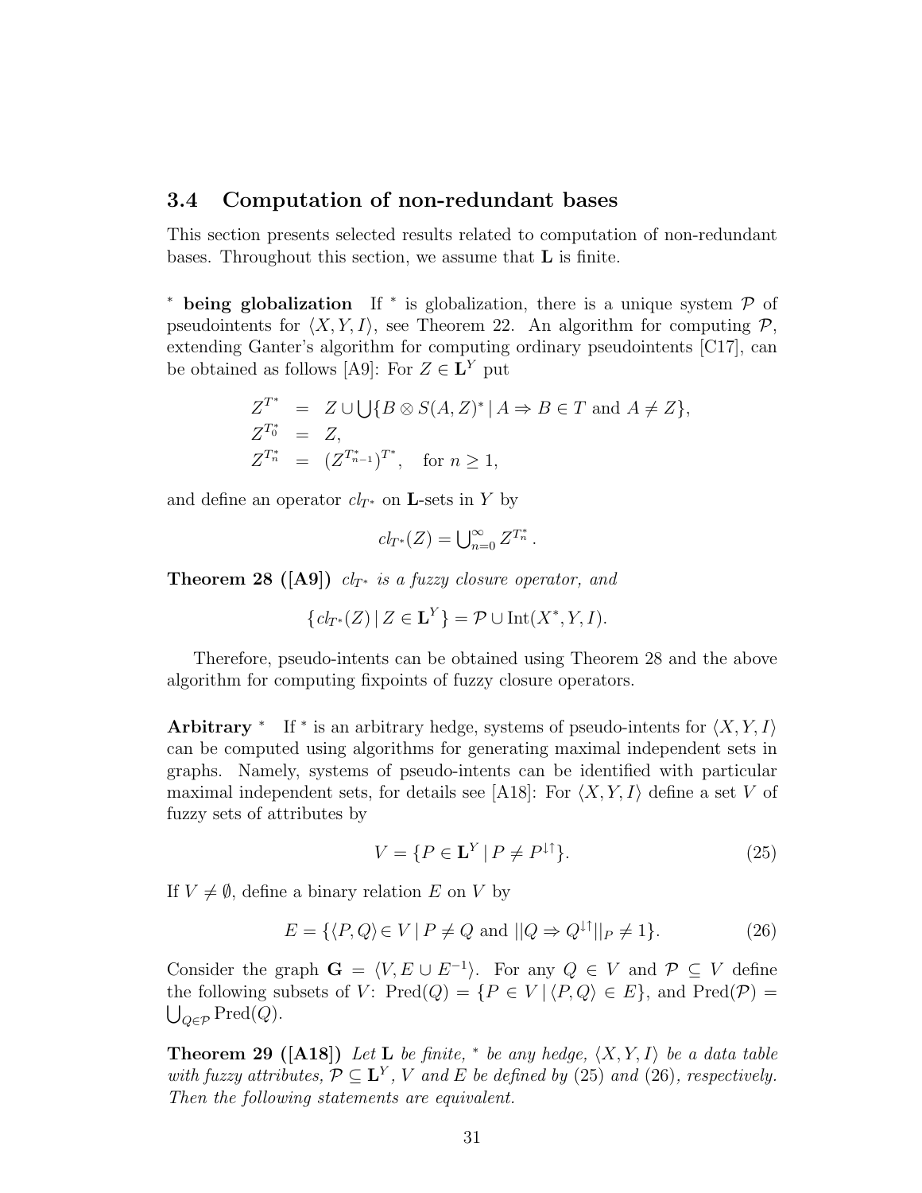### 3.4 Computation of non-redundant bases

This section presents selected results related to computation of non-redundant bases. Throughout this section, we assume that $\mathbf{L}$ is finite.

**$^*$ being globalization** If $^*$ is globalization, there is a unique system $\mathcal{P}$ of pseudointents for $\langle X, Y, I\rangle$, see Theorem 22. An algorithm for computing $\mathcal{P}$, extending Ganter's algorithm for computing ordinary pseudointents [C17], can be obtained as follows [A9]: For $Z \in \mathbf{L}^Y$ put

$$
\begin{aligned}
Z^{T^*} &= Z \cup \bigcup\{B \otimes S(A, Z)^* \mid A \Rightarrow B \in T \text{ and } A \neq Z\},\\
Z^{T^*_0} &= Z,\\
Z^{T^*_n} &= (Z^{T^*_{n-1}})^{T^*}, \quad \text{for } n \geq 1,
\end{aligned}
$$

and define an operator $cl_{T^*}$ on $\mathbf{L}$-sets in $Y$ by

$$
cl_{T^*}(Z) = \textstyle\bigcup_{n=0}^{\infty} Z^{T^*_n}.
$$

**Theorem 28 ([A9])** *$cl_{T^*}$ is a fuzzy closure operator, and*

$$
\{cl_{T^*}(Z) \mid Z \in \mathbf{L}^Y\} = \mathcal{P} \cup \mathrm{Int}(X^*, Y, I).
$$

Therefore, pseudo-intents can be obtained using Theorem 28 and the above algorithm for computing fixpoints of fuzzy closure operators.

**Arbitrary $^*$** If $^*$ is an arbitrary hedge, systems of pseudo-intents for $\langle X, Y, I\rangle$ can be computed using algorithms for generating maximal independent sets in graphs. Namely, systems of pseudo-intents can be identified with particular maximal independent sets, for details see [A18]: For $\langle X, Y, I\rangle$ define a set $V$ of fuzzy sets of attributes by

$$
V = \{P \in \mathbf{L}^Y \mid P \neq P^{\downarrow\uparrow}\}. \tag{25}
$$

If $V \neq \emptyset$, define a binary relation $E$ on $V$ by

$$
E = \{\langle P, Q\rangle \in V \mid P \neq Q \text{ and } ||Q \Rightarrow Q^{\downarrow\uparrow}||_P \neq 1\}. \tag{26}
$$

Consider the graph $\mathbf{G} = \langle V, E \cup E^{-1}\rangle$. For any $Q \in V$ and $\mathcal{P} \subseteq V$ define the following subsets of $V$: $\mathrm{Pred}(Q) = \{P \in V \mid \langle P, Q\rangle \in E\}$, and $\mathrm{Pred}(\mathcal{P}) = \bigcup_{Q \in \mathcal{P}} \mathrm{Pred}(Q)$.

**Theorem 29 ([A18])** *Let $\mathbf{L}$ be finite, $^*$ be any hedge, $\langle X, Y, I\rangle$ be a data table with fuzzy attributes, $\mathcal{P} \subseteq \mathbf{L}^Y$, $V$ and $E$ be defined by (25) and (26), respectively. Then the following statements are equivalent.*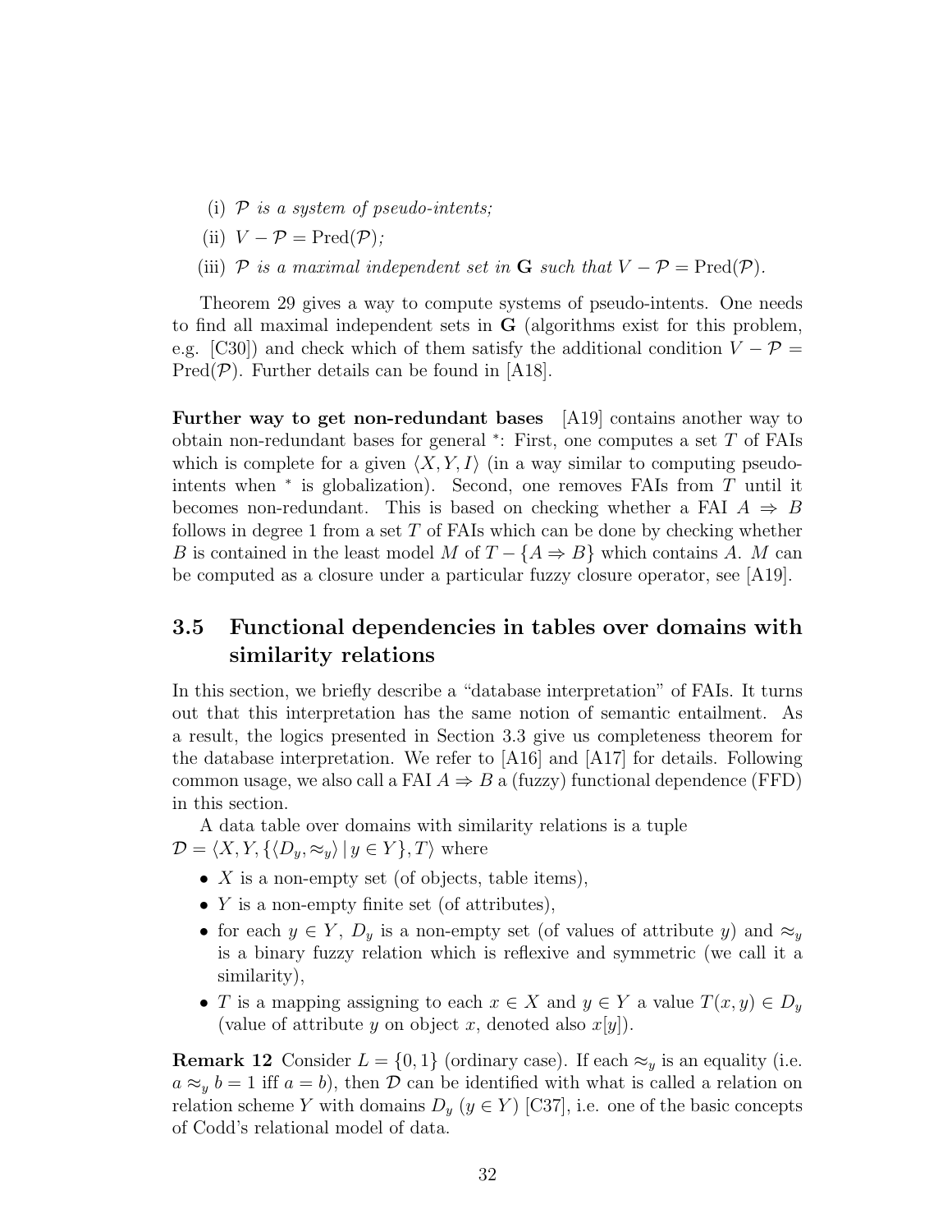(i) $\mathcal{P}$ *is a system of pseudo-intents;*

(ii) $V - \mathcal{P} = \text{Pred}(\mathcal{P})$*;*

(iii) $\mathcal{P}$ *is a maximal independent set in* $\mathbf{G}$ *such that* $V - \mathcal{P} = \text{Pred}(\mathcal{P})$.

Theorem 29 gives a way to compute systems of pseudo-intents. One needs to find all maximal independent sets in $\mathbf{G}$ (algorithms exist for this problem, e.g. [C30]) and check which of them satisfy the additional condition $V - \mathcal{P} = \text{Pred}(\mathcal{P})$. Further details can be found in [A18].

**Further way to get non-redundant bases** [A19] contains another way to obtain non-redundant bases for general $^*$: First, one computes a set $T$ of FAIs which is complete for a given $\langle X, Y, I \rangle$ (in a way similar to computing pseudo-intents when $^*$ is globalization). Second, one removes FAIs from $T$ until it becomes non-redundant. This is based on checking whether a FAI $A \Rightarrow B$ follows in degree 1 from a set $T$ of FAIs which can be done by checking whether $B$ is contained in the least model $M$ of $T - \{A \Rightarrow B\}$ which contains $A$. $M$ can be computed as a closure under a particular fuzzy closure operator, see [A19].

## 3.5 Functional dependencies in tables over domains with similarity relations

In this section, we briefly describe a "database interpretation" of FAIs. It turns out that this interpretation has the same notion of semantic entailment. As a result, the logics presented in Section 3.3 give us completeness theorem for the database interpretation. We refer to [A16] and [A17] for details. Following common usage, we also call a FAI $A \Rightarrow B$ a (fuzzy) functional dependence (FFD) in this section.

A data table over domains with similarity relations is a tuple $\mathcal{D} = \langle X, Y, \{\langle D_y, \approx_y \rangle \mid y \in Y\}, T \rangle$ where

- $X$ is a non-empty set (of objects, table items),
- $Y$ is a non-empty finite set (of attributes),
- for each $y \in Y$, $D_y$ is a non-empty set (of values of attribute $y$) and $\approx_y$ is a binary fuzzy relation which is reflexive and symmetric (we call it a similarity),
- $T$ is a mapping assigning to each $x \in X$ and $y \in Y$ a value $T(x, y) \in D_y$ (value of attribute $y$ on object $x$, denoted also $x[y]$).

**Remark 12** Consider $L = \{0, 1\}$ (ordinary case). If each $\approx_y$ is an equality (i.e. $a \approx_y b = 1$ iff $a = b$), then $\mathcal{D}$ can be identified with what is called a relation on relation scheme $Y$ with domains $D_y$ ($y \in Y$) [C37], i.e. one of the basic concepts of Codd's relational model of data.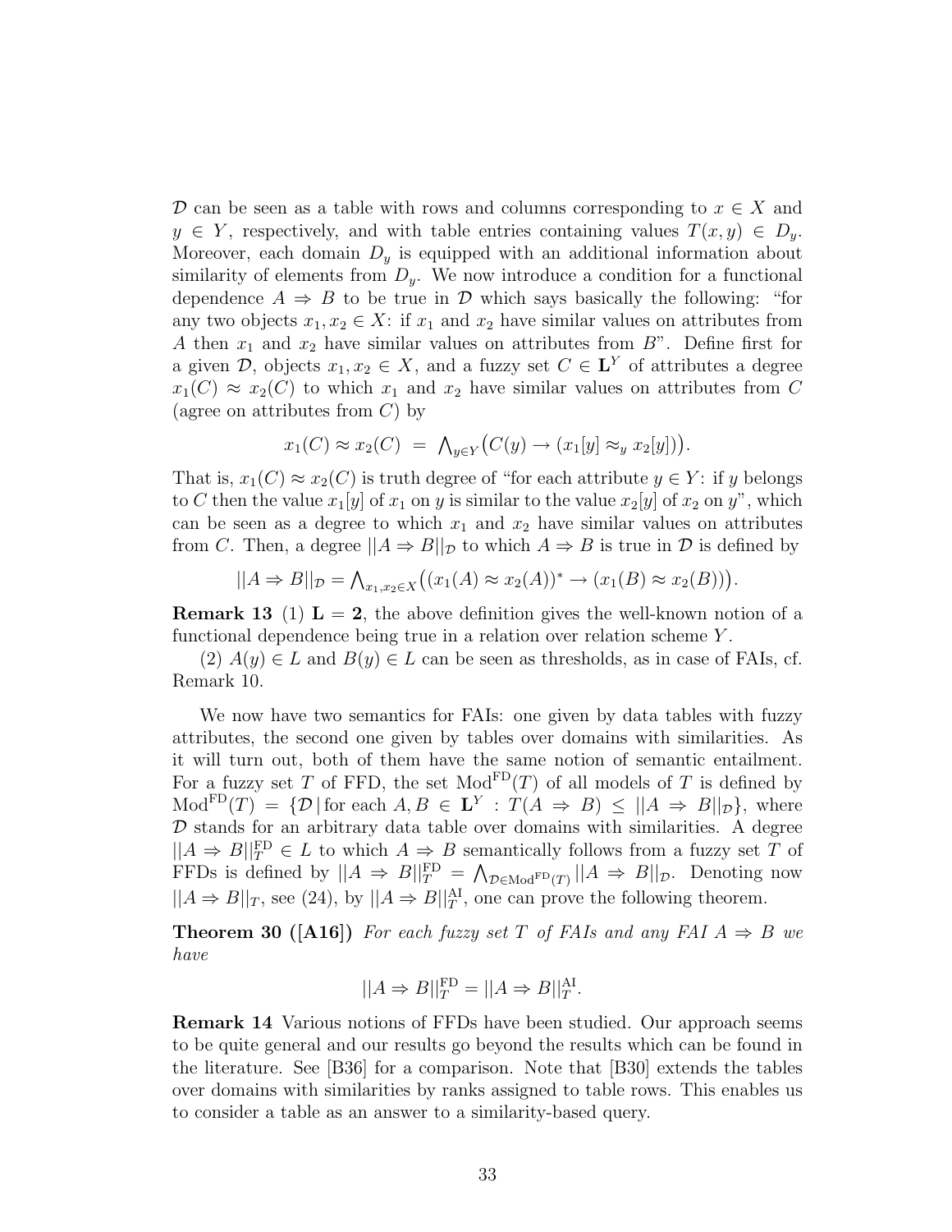$\mathcal{D}$ can be seen as a table with rows and columns corresponding to $x \in X$ and $y \in Y$, respectively, and with table entries containing values $T(x, y) \in D_y$. Moreover, each domain $D_y$ is equipped with an additional information about similarity of elements from $D_y$. We now introduce a condition for a functional dependence $A \Rightarrow B$ to be true in $\mathcal{D}$ which says basically the following: "for any two objects $x_1, x_2 \in X$: if $x_1$ and $x_2$ have similar values on attributes from $A$ then $x_1$ and $x_2$ have similar values on attributes from $B$". Define first for a given $\mathcal{D}$, objects $x_1, x_2 \in X$, and a fuzzy set $C \in \mathbf{L}^Y$ of attributes a degree $x_1(C) \approx x_2(C)$ to which $x_1$ and $x_2$ have similar values on attributes from $C$ (agree on attributes from $C$) by

$$x_1(C) \approx x_2(C) \;=\; \textstyle\bigwedge_{y \in Y}\bigl(C(y) \rightarrow (x_1[y] \approx_y x_2[y])\bigr).$$

That is, $x_1(C) \approx x_2(C)$ is truth degree of "for each attribute $y \in Y$: if $y$ belongs to $C$ then the value $x_1[y]$ of $x_1$ on $y$ is similar to the value $x_2[y]$ of $x_2$ on $y$", which can be seen as a degree to which $x_1$ and $x_2$ have similar values on attributes from $C$. Then, a degree $||A \Rightarrow B||_{\mathcal{D}}$ to which $A \Rightarrow B$ is true in $\mathcal{D}$ is defined by

$$||A \Rightarrow B||_{\mathcal{D}} = \textstyle\bigwedge_{x_1, x_2 \in X}\bigl((x_1(A) \approx x_2(A))^* \rightarrow (x_1(B) \approx x_2(B))\bigr).$$

**Remark 13** (1) $\mathbf{L} = \mathbf{2}$, the above definition gives the well-known notion of a functional dependence being true in a relation over relation scheme $Y$.

(2) $A(y) \in L$ and $B(y) \in L$ can be seen as thresholds, as in case of FAIs, cf. Remark 10.

We now have two semantics for FAIs: one given by data tables with fuzzy attributes, the second one given by tables over domains with similarities. As it will turn out, both of them have the same notion of semantic entailment. For a fuzzy set $T$ of FFD, the set $\mathrm{Mod}^{\mathrm{FD}}(T)$ of all models of $T$ is defined by $\mathrm{Mod}^{\mathrm{FD}}(T) = \{\mathcal{D} \,|\, \text{for each } A, B \in \mathbf{L}^Y : T(A \Rightarrow B) \leq ||A \Rightarrow B||_{\mathcal{D}}\}$, where $\mathcal{D}$ stands for an arbitrary data table over domains with similarities. A degree $||A \Rightarrow B||_T^{\mathrm{FD}} \in L$ to which $A \Rightarrow B$ semantically follows from a fuzzy set $T$ of FFDs is defined by $||A \Rightarrow B||_T^{\mathrm{FD}} = \bigwedge_{\mathcal{D} \in \mathrm{Mod}^{\mathrm{FD}}(T)} ||A \Rightarrow B||_{\mathcal{D}}$. Denoting now $||A \Rightarrow B||_T$, see (24), by $||A \Rightarrow B||_T^{\mathrm{AI}}$, one can prove the following theorem.

**Theorem 30 ([A16])** *For each fuzzy set $T$ of FAIs and any FAI $A \Rightarrow B$ we have*

$$||A \Rightarrow B||_T^{\mathrm{FD}} = ||A \Rightarrow B||_T^{\mathrm{AI}}.$$

**Remark 14** Various notions of FFDs have been studied. Our approach seems to be quite general and our results go beyond the results which can be found in the literature. See [B36] for a comparison. Note that [B30] extends the tables over domains with similarities by ranks assigned to table rows. This enables us to consider a table as an answer to a similarity-based query.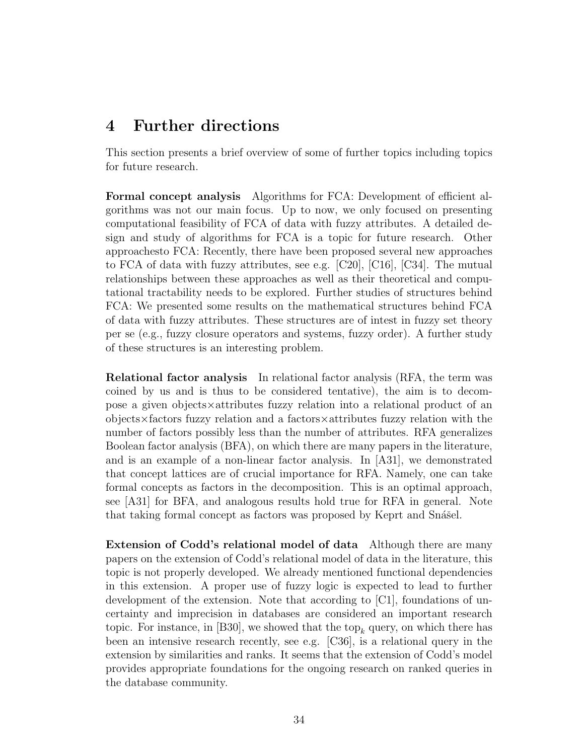# 4 Further directions

This section presents a brief overview of some of further topics including topics for future research.

**Formal concept analysis** Algorithms for FCA: Development of efficient algorithms was not our main focus. Up to now, we only focused on presenting computational feasibility of FCA of data with fuzzy attributes. A detailed design and study of algorithms for FCA is a topic for future research. Other approachesto FCA: Recently, there have been proposed several new approaches to FCA of data with fuzzy attributes, see e.g. [C20], [C16], [C34]. The mutual relationships between these approaches as well as their theoretical and computational tractability needs to be explored. Further studies of structures behind FCA: We presented some results on the mathematical structures behind FCA of data with fuzzy attributes. These structures are of intest in fuzzy set theory per se (e.g., fuzzy closure operators and systems, fuzzy order). A further study of these structures is an interesting problem.

**Relational factor analysis** In relational factor analysis (RFA, the term was coined by us and is thus to be considered tentative), the aim is to decompose a given objects×attributes fuzzy relation into a relational product of an objects×factors fuzzy relation and a factors×attributes fuzzy relation with the number of factors possibly less than the number of attributes. RFA generalizes Boolean factor analysis (BFA), on which there are many papers in the literature, and is an example of a non-linear factor analysis. In [A31], we demonstrated that concept lattices are of crucial importance for RFA. Namely, one can take formal concepts as factors in the decomposition. This is an optimal approach, see [A31] for BFA, and analogous results hold true for RFA in general. Note that taking formal concept as factors was proposed by Keprt and Snášel.

**Extension of Codd's relational model of data** Although there are many papers on the extension of Codd's relational model of data in the literature, this topic is not properly developed. We already mentioned functional dependencies in this extension. A proper use of fuzzy logic is expected to lead to further development of the extension. Note that according to [C1], foundations of uncertainty and imprecision in databases are considered an important research topic. For instance, in [B30], we showed that the $\text{top}_k$ query, on which there has been an intensive research recently, see e.g. [C36], is a relational query in the extension by similarities and ranks. It seems that the extension of Codd's model provides appropriate foundations for the ongoing research on ranked queries in the database community.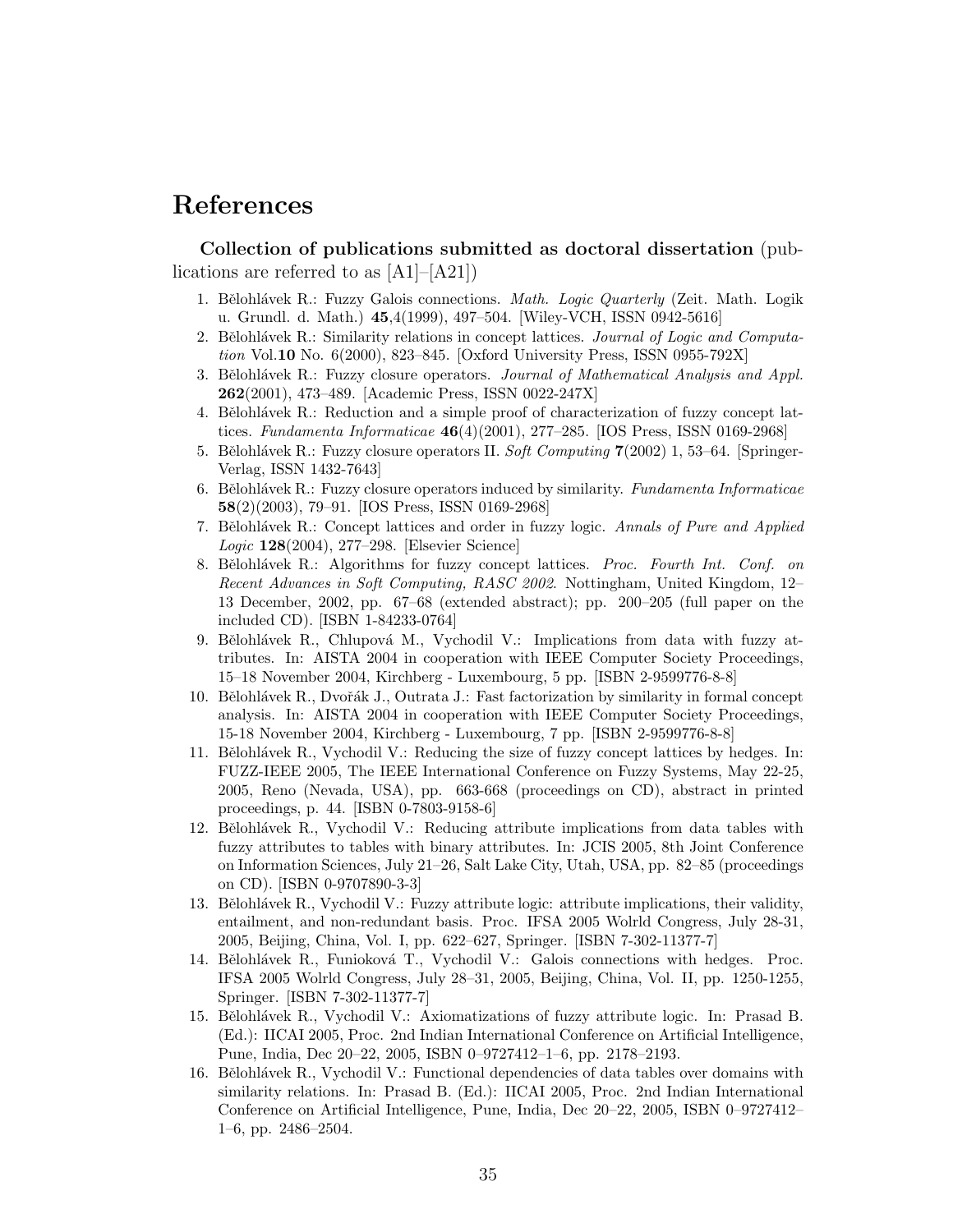# References

**Collection of publications submitted as doctoral dissertation** (publications are referred to as [A1]–[A21])

1. Bělohlávek R.: Fuzzy Galois connections. *Math. Logic Quarterly* (Zeit. Math. Logik u. Grundl. d. Math.) **45**,4(1999), 497–504. [Wiley-VCH, ISSN 0942-5616]
2. Bělohlávek R.: Similarity relations in concept lattices. *Journal of Logic and Computation* Vol.**10** No. 6(2000), 823–845. [Oxford University Press, ISSN 0955-792X]
3. Bělohlávek R.: Fuzzy closure operators. *Journal of Mathematical Analysis and Appl.* **262**(2001), 473–489. [Academic Press, ISSN 0022-247X]
4. Bělohlávek R.: Reduction and a simple proof of characterization of fuzzy concept lattices. *Fundamenta Informaticae* **46**(4)(2001), 277–285. [IOS Press, ISSN 0169-2968]
5. Bělohlávek R.: Fuzzy closure operators II. *Soft Computing* **7**(2002) 1, 53–64. [Springer-Verlag, ISSN 1432-7643]
6. Bělohlávek R.: Fuzzy closure operators induced by similarity. *Fundamenta Informaticae* **58**(2)(2003), 79–91. [IOS Press, ISSN 0169-2968]
7. Bělohlávek R.: Concept lattices and order in fuzzy logic. *Annals of Pure and Applied Logic* **128**(2004), 277–298. [Elsevier Science]
8. Bělohlávek R.: Algorithms for fuzzy concept lattices. *Proc. Fourth Int. Conf. on Recent Advances in Soft Computing, RASC 2002*. Nottingham, United Kingdom, 12–13 December, 2002, pp. 67–68 (extended abstract); pp. 200–205 (full paper on the included CD). [ISBN 1-84233-0764]
9. Bělohlávek R., Chlupová M., Vychodil V.: Implications from data with fuzzy attributes. In: AISTA 2004 in cooperation with IEEE Computer Society Proceedings, 15–18 November 2004, Kirchberg - Luxembourg, 5 pp. [ISBN 2-9599776-8-8]
10. Bělohlávek R., Dvořák J., Outrata J.: Fast factorization by similarity in formal concept analysis. In: AISTA 2004 in cooperation with IEEE Computer Society Proceedings, 15-18 November 2004, Kirchberg - Luxembourg, 7 pp. [ISBN 2-9599776-8-8]
11. Bělohlávek R., Vychodil V.: Reducing the size of fuzzy concept lattices by hedges. In: FUZZ-IEEE 2005, The IEEE International Conference on Fuzzy Systems, May 22-25, 2005, Reno (Nevada, USA), pp. 663-668 (proceedings on CD), abstract in printed proceedings, p. 44. [ISBN 0-7803-9158-6]
12. Bělohlávek R., Vychodil V.: Reducing attribute implications from data tables with fuzzy attributes to tables with binary attributes. In: JCIS 2005, 8th Joint Conference on Information Sciences, July 21–26, Salt Lake City, Utah, USA, pp. 82–85 (proceedings on CD). [ISBN 0-9707890-3-3]
13. Bělohlávek R., Vychodil V.: Fuzzy attribute logic: attribute implications, their validity, entailment, and non-redundant basis. Proc. IFSA 2005 Wolrld Congress, July 28-31, 2005, Beijing, China, Vol. I, pp. 622–627, Springer. [ISBN 7-302-11377-7]
14. Bělohlávek R., Funioková T., Vychodil V.: Galois connections with hedges. Proc. IFSA 2005 Wolrld Congress, July 28–31, 2005, Beijing, China, Vol. II, pp. 1250-1255, Springer. [ISBN 7-302-11377-7]
15. Bělohlávek R., Vychodil V.: Axiomatizations of fuzzy attribute logic. In: Prasad B. (Ed.): IICAI 2005, Proc. 2nd Indian International Conference on Artificial Intelligence, Pune, India, Dec 20–22, 2005, ISBN 0–9727412–1–6, pp. 2178–2193.
16. Bělohlávek R., Vychodil V.: Functional dependencies of data tables over domains with similarity relations. In: Prasad B. (Ed.): IICAI 2005, Proc. 2nd Indian International Conference on Artificial Intelligence, Pune, India, Dec 20–22, 2005, ISBN 0–9727412–1–6, pp. 2486–2504.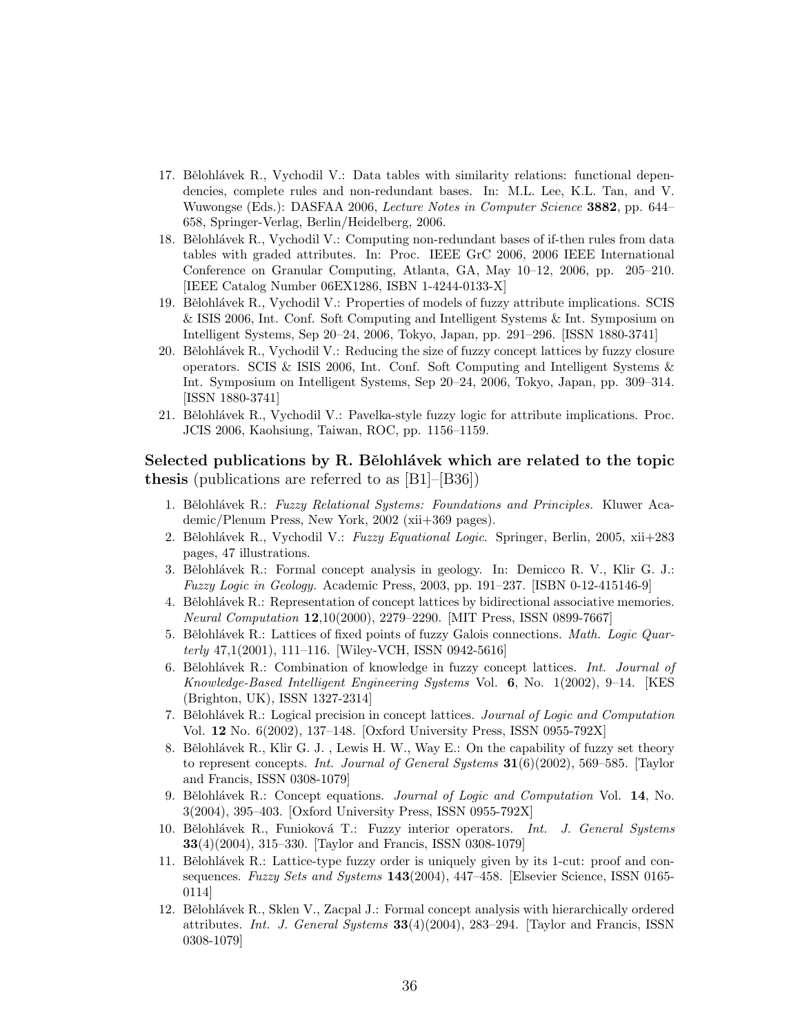17. Bělohlávek R., Vychodil V.: Data tables with similarity relations: functional dependencies, complete rules and non-redundant bases. In: M.L. Lee, K.L. Tan, and V. Wuwongse (Eds.): DASFAA 2006, *Lecture Notes in Computer Science* **3882**, pp. 644–658, Springer-Verlag, Berlin/Heidelberg, 2006.
18. Bělohlávek R., Vychodil V.: Computing non-redundant bases of if-then rules from data tables with graded attributes. In: Proc. IEEE GrC 2006, 2006 IEEE International Conference on Granular Computing, Atlanta, GA, May 10–12, 2006, pp. 205–210. [IEEE Catalog Number 06EX1286, ISBN 1-4244-0133-X]
19. Bělohlávek R., Vychodil V.: Properties of models of fuzzy attribute implications. SCIS & ISIS 2006, Int. Conf. Soft Computing and Intelligent Systems & Int. Symposium on Intelligent Systems, Sep 20–24, 2006, Tokyo, Japan, pp. 291–296. [ISSN 1880-3741]
20. Bělohlávek R., Vychodil V.: Reducing the size of fuzzy concept lattices by fuzzy closure operators. SCIS & ISIS 2006, Int. Conf. Soft Computing and Intelligent Systems & Int. Symposium on Intelligent Systems, Sep 20–24, 2006, Tokyo, Japan, pp. 309–314. [ISSN 1880-3741]
21. Bělohlávek R., Vychodil V.: Pavelka-style fuzzy logic for attribute implications. Proc. JCIS 2006, Kaohsiung, Taiwan, ROC, pp. 1156–1159.

**Selected publications by R. Bělohlávek which are related to the topic thesis** (publications are referred to as [B1]–[B36])

1. Bělohlávek R.: *Fuzzy Relational Systems: Foundations and Principles.* Kluwer Academic/Plenum Press, New York, 2002 (xii+369 pages).
2. Bělohlávek R., Vychodil V.: *Fuzzy Equational Logic.* Springer, Berlin, 2005, xii+283 pages, 47 illustrations.
3. Bělohlávek R.: Formal concept analysis in geology. In: Demicco R. V., Klir G. J.: *Fuzzy Logic in Geology.* Academic Press, 2003, pp. 191–237. [ISBN 0-12-415146-9]
4. Bělohlávek R.: Representation of concept lattices by bidirectional associative memories. *Neural Computation* **12**,10(2000), 2279–2290. [MIT Press, ISSN 0899-7667]
5. Bělohlávek R.: Lattices of fixed points of fuzzy Galois connections. *Math. Logic Quarterly* 47,1(2001), 111–116. [Wiley-VCH, ISSN 0942-5616]
6. Bělohlávek R.: Combination of knowledge in fuzzy concept lattices. *Int. Journal of Knowledge-Based Intelligent Engineering Systems* Vol. **6**, No. 1(2002), 9–14. [KES (Brighton, UK), ISSN 1327-2314]
7. Bělohlávek R.: Logical precision in concept lattices. *Journal of Logic and Computation* Vol. **12** No. 6(2002), 137–148. [Oxford University Press, ISSN 0955-792X]
8. Bělohlávek R., Klir G. J. , Lewis H. W., Way E.: On the capability of fuzzy set theory to represent concepts. *Int. Journal of General Systems* **31**(6)(2002), 569–585. [Taylor and Francis, ISSN 0308-1079]
9. Bělohlávek R.: Concept equations. *Journal of Logic and Computation* Vol. **14**, No. 3(2004), 395–403. [Oxford University Press, ISSN 0955-792X]
10. Bělohlávek R., Funioková T.: Fuzzy interior operators. *Int. J. General Systems* **33**(4)(2004), 315–330. [Taylor and Francis, ISSN 0308-1079]
11. Bělohlávek R.: Lattice-type fuzzy order is uniquely given by its 1-cut: proof and consequences. *Fuzzy Sets and Systems* **143**(2004), 447–458. [Elsevier Science, ISSN 0165-0114]
12. Bělohlávek R., Sklen V., Zacpal J.: Formal concept analysis with hierarchically ordered attributes. *Int. J. General Systems* **33**(4)(2004), 283–294. [Taylor and Francis, ISSN 0308-1079]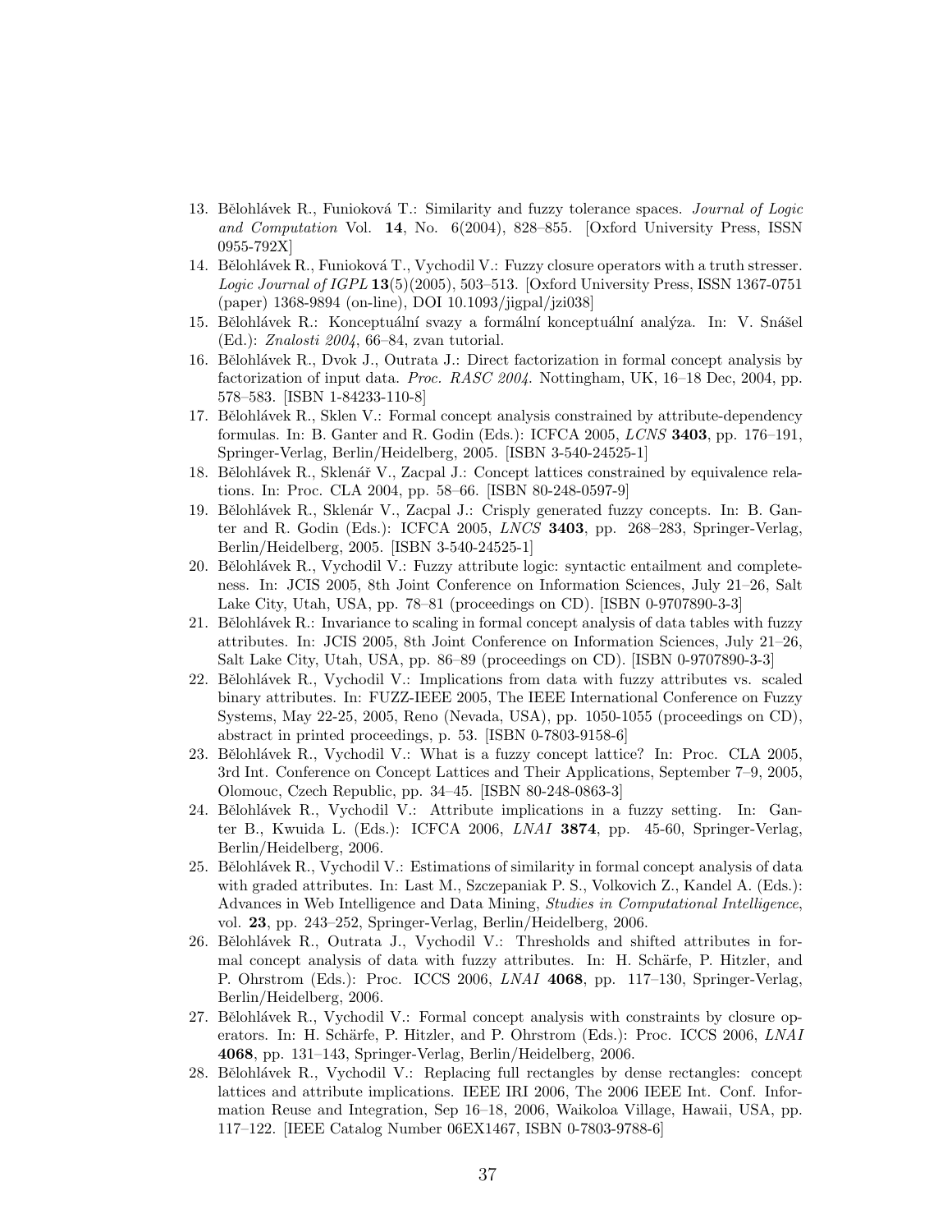13. Bělohlávek R., Funioková T.: Similarity and fuzzy tolerance spaces. *Journal of Logic and Computation* Vol. **14**, No. 6(2004), 828–855. [Oxford University Press, ISSN 0955-792X]
14. Bělohlávek R., Funioková T., Vychodil V.: Fuzzy closure operators with a truth stresser. *Logic Journal of IGPL* **13**(5)(2005), 503–513. [Oxford University Press, ISSN 1367-0751 (paper) 1368-9894 (on-line), DOI 10.1093/jigpal/jzi038]
15. Bělohlávek R.: Konceptuální svazy a formální konceptuální analýza. In: V. Snášel (Ed.): *Znalosti 2004*, 66–84, zvan tutorial.
16. Bělohlávek R., Dvok J., Outrata J.: Direct factorization in formal concept analysis by factorization of input data. *Proc. RASC 2004*. Nottingham, UK, 16–18 Dec, 2004, pp. 578–583. [ISBN 1-84233-110-8]
17. Bělohlávek R., Sklen V.: Formal concept analysis constrained by attribute-dependency formulas. In: B. Ganter and R. Godin (Eds.): ICFCA 2005, *LCNS* **3403**, pp. 176–191, Springer-Verlag, Berlin/Heidelberg, 2005. [ISBN 3-540-24525-1]
18. Bělohlávek R., Sklenář V., Zacpal J.: Concept lattices constrained by equivalence relations. In: Proc. CLA 2004, pp. 58–66. [ISBN 80-248-0597-9]
19. Bělohlávek R., Sklenár V., Zacpal J.: Crisply generated fuzzy concepts. In: B. Ganter and R. Godin (Eds.): ICFCA 2005, *LNCS* **3403**, pp. 268–283, Springer-Verlag, Berlin/Heidelberg, 2005. [ISBN 3-540-24525-1]
20. Bělohlávek R., Vychodil V.: Fuzzy attribute logic: syntactic entailment and completeness. In: JCIS 2005, 8th Joint Conference on Information Sciences, July 21–26, Salt Lake City, Utah, USA, pp. 78–81 (proceedings on CD). [ISBN 0-9707890-3-3]
21. Bělohlávek R.: Invariance to scaling in formal concept analysis of data tables with fuzzy attributes. In: JCIS 2005, 8th Joint Conference on Information Sciences, July 21–26, Salt Lake City, Utah, USA, pp. 86–89 (proceedings on CD). [ISBN 0-9707890-3-3]
22. Bělohlávek R., Vychodil V.: Implications from data with fuzzy attributes vs. scaled binary attributes. In: FUZZ-IEEE 2005, The IEEE International Conference on Fuzzy Systems, May 22-25, 2005, Reno (Nevada, USA), pp. 1050-1055 (proceedings on CD), abstract in printed proceedings, p. 53. [ISBN 0-7803-9158-6]
23. Bělohlávek R., Vychodil V.: What is a fuzzy concept lattice? In: Proc. CLA 2005, 3rd Int. Conference on Concept Lattices and Their Applications, September 7–9, 2005, Olomouc, Czech Republic, pp. 34–45. [ISBN 80-248-0863-3]
24. Bělohlávek R., Vychodil V.: Attribute implications in a fuzzy setting. In: Ganter B., Kwuida L. (Eds.): ICFCA 2006, *LNAI* **3874**, pp. 45-60, Springer-Verlag, Berlin/Heidelberg, 2006.
25. Bělohlávek R., Vychodil V.: Estimations of similarity in formal concept analysis of data with graded attributes. In: Last M., Szczepaniak P. S., Volkovich Z., Kandel A. (Eds.): Advances in Web Intelligence and Data Mining, *Studies in Computational Intelligence*, vol. **23**, pp. 243–252, Springer-Verlag, Berlin/Heidelberg, 2006.
26. Bělohlávek R., Outrata J., Vychodil V.: Thresholds and shifted attributes in formal concept analysis of data with fuzzy attributes. In: H. Schärfe, P. Hitzler, and P. Ohrstrom (Eds.): Proc. ICCS 2006, *LNAI* **4068**, pp. 117–130, Springer-Verlag, Berlin/Heidelberg, 2006.
27. Bělohlávek R., Vychodil V.: Formal concept analysis with constraints by closure operators. In: H. Schärfe, P. Hitzler, and P. Ohrstrom (Eds.): Proc. ICCS 2006, *LNAI* **4068**, pp. 131–143, Springer-Verlag, Berlin/Heidelberg, 2006.
28. Bělohlávek R., Vychodil V.: Replacing full rectangles by dense rectangles: concept lattices and attribute implications. IEEE IRI 2006, The 2006 IEEE Int. Conf. Information Reuse and Integration, Sep 16–18, 2006, Waikoloa Village, Hawaii, USA, pp. 117–122. [IEEE Catalog Number 06EX1467, ISBN 0-7803-9788-6]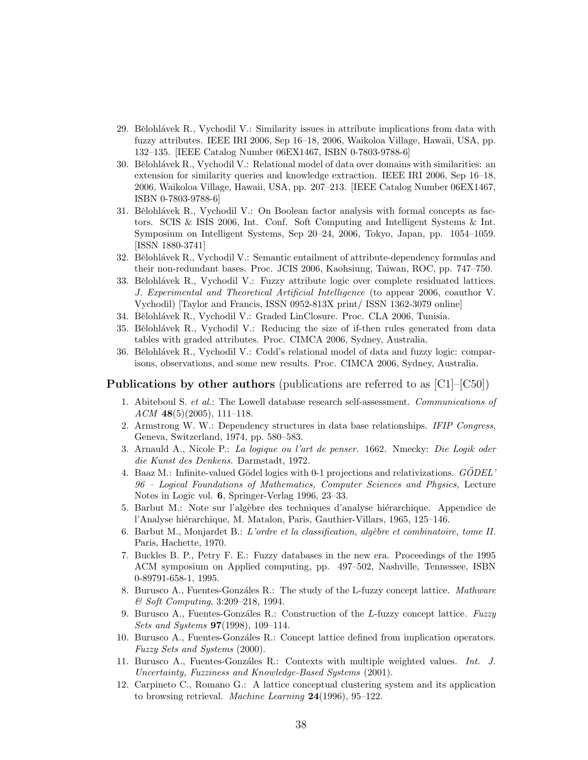29. Bělohlávek R., Vychodil V.: Similarity issues in attribute implications from data with fuzzy attributes. IEEE IRI 2006, Sep 16–18, 2006, Waikoloa Village, Hawaii, USA, pp. 132–135. [IEEE Catalog Number 06EX1467, ISBN 0-7803-9788-6]
30. Bělohlávek R., Vychodil V.: Relational model of data over domains with similarities: an extension for similarity queries and knowledge extraction. IEEE IRI 2006, Sep 16–18, 2006, Waikoloa Village, Hawaii, USA, pp. 207–213. [IEEE Catalog Number 06EX1467, ISBN 0-7803-9788-6]
31. Bělohlávek R., Vychodil V.: On Boolean factor analysis with formal concepts as factors. SCIS & ISIS 2006, Int. Conf. Soft Computing and Intelligent Systems & Int. Symposium on Intelligent Systems, Sep 20–24, 2006, Tokyo, Japan, pp. 1054–1059. [ISSN 1880-3741]
32. Bělohlávek R., Vychodil V.: Semantic entailment of attribute-dependency formulas and their non-redundant bases. Proc. JCIS 2006, Kaohsiung, Taiwan, ROC, pp. 747–750.
33. Bělohlávek R., Vychodil V.: Fuzzy attribute logic over complete residuated lattices. *J. Experimental and Theoretical Artificial Intelligence* (to appear 2006, coauthor V. Vychodil) [Taylor and Francis, ISSN 0952-813X print/ ISSN 1362-3079 online]
34. Bělohlávek R., Vychodil V.: Graded LinClosure. Proc. CLA 2006, Tunisia.
35. Bělohlávek R., Vychodil V.: Reducing the size of if-then rules generated from data tables with graded attributes. Proc. CIMCA 2006, Sydney, Australia.
36. Bělohlávek R., Vychodil V.: Codd's relational model of data and fuzzy logic: comparisons, observations, and some new results. Proc. CIMCA 2006, Sydney, Australia.

**Publications by other authors** (publications are referred to as [C1]–[C50])

1. Abiteboul S. *et al.*: The Lowell database research self-assessment. *Communications of ACM* **48**(5)(2005), 111–118.
2. Armstrong W. W.: Dependency structures in data base relationships. *IFIP Congress*, Geneva, Switzerland, 1974, pp. 580–583.
3. Arnauld A., Nicole P.: *La logique ou l'art de penser.* 1662. Nmecky: *Die Logik oder die Kunst des Denkens.* Darmstadt, 1972.
4. Baaz M.: Infinite-valued Gödel logics with 0-1 projections and relativizations. *GÖDEL' 96 – Logical Foundations of Mathematics, Computer Sciences and Physics,* Lecture Notes in Logic vol. **6**, Springer-Verlag 1996, 23–33.
5. Barbut M.: Note sur l'algèbre des techniques d'analyse hiérarchique. Appendice de l'Analyse hiérarchique, M. Matalon, Paris, Gauthier-Villars, 1965, 125–146.
6. Barbut M., Monjardet B.: *L'ordre et la classification, algèbre et combinatoire, tome II.* Paris, Hachette, 1970.
7. Buckles B. P., Petry F. E.: Fuzzy databases in the new era. Proceedings of the 1995 ACM symposium on Applied computing, pp. 497–502, Nashville, Tennessee, ISBN 0-89791-658-1, 1995.
8. Burusco A., Fuentes-Gonzáles R.: The study of the L-fuzzy concept lattice. *Mathware & Soft Computing*, 3:209–218, 1994.
9. Burusco A., Fuentes-Gonzáles R.: Construction of the *L*-fuzzy concept lattice. *Fuzzy Sets and Systems* **97**(1998), 109–114.
10. Burusco A., Fuentes-Gonzáles R.: Concept lattice defined from implication operators. *Fuzzy Sets and Systems* (2000).
11. Burusco A., Fuentes-Gonzáles R.: Contexts with multiple weighted values. *Int. J. Uncertainty, Fuzziness and Knowledge-Based Systems* (2001).
12. Carpineto C., Romano G.: A lattice conceptual clustering system and its application to browsing retrieval. *Machine Learning* **24**(1996), 95–122.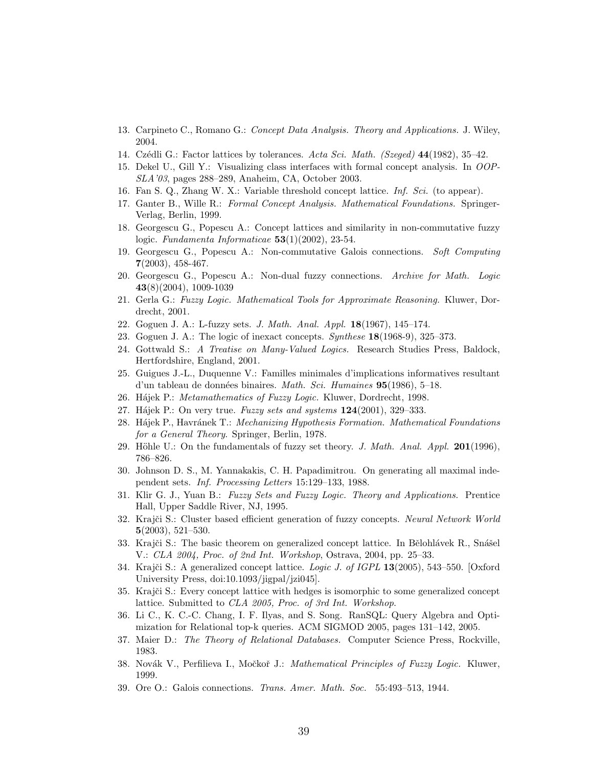13. Carpineto C., Romano G.: *Concept Data Analysis. Theory and Applications.* J. Wiley, 2004.
14. Czédli G.: Factor lattices by tolerances. *Acta Sci. Math. (Szeged)* **44**(1982), 35–42.
15. Dekel U., Gill Y.: Visualizing class interfaces with formal concept analysis. In *OOP-SLA'03*, pages 288–289, Anaheim, CA, October 2003.
16. Fan S. Q., Zhang W. X.: Variable threshold concept lattice. *Inf. Sci.* (to appear).
17. Ganter B., Wille R.: *Formal Concept Analysis. Mathematical Foundations.* Springer-Verlag, Berlin, 1999.
18. Georgescu G., Popescu A.: Concept lattices and similarity in non-commutative fuzzy logic. *Fundamenta Informaticae* **53**(1)(2002), 23-54.
19. Georgescu G., Popescu A.: Non-commutative Galois connections. *Soft Computing* **7**(2003), 458-467.
20. Georgescu G., Popescu A.: Non-dual fuzzy connections. *Archive for Math. Logic* **43**(8)(2004), 1009-1039
21. Gerla G.: *Fuzzy Logic. Mathematical Tools for Approximate Reasoning.* Kluwer, Dordrecht, 2001.
22. Goguen J. A.: L-fuzzy sets. *J. Math. Anal. Appl.* **18**(1967), 145–174.
23. Goguen J. A.: The logic of inexact concepts. *Synthese* **18**(1968-9), 325–373.
24. Gottwald S.: *A Treatise on Many-Valued Logics.* Research Studies Press, Baldock, Hertfordshire, England, 2001.
25. Guigues J.-L., Duquenne V.: Familles minimales d'implications informatives resultant d'un tableau de données binaires. *Math. Sci. Humaines* **95**(1986), 5–18.
26. Hájek P.: *Metamathematics of Fuzzy Logic.* Kluwer, Dordrecht, 1998.
27. Hájek P.: On very true. *Fuzzy sets and systems* **124**(2001), 329–333.
28. Hájek P., Havránek T.: *Mechanizing Hypothesis Formation. Mathematical Foundations for a General Theory.* Springer, Berlin, 1978.
29. Höhle U.: On the fundamentals of fuzzy set theory. *J. Math. Anal. Appl.* **201**(1996), 786–826.
30. Johnson D. S., M. Yannakakis, C. H. Papadimitrou. On generating all maximal independent sets. *Inf. Processing Letters* 15:129–133, 1988.
31. Klir G. J., Yuan B.: *Fuzzy Sets and Fuzzy Logic. Theory and Applications.* Prentice Hall, Upper Saddle River, NJ, 1995.
32. Krajči S.: Cluster based efficient generation of fuzzy concepts. *Neural Network World* **5**(2003), 521–530.
33. Krajči S.: The basic theorem on generalized concept lattice. In Bělohlávek R., Snášel V.: *CLA 2004, Proc. of 2nd Int. Workshop*, Ostrava, 2004, pp. 25–33.
34. Krajči S.: A generalized concept lattice. *Logic J. of IGPL* **13**(2005), 543–550. [Oxford University Press, doi:10.1093/jigpal/jzi045].
35. Krajči S.: Every concept lattice with hedges is isomorphic to some generalized concept lattice. Submitted to *CLA 2005, Proc. of 3rd Int. Workshop*.
36. Li C., K. C.-C. Chang, I. F. Ilyas, and S. Song. RanSQL: Query Algebra and Optimization for Relational top-k queries. ACM SIGMOD 2005, pages 131–142, 2005.
37. Maier D.: *The Theory of Relational Databases.* Computer Science Press, Rockville, 1983.
38. Novák V., Perfilieva I., Močkoř J.: *Mathematical Principles of Fuzzy Logic.* Kluwer, 1999.
39. Ore O.: Galois connections. *Trans. Amer. Math. Soc.* 55:493–513, 1944.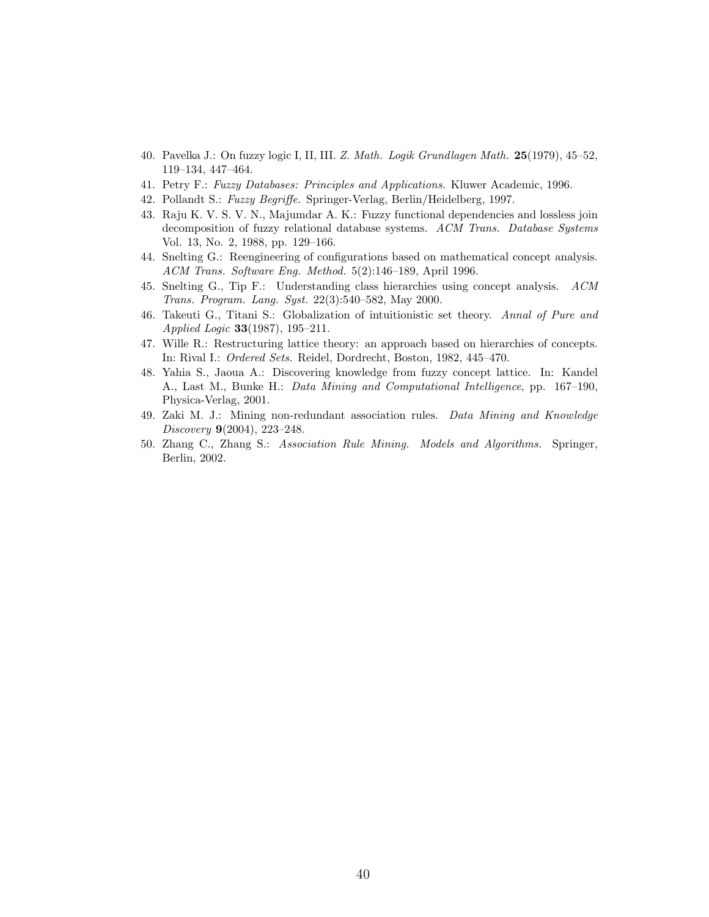40. Pavelka J.: On fuzzy logic I, II, III. *Z. Math. Logik Grundlagen Math.* **25**(1979), 45–52, 119–134, 447–464.
41. Petry F.: *Fuzzy Databases: Principles and Applications.* Kluwer Academic, 1996.
42. Pollandt S.: *Fuzzy Begriffe.* Springer-Verlag, Berlin/Heidelberg, 1997.
43. Raju K. V. S. V. N., Majumdar A. K.: Fuzzy functional dependencies and lossless join decomposition of fuzzy relational database systems. *ACM Trans. Database Systems* Vol. 13, No. 2, 1988, pp. 129–166.
44. Snelting G.: Reengineering of configurations based on mathematical concept analysis. *ACM Trans. Software Eng. Method.* 5(2):146–189, April 1996.
45. Snelting G., Tip F.: Understanding class hierarchies using concept analysis. *ACM Trans. Program. Lang. Syst.* 22(3):540–582, May 2000.
46. Takeuti G., Titani S.: Globalization of intuitionistic set theory. *Annal of Pure and Applied Logic* **33**(1987), 195–211.
47. Wille R.: Restructuring lattice theory: an approach based on hierarchies of concepts. In: Rival I.: *Ordered Sets.* Reidel, Dordrecht, Boston, 1982, 445–470.
48. Yahia S., Jaoua A.: Discovering knowledge from fuzzy concept lattice. In: Kandel A., Last M., Bunke H.: *Data Mining and Computational Intelligence*, pp. 167–190, Physica-Verlag, 2001.
49. Zaki M. J.: Mining non-redundant association rules. *Data Mining and Knowledge Discovery* **9**(2004), 223–248.
50. Zhang C., Zhang S.: *Association Rule Mining. Models and Algorithms.* Springer, Berlin, 2002.